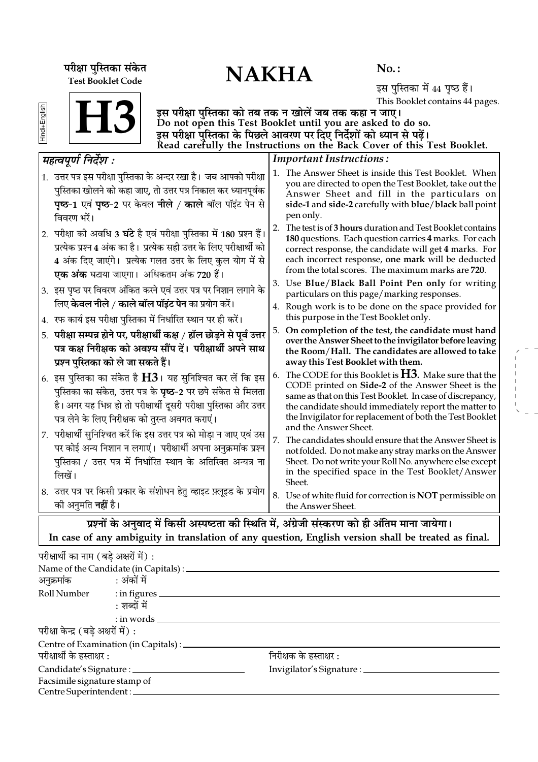परीक्षा पुस्तिका संकेत
**Test Booklet Code**

# H3

# NAKHA

**No. :**

इस पुस्तिका में 44 पृष्ठ हैं।
This Booklet contains 44 pages.

Hindi+English

**इस परीक्षा पुस्तिका को तब तक न खोलें जब तक कहा न जाए।**
**Do not open this Test Booklet until you are asked to do so.**
**इस परीक्षा पुस्तिका के पिछले आवरण पर दिए निर्देशों को ध्यान से पढ़ें।**
**Read carefully the Instructions on the Back Cover of this Test Booklet.**

## *महत्वपूर्ण निर्देश :*

1. उत्तर पत्र इस परीक्षा पुस्तिका के अन्दर रखा है। जब आपको परीक्षा पुस्तिका खोलने को कहा जाए, तो उत्तर पत्र निकाल कर ध्यानपूर्वक **पृष्ठ-1** एवं **पृष्ठ-2** पर केवल **नीले** / **काले** बॉल पॉइंट पेन से विवरण भरें।
2. परीक्षा की अवधि **3 घंटे** है एवं परीक्षा पुस्तिका में **180** प्रश्न हैं। प्रत्येक प्रश्न **4** अंक का है। प्रत्येक सही उत्तर के लिए परीक्षार्थी को **4** अंक दिए जाएंगे। प्रत्येक गलत उत्तर के लिए कुल योग में से **एक अंक** घटाया जाएगा। अधिकतम अंक **720** हैं।
3. इस पृष्ठ पर विवरण अंकित करने एवं उत्तर पत्र पर निशान लगाने के लिए **केवल नीले** / **काले बॉल पॉइंट पेन** का प्रयोग करें।
4. रफ कार्य इस परीक्षा पुस्तिका में निर्धारित स्थान पर ही करें।
5. **परीक्षा सम्पन्न होने पर, परीक्षार्थी कक्ष / हॉल छोड़ने से पूर्व उत्तर पत्र कक्ष निरीक्षक को अवश्य सौंप दें। परीक्षार्थी अपने साथ प्रश्न पुस्तिका को ले जा सकते हैं।**
6. इस पुस्तिका का संकेत है **H3**। यह सुनिश्चित कर लें कि इस पुस्तिका का संकेत, उत्तर पत्र के **पृष्ठ-2** पर छपे संकेत से मिलता है। अगर यह भिन्न हो तो परीक्षार्थी दूसरी परीक्षा पुस्तिका और उत्तर पत्र लेने के लिए निरीक्षक को तुरन्त अवगत कराएं।
7. परीक्षार्थी सुनिश्चित करें कि इस उत्तर पत्र को मोड़ा न जाए एवं उस पर कोई अन्य निशान न लगाएं। परीक्षार्थी अपना अनुक्रमांक प्रश्न पुस्तिका / उत्तर पत्र में निर्धारित स्थान के अतिरिक्त अन्यत्र ना लिखें।
8. उत्तर पत्र पर किसी प्रकार के संशोधन हेतु व्हाइट फ़्लूइड के प्रयोग की अनुमति **नहीं** है।

## *Important Instructions :*

1. The Answer Sheet is inside this Test Booklet. When you are directed to open the Test Booklet, take out the Answer Sheet and fill in the particulars on **side-1** and **side-2** carefully with **blue**/**black** ball point pen only.
2. The test is of **3 hours** duration and Test Booklet contains **180** questions. Each question carries **4** marks. For each correct response, the candidate will get **4** marks. For each incorrect response, **one mark** will be deducted from the total scores. The maximum marks are **720**.
3. Use **Blue/Black Ball Point Pen only** for writing particulars on this page/marking responses.
4. Rough work is to be done on the space provided for this purpose in the Test Booklet only.
5. **On completion of the test, the candidate must hand over the Answer Sheet to the invigilator before leaving the Room/Hall. The candidates are allowed to take away this Test Booklet with them.**
6. The CODE for this Booklet is **H3**. Make sure that the CODE printed on **Side-2** of the Answer Sheet is the same as that on this Test Booklet. In case of discrepancy, the candidate should immediately report the matter to the Invigilator for replacement of both the Test Booklet and the Answer Sheet.
7. The candidates should ensure that the Answer Sheet is not folded. Do not make any stray marks on the Answer Sheet. Do not write your Roll No. anywhere else except in the specified space in the Test Booklet/Answer Sheet.
8. Use of white fluid for correction is **NOT** permissible on the Answer Sheet.

**प्रश्नों के अनुवाद में किसी अस्पष्टता की स्थिति में, अंग्रेजी संस्करण को ही अंतिम माना जायेगा।**
**In case of any ambiguity in translation of any question, English version shall be treated as final.**

परीक्षार्थी का नाम (बड़े अक्षरों में) :
Name of the Candidate (in Capitals) : ______________________

अनुक्रमांक : अंकों में
Roll Number : in figures ______________________
: शब्दों में
: in words ______________________

परीक्षा केन्द्र (बड़े अक्षरों में) :
Centre of Examination (in Capitals) : ______________________

परीक्षार्थी के हस्ताक्षर :
Candidate's Signature : ______________________

निरीक्षक के हस्ताक्षर :
Invigilator's Signature : ______________________

Facsimile signature stamp of
Centre Superintendent : ______________________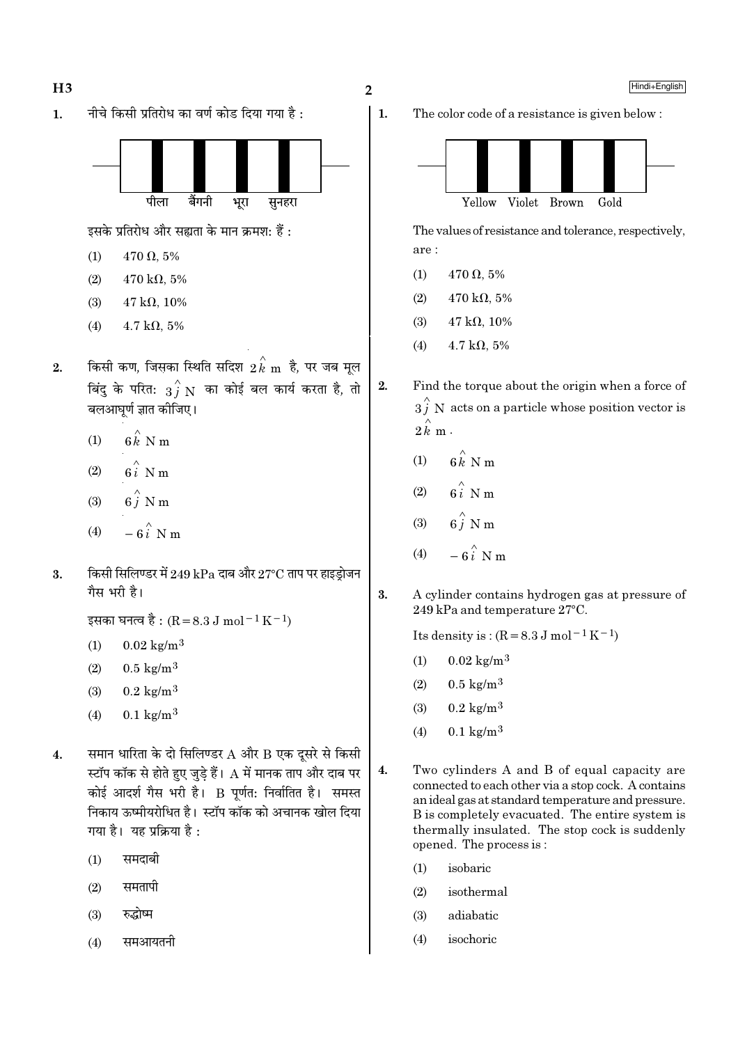1. नीचे किसी प्रतिरोध का वर्ण कोड दिया गया है :

पीला बैंगनी भूरा सुनहरा

इसके प्रतिरोध और सह्यता के मान क्रमश: हैं :

(1) 470 Ω, 5%

(2) 470 kΩ, 5%

(3) 47 kΩ, 10%

(4) 4.7 kΩ, 5%

2. किसी कण, जिसका स्थिति सदिश $2\hat{k}$ m है, पर जब मूल बिंदु के परित: $3\hat{j}$ N का कोई बल कार्य करता है, तो बलआघूर्ण ज्ञात कीजिए।

(1) $6\hat{k}$ N m

(2) $6\hat{i}$ N m

(3) $6\hat{j}$ N m

(4) $-6\hat{i}$ N m

3. किसी सिलिण्डर में 249 kPa दाब और 27°C ताप पर हाइड्रोजन गैस भरी है।

इसका घनत्व है : ($R = 8.3\ J\ mol^{-1}\ K^{-1}$)

(1) 0.02 kg/m$^3$

(2) 0.5 kg/m$^3$

(3) 0.2 kg/m$^3$

(4) 0.1 kg/m$^3$

4. समान धारिता के दो सिलिण्डर A और B एक दूसरे से किसी स्टॉप कॉक से होते हुए जुड़े हैं। A में मानक ताप और दाब पर कोई आदर्श गैस भरी है। B पूर्णत: निर्वातित है। समस्त निकाय ऊष्मीयरोधित है। स्टॉप कॉक को अचानक खोल दिया गया है। यह प्रक्रिया है :

(1) समदाबी

(2) समतापी

(3) रुद्धोष्म

(4) समआयतनी

1. The color code of a resistance is given below :

Yellow Violet Brown Gold

The values of resistance and tolerance, respectively, are :

(1) 470 Ω, 5%

(2) 470 kΩ, 5%

(3) 47 kΩ, 10%

(4) 4.7 kΩ, 5%

2. Find the torque about the origin when a force of $3\hat{j}$ N acts on a particle whose position vector is $2\hat{k}$ m.

(1) $6\hat{k}$ N m

(2) $6\hat{i}$ N m

(3) $6\hat{j}$ N m

(4) $-6\hat{i}$ N m

3. A cylinder contains hydrogen gas at pressure of 249 kPa and temperature 27°C.

Its density is : ($R = 8.3\ J\ mol^{-1}\ K^{-1}$)

(1) 0.02 kg/m$^3$

(2) 0.5 kg/m$^3$

(3) 0.2 kg/m$^3$

(4) 0.1 kg/m$^3$

4. Two cylinders A and B of equal capacity are connected to each other via a stop cock. A contains an ideal gas at standard temperature and pressure. B is completely evacuated. The entire system is thermally insulated. The stop cock is suddenly opened. The process is :

(1) isobaric

(2) isothermal

(3) adiabatic

(4) isochoric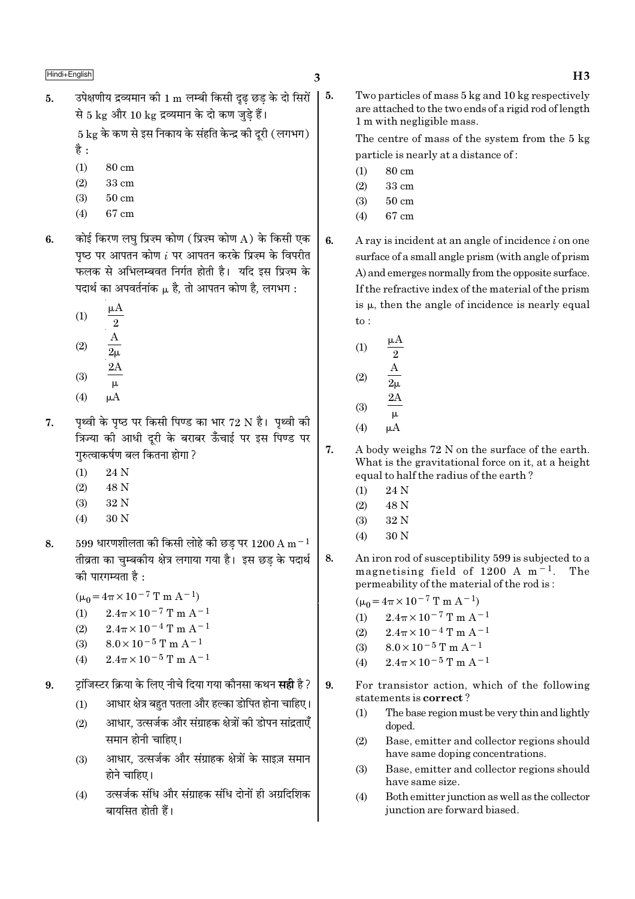5. उपेक्षणीय द्रव्यमान की 1 m लम्बी किसी दृढ़ छड़ के दो सिरों से 5 kg और 10 kg द्रव्यमान के दो कण जुड़े हैं।

5 kg के कण से इस निकाय के संहति केन्द्र की दूरी (लगभग) है :

(1) 80 cm
(2) 33 cm
(3) 50 cm
(4) 67 cm

6. कोई किरण लघु प्रिज़्म कोण (प्रिज़्म कोण A) के किसी एक पृष्ठ पर आपतन कोण $i$ पर आपतन करके प्रिज़्म के विपरीत फलक से अभिलम्बवत निर्गत होती है। यदि इस प्रिज़्म के पदार्थ का अपवर्तनांक $\mu$ है, तो आपतन कोण है, लगभग :

(1) $\frac{\mu A}{2}$
(2) $\frac{A}{2\mu}$
(3) $\frac{2A}{\mu}$
(4) $\mu A$

7. पृथ्वी के पृष्ठ पर किसी पिण्ड का भार 72 N है। पृथ्वी की त्रिज्या की आधी दूरी के बराबर ऊँचाई पर इस पिण्ड पर गुरुत्वाकर्षण बल कितना होगा ?

(1) 24 N
(2) 48 N
(3) 32 N
(4) 30 N

8. 599 धारणशीलता की किसी लोहे की छड़ पर $1200 \text{ A m}^{-1}$ तीव्रता का चुम्बकीय क्षेत्र लगाया गया है। इस छड़ के पदार्थ की पारगम्यता है :

$(\mu_0 = 4\pi \times 10^{-7} \text{ T m A}^{-1})$

(1) $2.4\pi \times 10^{-7} \text{ T m A}^{-1}$
(2) $2.4\pi \times 10^{-4} \text{ T m A}^{-1}$
(3) $8.0 \times 10^{-5} \text{ T m A}^{-1}$
(4) $2.4\pi \times 10^{-5} \text{ T m A}^{-1}$

9. ट्रांजिस्टर क्रिया के लिए नीचे दिया गया कौनसा कथन **सही** है ?

(1) आधार क्षेत्र बहुत पतला और हल्का डोपित होना चाहिए।
(2) आधार, उत्सर्जक और संग्राहक क्षेत्रों की डोपन सांद्रताएँ समान होनी चाहिए।
(3) आधार, उत्सर्जक और संग्राहक क्षेत्रों के साइज़ समान होने चाहिए।
(4) उत्सर्जक संधि और संग्राहक संधि दोनों ही अग्रदिशिक बायसित होती हैं।

5. Two particles of mass 5 kg and 10 kg respectively are attached to the two ends of a rigid rod of length 1 m with negligible mass.

The centre of mass of the system from the 5 kg particle is nearly at a distance of :

(1) 80 cm
(2) 33 cm
(3) 50 cm
(4) 67 cm

6. A ray is incident at an angle of incidence $i$ on one surface of a small angle prism (with angle of prism A) and emerges normally from the opposite surface. If the refractive index of the material of the prism is $\mu$, then the angle of incidence is nearly equal to :

(1) $\frac{\mu A}{2}$
(2) $\frac{A}{2\mu}$
(3) $\frac{2A}{\mu}$
(4) $\mu A$

7. A body weighs 72 N on the surface of the earth. What is the gravitational force on it, at a height equal to half the radius of the earth ?

(1) 24 N
(2) 48 N
(3) 32 N
(4) 30 N

8. An iron rod of susceptibility 599 is subjected to a magnetising field of $1200 \text{ A m}^{-1}$. The permeability of the material of the rod is :

$(\mu_0 = 4\pi \times 10^{-7} \text{ T m A}^{-1})$

(1) $2.4\pi \times 10^{-7} \text{ T m A}^{-1}$
(2) $2.4\pi \times 10^{-4} \text{ T m A}^{-1}$
(3) $8.0 \times 10^{-5} \text{ T m A}^{-1}$
(4) $2.4\pi \times 10^{-5} \text{ T m A}^{-1}$

9. For transistor action, which of the following statements is **correct** ?

(1) The base region must be very thin and lightly doped.
(2) Base, emitter and collector regions should have same doping concentrations.
(3) Base, emitter and collector regions should have same size.
(4) Both emitter junction as well as the collector junction are forward biased.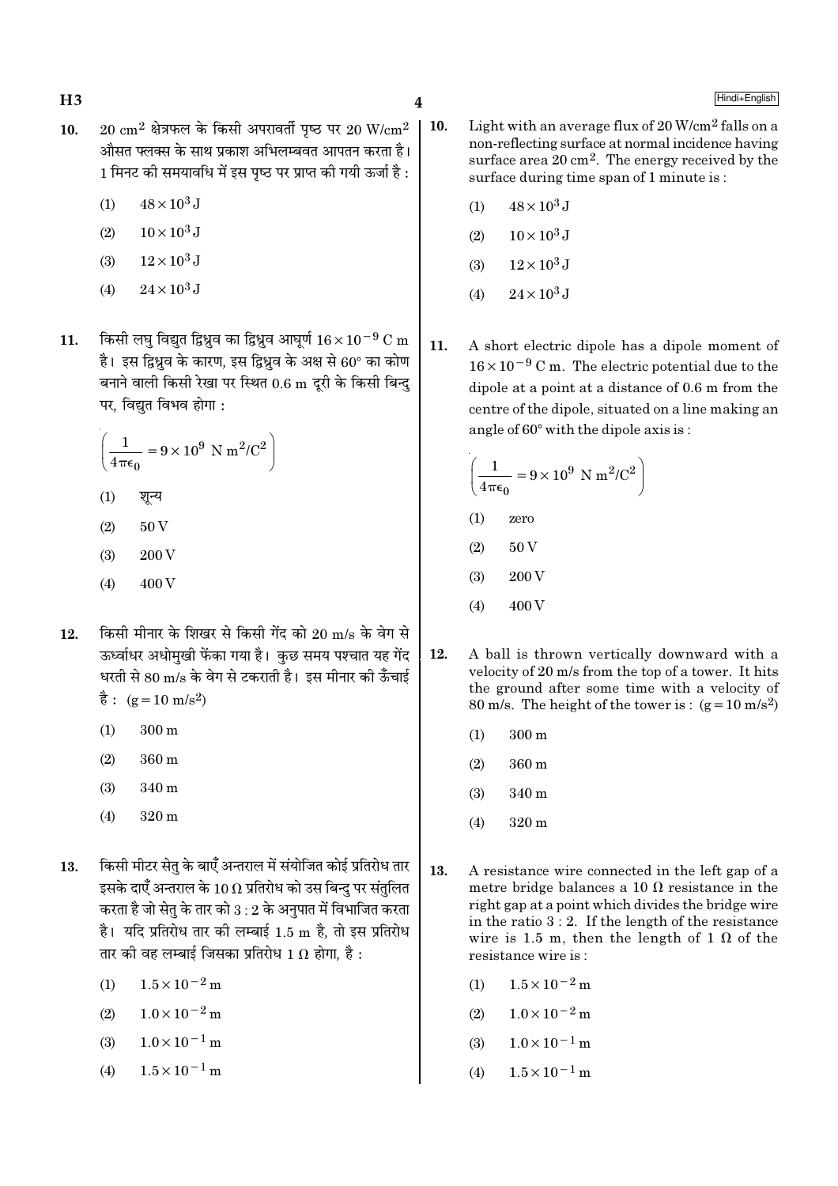10. $20\ cm^2$ क्षेत्रफल के किसी अपरावर्ती पृष्ठ पर $20\ W/cm^2$ औसत फ्लक्स के साथ प्रकाश अभिलम्बवत आपतन करता है। 1 मिनट की समयावधि में इस पृष्ठ पर प्राप्त की गयी ऊर्जा है :

    (1) $48 \times 10^3\ J$

    (2) $10 \times 10^3\ J$

    (3) $12 \times 10^3\ J$

    (4) $24 \times 10^3\ J$

11. किसी लघु विद्युत द्विध्रुव का द्विध्रुव आघूर्ण $16 \times 10^{-9}\ C\ m$ है। इस द्विध्रुव के कारण, इस द्विध्रुव के अक्ष से $60°$ का कोण बनाने वाली किसी रेखा पर स्थित $0.6\ m$ दूरी के किसी बिन्दु पर, विद्युत विभव होगा :

    $$\left(\frac{1}{4\pi\epsilon_0} = 9 \times 10^9\ N\ m^2/C^2\right)$$

    (1) शून्य

    (2) 50 V

    (3) 200 V

    (4) 400 V

12. किसी मीनार के शिखर से किसी गेंद को 20 m/s के वेग से ऊर्ध्वाधर अधोमुखी फेंका गया है। कुछ समय पश्चात यह गेंद धरती से 80 m/s के वेग से टकराती है। इस मीनार की ऊँचाई है : $(g = 10\ m/s^2)$

    (1) 300 m

    (2) 360 m

    (3) 340 m

    (4) 320 m

13. किसी मीटर सेतु के बाएँ अन्तराल में संयोजित कोई प्रतिरोध तार इसके दाएँ अन्तराल के $10\ \Omega$ प्रतिरोध को उस बिन्दु पर संतुलित करता है जो सेतु के तार को 3 : 2 के अनुपात में विभाजित करता है। यदि प्रतिरोध तार की लम्बाई 1.5 m है, तो इस प्रतिरोध तार की वह लम्बाई जिसका प्रतिरोध $1\ \Omega$ होगा, है :

    (1) $1.5 \times 10^{-2}\ m$

    (2) $1.0 \times 10^{-2}\ m$

    (3) $1.0 \times 10^{-1}\ m$

    (4) $1.5 \times 10^{-1}\ m$

10. Light with an average flux of $20\ W/cm^2$ falls on a non-reflecting surface at normal incidence having surface area $20\ cm^2$. The energy received by the surface during time span of 1 minute is :

    (1) $48 \times 10^3\ J$

    (2) $10 \times 10^3\ J$

    (3) $12 \times 10^3\ J$

    (4) $24 \times 10^3\ J$

11. A short electric dipole has a dipole moment of $16 \times 10^{-9}\ C\ m$. The electric potential due to the dipole at a point at a distance of 0.6 m from the centre of the dipole, situated on a line making an angle of $60°$ with the dipole axis is :

    $$\left(\frac{1}{4\pi\epsilon_0} = 9 \times 10^9\ N\ m^2/C^2\right)$$

    (1) zero

    (2) 50 V

    (3) 200 V

    (4) 400 V

12. A ball is thrown vertically downward with a velocity of 20 m/s from the top of a tower. It hits the ground after some time with a velocity of 80 m/s. The height of the tower is : $(g = 10\ m/s^2)$

    (1) 300 m

    (2) 360 m

    (3) 340 m

    (4) 320 m

13. A resistance wire connected in the left gap of a metre bridge balances a $10\ \Omega$ resistance in the right gap at a point which divides the bridge wire in the ratio 3 : 2. If the length of the resistance wire is 1.5 m, then the length of $1\ \Omega$ of the resistance wire is :

    (1) $1.5 \times 10^{-2}\ m$

    (2) $1.0 \times 10^{-2}\ m$

    (3) $1.0 \times 10^{-1}\ m$

    (4) $1.5 \times 10^{-1}\ m$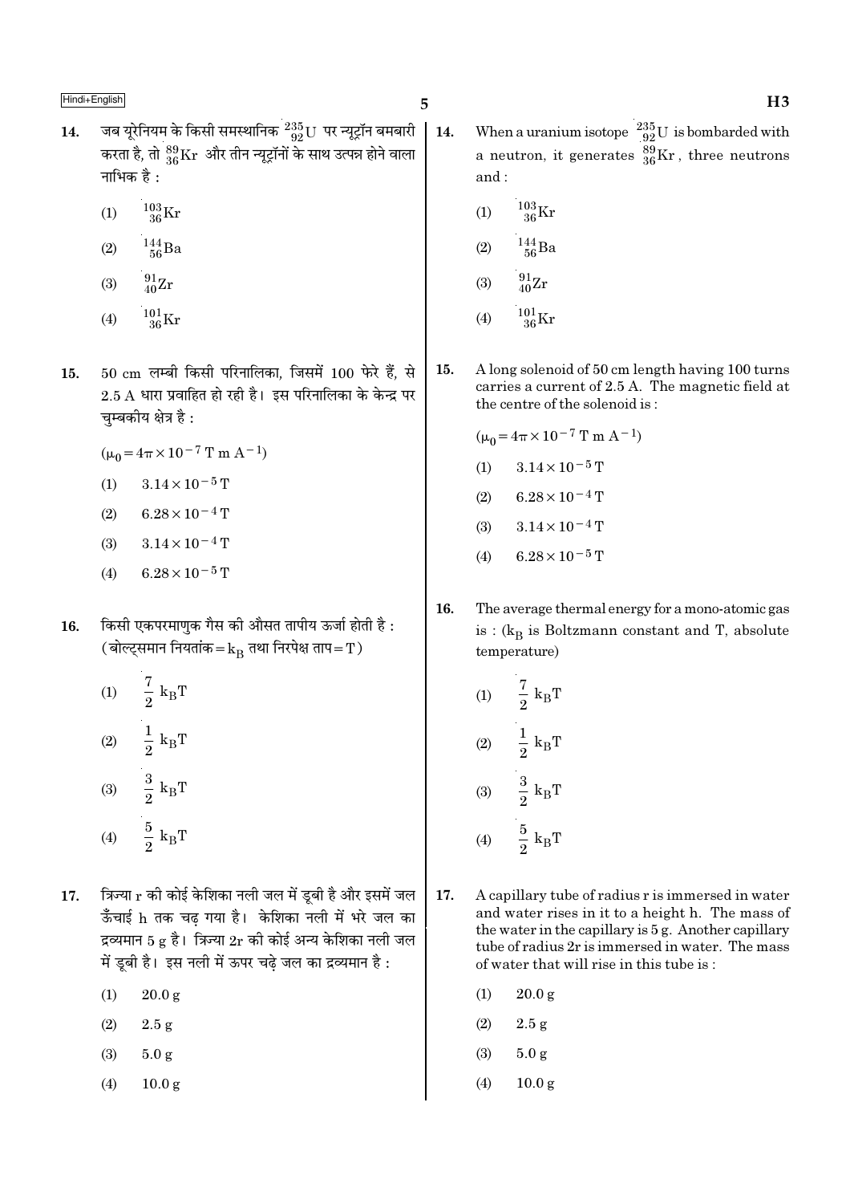14. जब यूरेनियम के किसी समस्थानिक $^{235}_{92}U$ पर न्यूट्रॉन बमबारी करता है, तो $^{89}_{36}Kr$ और तीन न्यूट्रॉनों के साथ उत्पन्न होने वाला नाभिक है :

(1) $^{103}_{36}Kr$

(2) $^{144}_{56}Ba$

(3) $^{91}_{40}Zr$

(4) $^{101}_{36}Kr$

15. 50 cm लम्बी किसी परिनालिका, जिसमें 100 फेरे हैं, से 2.5 A धारा प्रवाहित हो रही है। इस परिनालिका के केन्द्र पर चुम्बकीय क्षेत्र है :

$(\mu_0 = 4\pi \times 10^{-7}$ T m $A^{-1})$

(1) $3.14 \times 10^{-5}$ T

(2) $6.28 \times 10^{-4}$ T

(3) $3.14 \times 10^{-4}$ T

(4) $6.28 \times 10^{-5}$ T

16. किसी एकपरमाणुक गैस की औसत तापीय ऊर्जा होती है : (बोल्ट्समान नियतांक $= k_B$ तथा निरपेक्ष ताप $= T$)

(1) $\frac{7}{2} k_BT$

(2) $\frac{1}{2} k_BT$

(3) $\frac{3}{2} k_BT$

(4) $\frac{5}{2} k_BT$

17. त्रिज्या r की कोई केशिका नली जल में डूबी है और इसमें जल ऊँचाई h तक चढ़ गया है। केशिका नली में भरे जल का द्रव्यमान 5 g है। त्रिज्या 2r की कोई अन्य केशिका नली जल में डूबी है। इस नली में ऊपर चढ़े जल का द्रव्यमान है :

(1) 20.0 g

(2) 2.5 g

(3) 5.0 g

(4) 10.0 g

14. When a uranium isotope $^{235}_{92}U$ is bombarded with a neutron, it generates $^{89}_{36}Kr$, three neutrons and :

(1) $^{103}_{36}Kr$

(2) $^{144}_{56}Ba$

(3) $^{91}_{40}Zr$

(4) $^{101}_{36}Kr$

15. A long solenoid of 50 cm length having 100 turns carries a current of 2.5 A. The magnetic field at the centre of the solenoid is :

$(\mu_0 = 4\pi \times 10^{-7}$ T m $A^{-1})$

(1) $3.14 \times 10^{-5}$ T

(2) $6.28 \times 10^{-4}$ T

(3) $3.14 \times 10^{-4}$ T

(4) $6.28 \times 10^{-5}$ T

16. The average thermal energy for a mono-atomic gas is : ($k_B$ is Boltzmann constant and T, absolute temperature)

(1) $\frac{7}{2} k_BT$

(2) $\frac{1}{2} k_BT$

(3) $\frac{3}{2} k_BT$

(4) $\frac{5}{2} k_BT$

17. A capillary tube of radius r is immersed in water and water rises in it to a height h. The mass of the water in the capillary is 5 g. Another capillary tube of radius 2r is immersed in water. The mass of water that will rise in this tube is :

(1) 20.0 g

(2) 2.5 g

(3) 5.0 g

(4) 10.0 g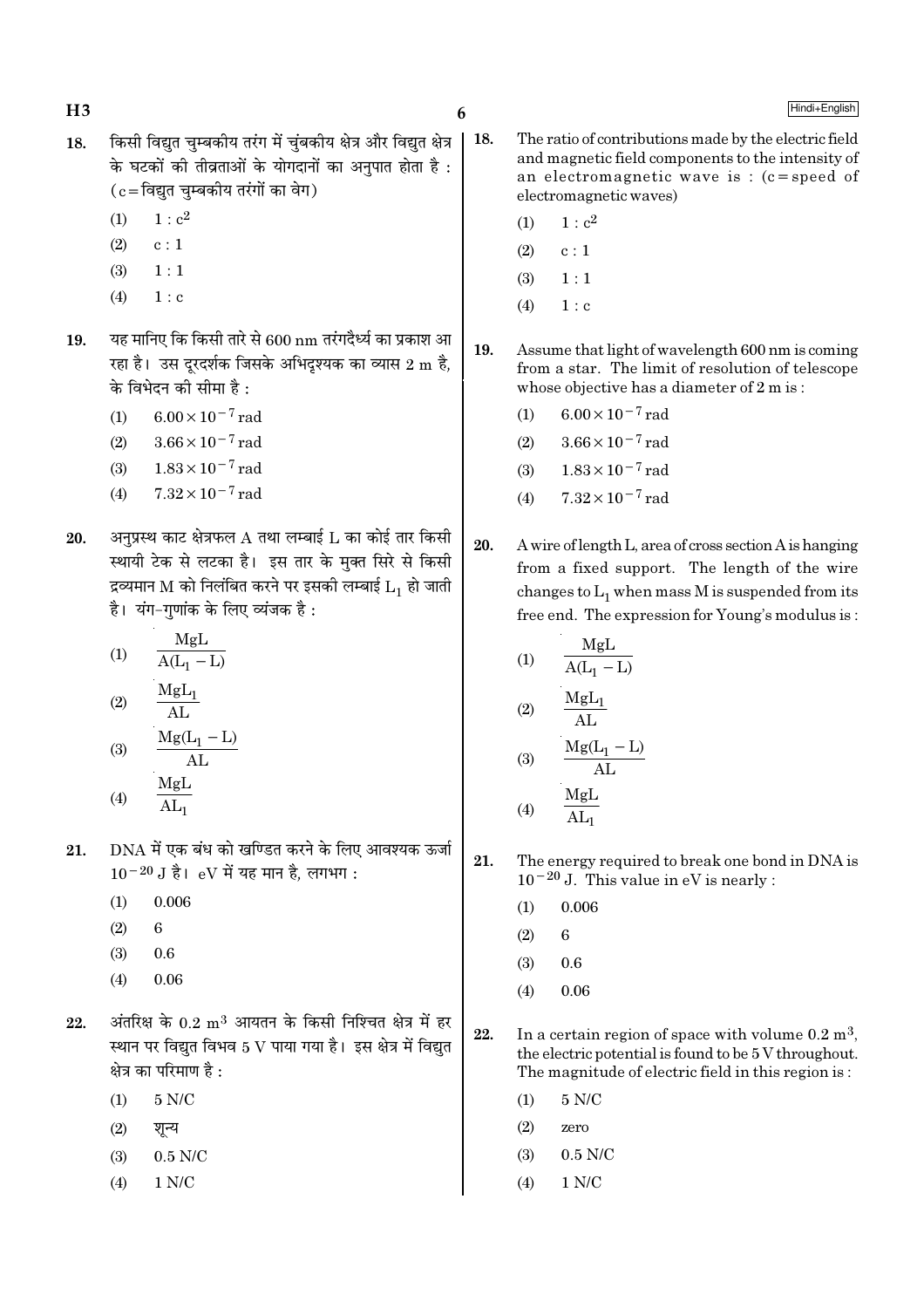18. किसी विद्युत चुम्बकीय तरंग में चुंबकीय क्षेत्र और विद्युत क्षेत्र के घटकों की तीव्रताओं के योगदानों का अनुपात होता है : (c = विद्युत चुम्बकीय तरंगों का वेग)

   (1) $1 : c^2$
   (2) $c : 1$
   (3) $1 : 1$
   (4) $1 : c$

19. यह मानिए कि किसी तारे से 600 nm तरंगदैर्ध्य का प्रकाश आ रहा है। उस दूरदर्शक जिसके अभिदृश्यक का व्यास 2 m है, के विभेदन की सीमा है :

   (1) $6.00 \times 10^{-7}$ rad
   (2) $3.66 \times 10^{-7}$ rad
   (3) $1.83 \times 10^{-7}$ rad
   (4) $7.32 \times 10^{-7}$ rad

20. अनुप्रस्थ काट क्षेत्रफल A तथा लम्बाई L का कोई तार किसी स्थायी टेक से लटका है। इस तार के मुक्त सिरे से किसी द्रव्यमान M को निलंबित करने पर इसकी लम्बाई $L_1$ हो जाती है। यंग-गुणांक के लिए व्यंजक है :

   (1) $\frac{MgL}{A(L_1 - L)}$
   (2) $\frac{MgL_1}{AL}$
   (3) $\frac{Mg(L_1 - L)}{AL}$
   (4) $\frac{MgL}{AL_1}$

21. DNA में एक बंध को खण्डित करने के लिए आवश्यक ऊर्जा $10^{-20}$ J है। eV में यह मान है, लगभग :

   (1) 0.006
   (2) 6
   (3) 0.6
   (4) 0.06

22. अंतरिक्ष के 0.2 $m^3$ आयतन के किसी निश्चित क्षेत्र में हर स्थान पर विद्युत विभव 5 V पाया गया है। इस क्षेत्र में विद्युत क्षेत्र का परिमाण है :

   (1) 5 N/C
   (2) शून्य
   (3) 0.5 N/C
   (4) 1 N/C

18. The ratio of contributions made by the electric field and magnetic field components to the intensity of an electromagnetic wave is : (c = speed of electromagnetic waves)

   (1) $1 : c^2$
   (2) $c : 1$
   (3) $1 : 1$
   (4) $1 : c$

19. Assume that light of wavelength 600 nm is coming from a star. The limit of resolution of telescope whose objective has a diameter of 2 m is :

   (1) $6.00 \times 10^{-7}$ rad
   (2) $3.66 \times 10^{-7}$ rad
   (3) $1.83 \times 10^{-7}$ rad
   (4) $7.32 \times 10^{-7}$ rad

20. A wire of length L, area of cross section A is hanging from a fixed support. The length of the wire changes to $L_1$ when mass M is suspended from its free end. The expression for Young's modulus is :

   (1) $\frac{MgL}{A(L_1 - L)}$
   (2) $\frac{MgL_1}{AL}$
   (3) $\frac{Mg(L_1 - L)}{AL}$
   (4) $\frac{MgL}{AL_1}$

21. The energy required to break one bond in DNA is $10^{-20}$ J. This value in eV is nearly :

   (1) 0.006
   (2) 6
   (3) 0.6
   (4) 0.06

22. In a certain region of space with volume 0.2 $m^3$, the electric potential is found to be 5 V throughout. The magnitude of electric field in this region is :

   (1) 5 N/C
   (2) zero
   (3) 0.5 N/C
   (4) 1 N/C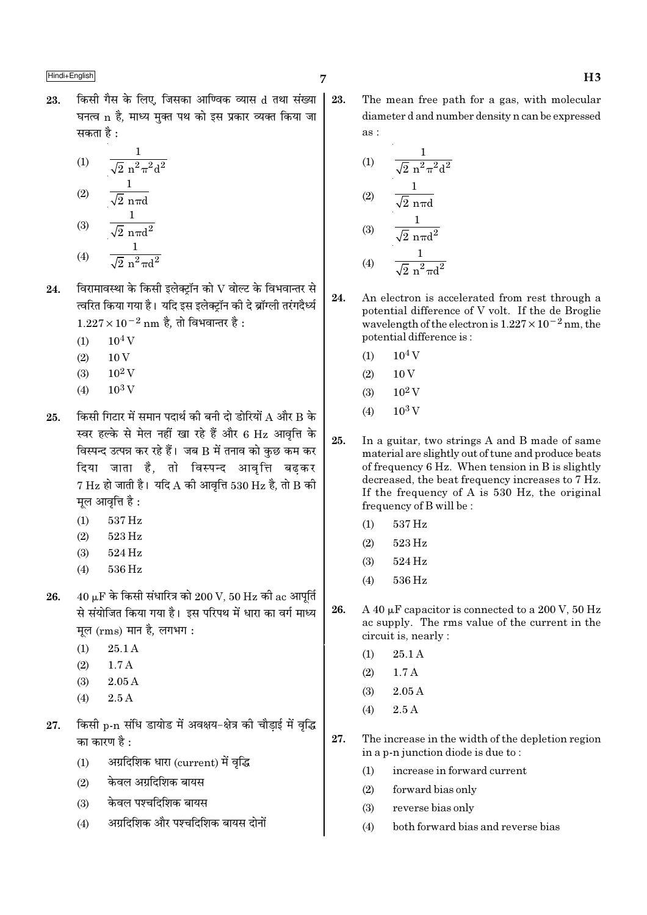23. किसी गैस के लिए, जिसका आण्विक व्यास d तथा संख्या घनत्व n है, माध्य मुक्त पथ को इस प्रकार व्यक्त किया जा सकता है :

(1) $\frac{1}{\sqrt{2}\, n^2 \pi^2 d^2}$

(2) $\frac{1}{\sqrt{2}\, n \pi d}$

(3) $\frac{1}{\sqrt{2}\, n \pi d^2}$

(4) $\frac{1}{\sqrt{2}\, n^2 \pi d^2}$

24. विरामावस्था के किसी इलेक्ट्रॉन को V वोल्ट के विभवान्तर से त्वरित किया गया है। यदि इस इलेक्ट्रॉन की दे ब्रॉग्ली तरंगदैर्ध्य $1.227 \times 10^{-2}$ nm है, तो विभवान्तर है :

(1) $10^4$ V

(2) 10 V

(3) $10^2$ V

(4) $10^3$ V

25. किसी गिटार में समान पदार्थ की बनी दो डोरियों A और B के स्वर हल्के से मेल नहीं खा रहे हैं और 6 Hz आवृत्ति के विस्पन्द उत्पन्न कर रहे हैं। जब B में तनाव को कुछ कम कर दिया जाता है, तो विस्पन्द आवृत्ति बढ़कर 7 Hz हो जाती है। यदि A की आवृत्ति 530 Hz है, तो B की मूल आवृत्ति है :

(1) 537 Hz

(2) 523 Hz

(3) 524 Hz

(4) 536 Hz

26. 40 μF के किसी संधारित्र को 200 V, 50 Hz की ac आपूर्ति से संयोजित किया गया है। इस परिपथ में धारा का वर्ग माध्य मूल (rms) मान है, लगभग :

(1) 25.1 A

(2) 1.7 A

(3) 2.05 A

(4) 2.5 A

27. किसी p-n संधि डायोड में अवक्षय-क्षेत्र की चौड़ाई में वृद्धि का कारण है :

(1) अग्रदिशिक धारा (current) में वृद्धि

(2) केवल अग्रदिशिक बायस

(3) केवल पश्चदिशिक बायस

(4) अग्रदिशिक और पश्चदिशिक बायस दोनों

23. The mean free path for a gas, with molecular diameter d and number density n can be expressed as :

(1) $\frac{1}{\sqrt{2}\, n^2 \pi^2 d^2}$

(2) $\frac{1}{\sqrt{2}\, n \pi d}$

(3) $\frac{1}{\sqrt{2}\, n \pi d^2}$

(4) $\frac{1}{\sqrt{2}\, n^2 \pi d^2}$

24. An electron is accelerated from rest through a potential difference of V volt. If the de Broglie wavelength of the electron is $1.227 \times 10^{-2}$ nm, the potential difference is :

(1) $10^4$ V

(2) 10 V

(3) $10^2$ V

(4) $10^3$ V

25. In a guitar, two strings A and B made of same material are slightly out of tune and produce beats of frequency 6 Hz. When tension in B is slightly decreased, the beat frequency increases to 7 Hz. If the frequency of A is 530 Hz, the original frequency of B will be :

(1) 537 Hz

(2) 523 Hz

(3) 524 Hz

(4) 536 Hz

26. A 40 μF capacitor is connected to a 200 V, 50 Hz ac supply. The rms value of the current in the circuit is, nearly :

(1) 25.1 A

(2) 1.7 A

(3) 2.05 A

(4) 2.5 A

27. The increase in the width of the depletion region in a p-n junction diode is due to :

(1) increase in forward current

(2) forward bias only

(3) reverse bias only

(4) both forward bias and reverse bias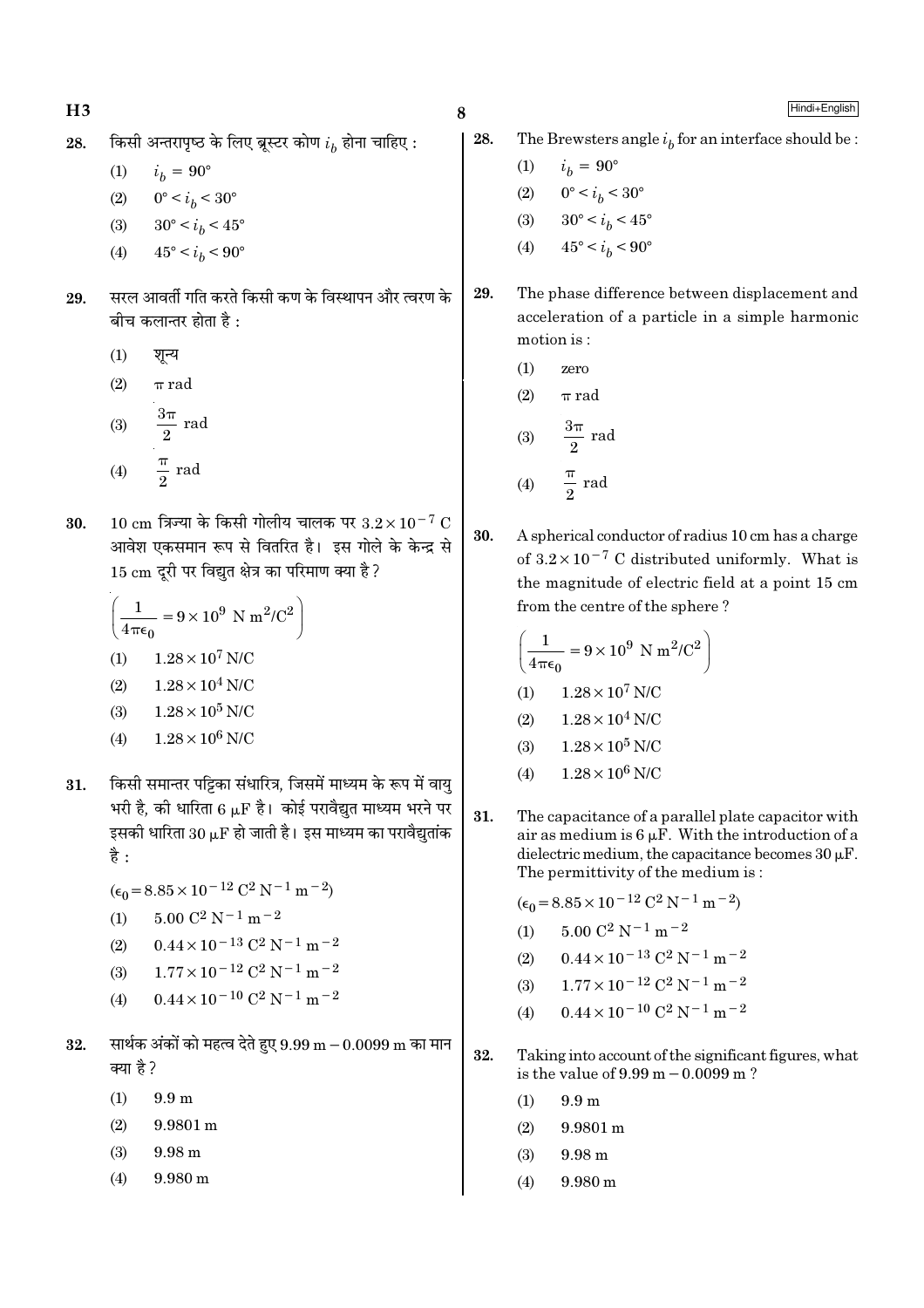28. किसी अन्तरापृष्ठ के लिए ब्रूस्टर कोण $i_b$ होना चाहिए :

(1) $i_b = 90°$

(2) $0° < i_b < 30°$

(3) $30° < i_b < 45°$

(4) $45° < i_b < 90°$

29. सरल आवर्ती गति करते किसी कण के विस्थापन और त्वरण के बीच कलान्तर होता है :

(1) शून्य

(2) $\pi$ rad

(3) $\frac{3\pi}{2}$ rad

(4) $\frac{\pi}{2}$ rad

30. 10 cm त्रिज्या के किसी गोलीय चालक पर $3.2 \times 10^{-7}$ C आवेश एकसमान रूप से वितरित है। इस गोले के केन्द्र से 15 cm दूरी पर विद्युत क्षेत्र का परिमाण क्या है?

$\left(\frac{1}{4\pi\epsilon_0} = 9 \times 10^9 \text{ N m}^2/\text{C}^2\right)$

(1) $1.28 \times 10^7$ N/C

(2) $1.28 \times 10^4$ N/C

(3) $1.28 \times 10^5$ N/C

(4) $1.28 \times 10^6$ N/C

31. किसी समान्तर पट्टिका संधारित्र, जिसमें माध्यम के रूप में वायु भरी है, की धारिता 6 $\mu$F है। कोई परावैद्युत माध्यम भरने पर इसकी धारिता 30 $\mu$F हो जाती है। इस माध्यम का परावैद्युतांक है :

$(\epsilon_0 = 8.85 \times 10^{-12} \text{ C}^2 \text{ N}^{-1} \text{ m}^{-2})$

(1) $5.00 \text{ C}^2 \text{ N}^{-1} \text{ m}^{-2}$

(2) $0.44 \times 10^{-13} \text{ C}^2 \text{ N}^{-1} \text{ m}^{-2}$

(3) $1.77 \times 10^{-12} \text{ C}^2 \text{ N}^{-1} \text{ m}^{-2}$

(4) $0.44 \times 10^{-10} \text{ C}^2 \text{ N}^{-1} \text{ m}^{-2}$

32. सार्थक अंकों को महत्व देते हुए 9.99 m − 0.0099 m का मान क्या है?

(1) 9.9 m

(2) 9.9801 m

(3) 9.98 m

(4) 9.980 m

28. The Brewsters angle $i_b$ for an interface should be :

(1) $i_b = 90°$

(2) $0° < i_b < 30°$

(3) $30° < i_b < 45°$

(4) $45° < i_b < 90°$

29. The phase difference between displacement and acceleration of a particle in a simple harmonic motion is :

(1) zero

(2) $\pi$ rad

(3) $\frac{3\pi}{2}$ rad

(4) $\frac{\pi}{2}$ rad

30. A spherical conductor of radius 10 cm has a charge of $3.2 \times 10^{-7}$ C distributed uniformly. What is the magnitude of electric field at a point 15 cm from the centre of the sphere?

$\left(\frac{1}{4\pi\epsilon_0} = 9 \times 10^9 \text{ N m}^2/\text{C}^2\right)$

(1) $1.28 \times 10^7$ N/C

(2) $1.28 \times 10^4$ N/C

(3) $1.28 \times 10^5$ N/C

(4) $1.28 \times 10^6$ N/C

31. The capacitance of a parallel plate capacitor with air as medium is 6 $\mu$F. With the introduction of a dielectric medium, the capacitance becomes 30 $\mu$F. The permittivity of the medium is :

$(\epsilon_0 = 8.85 \times 10^{-12} \text{ C}^2 \text{ N}^{-1} \text{ m}^{-2})$

(1) $5.00 \text{ C}^2 \text{ N}^{-1} \text{ m}^{-2}$

(2) $0.44 \times 10^{-13} \text{ C}^2 \text{ N}^{-1} \text{ m}^{-2}$

(3) $1.77 \times 10^{-12} \text{ C}^2 \text{ N}^{-1} \text{ m}^{-2}$

(4) $0.44 \times 10^{-10} \text{ C}^2 \text{ N}^{-1} \text{ m}^{-2}$

32. Taking into account of the significant figures, what is the value of 9.99 m − 0.0099 m?

(1) 9.9 m

(2) 9.9801 m

(3) 9.98 m

(4) 9.980 m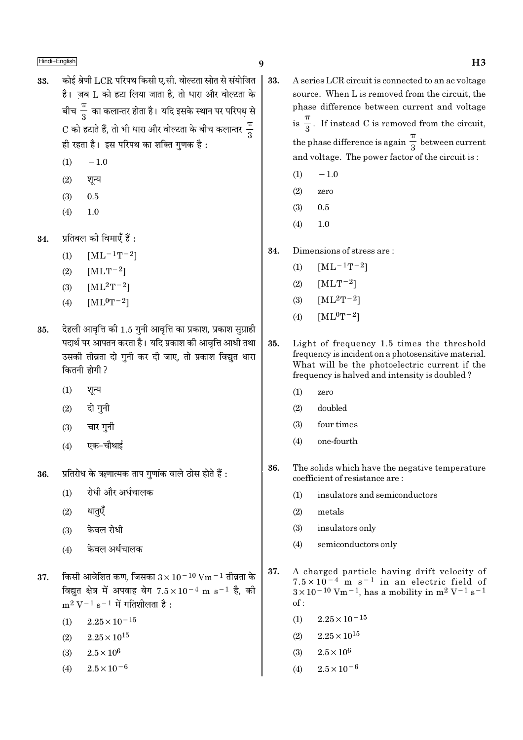33. कोई श्रेणी LCR परिपथ किसी ए.सी. वोल्टता स्रोत से संयोजित है। जब L को हटा लिया जाता है, तो धारा और वोल्टता के बीच $\frac{\pi}{3}$ का कलान्तर होता है। यदि इसके स्थान पर परिपथ से C को हटाते हैं, तो भी धारा और वोल्टता के बीच कलान्तर $\frac{\pi}{3}$ ही रहता है। इस परिपथ का शक्ति गुणक है :

(1) $-1.0$

(2) शून्य

(3) 0.5

(4) 1.0

34. प्रतिबल की विमाएँ हैं :

(1) $[ML^{-1}T^{-2}]$

(2) $[MLT^{-2}]$

(3) $[ML^{2}T^{-2}]$

(4) $[ML^{0}T^{-2}]$

35. देहली आवृत्ति की 1.5 गुनी आवृत्ति का प्रकाश, प्रकाश सुग्राही पदार्थ पर आपतन करता है। यदि प्रकाश की आवृत्ति आधी तथा उसकी तीव्रता दो गुनी कर दी जाए, तो प्रकाश विद्युत धारा कितनी होगी ?

(1) शून्य

(2) दो गुनी

(3) चार गुनी

(4) एक-चौथाई

36. प्रतिरोध के ऋणात्मक ताप गुणांक वाले ठोस होते हैं :

(1) रोधी और अर्धचालक

(2) धातुएँ

(3) केवल रोधी

(4) केवल अर्धचालक

37. किसी आवेशित कण, जिसका $3\times10^{-10}\ Vm^{-1}$ तीव्रता के विद्युत क्षेत्र में अपवाह वेग $7.5\times10^{-4}\ m\ s^{-1}$ है, की $m^2\ V^{-1}\ s^{-1}$ में गतिशीलता है :

(1) $2.25\times10^{-15}$

(2) $2.25\times10^{15}$

(3) $2.5\times10^{6}$

(4) $2.5\times10^{-6}$

33. A series LCR circuit is connected to an ac voltage source. When L is removed from the circuit, the phase difference between current and voltage is $\frac{\pi}{3}$. If instead C is removed from the circuit, the phase difference is again $\frac{\pi}{3}$ between current and voltage. The power factor of the circuit is :

(1) $-1.0$

(2) zero

(3) 0.5

(4) 1.0

34. Dimensions of stress are :

(1) $[ML^{-1}T^{-2}]$

(2) $[MLT^{-2}]$

(3) $[ML^{2}T^{-2}]$

(4) $[ML^{0}T^{-2}]$

35. Light of frequency 1.5 times the threshold frequency is incident on a photosensitive material. What will be the photoelectric current if the frequency is halved and intensity is doubled ?

(1) zero

(2) doubled

(3) four times

(4) one-fourth

36. The solids which have the negative temperature coefficient of resistance are :

(1) insulators and semiconductors

(2) metals

(3) insulators only

(4) semiconductors only

37. A charged particle having drift velocity of $7.5\times10^{-4}\ m\ s^{-1}$ in an electric field of $3\times10^{-10}\ Vm^{-1}$, has a mobility in $m^2\ V^{-1}\ s^{-1}$ of :

(1) $2.25\times10^{-15}$

(2) $2.25\times10^{15}$

(3) $2.5\times10^{6}$

(4) $2.5\times10^{-6}$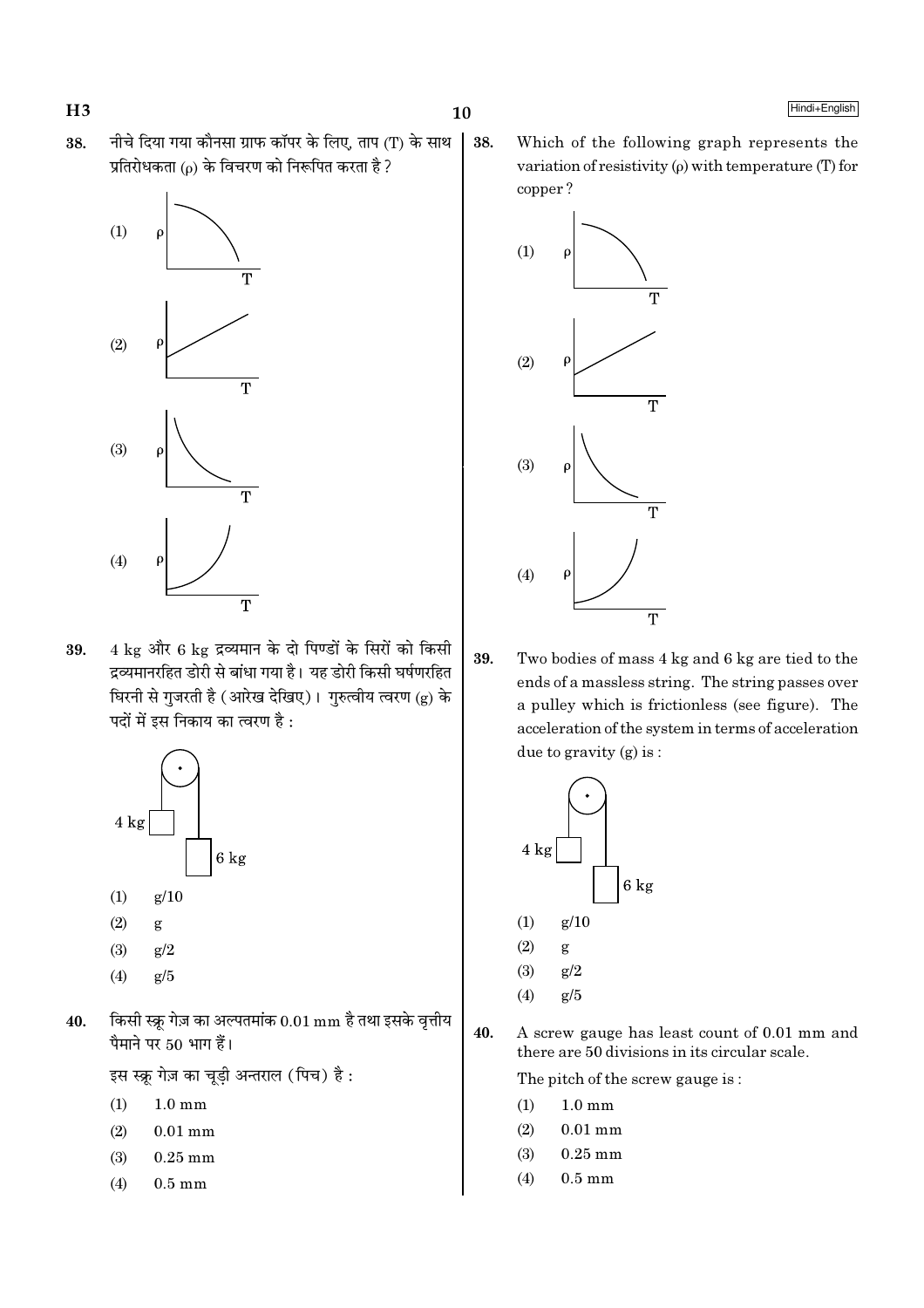38. नीचे दिया गया कौनसा ग्राफ कॉपर के लिए, ताप (T) के साथ प्रतिरोधकता (ρ) के विचरण को निरूपित करता है ?

(1)

(2)

(3)

(4)

39. 4 kg और 6 kg द्रव्यमान के दो पिण्डों के सिरों को किसी द्रव्यमानरहित डोरी से बांधा गया है। यह डोरी किसी घर्षणरहित घिरनी से गुजरती है (आरेख देखिए)। गुरुत्वीय त्वरण (g) के पदों में इस निकाय का त्वरण है :

(1) g/10

(2) g

(3) g/2

(4) g/5

40. किसी स्क्रू गेज़ का अल्पतमांक 0.01 mm है तथा इसके वृत्तीय पैमाने पर 50 भाग हैं।

इस स्क्रू गेज़ का चूड़ी अन्तराल (पिच) है :

(1) 1.0 mm

(2) 0.01 mm

(3) 0.25 mm

(4) 0.5 mm

38. Which of the following graph represents the variation of resistivity (ρ) with temperature (T) for copper ?

(1)

(2)

(3)

(4)

39. Two bodies of mass 4 kg and 6 kg are tied to the ends of a massless string. The string passes over a pulley which is frictionless (see figure). The acceleration of the system in terms of acceleration due to gravity (g) is :

(1) g/10

(2) g

(3) g/2

(4) g/5

40. A screw gauge has least count of 0.01 mm and there are 50 divisions in its circular scale.

The pitch of the screw gauge is :

(1) 1.0 mm

(2) 0.01 mm

(3) 0.25 mm

(4) 0.5 mm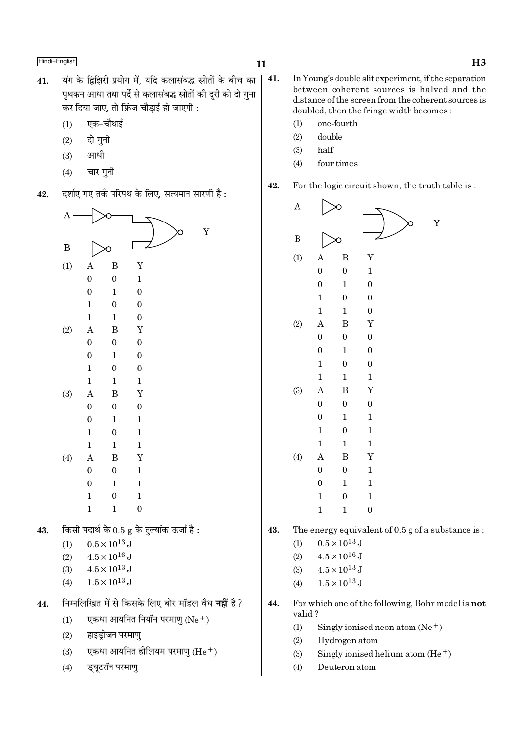41. यंग के द्विझिरी प्रयोग में, यदि कलासंबद्ध स्रोतों के बीच का पृथकन आधा तथा पर्दे से कलासंबद्ध स्रोतों की दूरी को दो गुना कर दिया जाए, तो फ्रिंज चौड़ाई हो जाएगी :

(1) एक-चौथाई
(2) दो गुनी
(3) आधी
(4) चार गुनी

42. दर्शाए गए तर्क परिपथ के लिए, सत्यमान सारणी है :

(1)

| A | B | Y |
|---|---|---|
| 0 | 0 | 1 |
| 0 | 1 | 0 |
| 1 | 0 | 0 |
| 1 | 1 | 0 |

(2)

| A | B | Y |
|---|---|---|
| 0 | 0 | 0 |
| 0 | 1 | 0 |
| 1 | 0 | 0 |
| 1 | 1 | 1 |

(3)

| A | B | Y |
|---|---|---|
| 0 | 0 | 0 |
| 0 | 1 | 1 |
| 1 | 0 | 1 |
| 1 | 1 | 1 |

(4)

| A | B | Y |
|---|---|---|
| 0 | 0 | 1 |
| 0 | 1 | 1 |
| 1 | 0 | 1 |
| 1 | 1 | 0 |

43. किसी पदार्थ के 0.5 g के तुल्यांक ऊर्जा है :

(1) $0.5 \times 10^{13}$ J
(2) $4.5 \times 10^{16}$ J
(3) $4.5 \times 10^{13}$ J
(4) $1.5 \times 10^{13}$ J

44. निम्नलिखित में से किसके लिए बोर मॉडल वैध **नहीं** है ?

(1) एकधा आयनित नियॉन परमाणु ($Ne^+$)
(2) हाइड्रोजन परमाणु
(3) एकधा आयनित हीलियम परमाणु ($He^+$)
(4) ड्यूटरॉन परमाणु

41. In Young's double slit experiment, if the separation between coherent sources is halved and the distance of the screen from the coherent sources is doubled, then the fringe width becomes :

(1) one-fourth
(2) double
(3) half
(4) four times

42. For the logic circuit shown, the truth table is :

(1)

| A | B | Y |
|---|---|---|
| 0 | 0 | 1 |
| 0 | 1 | 0 |
| 1 | 0 | 0 |
| 1 | 1 | 0 |

(2)

| A | B | Y |
|---|---|---|
| 0 | 0 | 0 |
| 0 | 1 | 0 |
| 1 | 0 | 0 |
| 1 | 1 | 1 |

(3)

| A | B | Y |
|---|---|---|
| 0 | 0 | 0 |
| 0 | 1 | 1 |
| 1 | 0 | 1 |
| 1 | 1 | 1 |

(4)

| A | B | Y |
|---|---|---|
| 0 | 0 | 1 |
| 0 | 1 | 1 |
| 1 | 0 | 1 |
| 1 | 1 | 0 |

43. The energy equivalent of 0.5 g of a substance is :

(1) $0.5 \times 10^{13}$ J
(2) $4.5 \times 10^{16}$ J
(3) $4.5 \times 10^{13}$ J
(4) $1.5 \times 10^{13}$ J

44. For which one of the following, Bohr model is **not** valid ?

(1) Singly ionised neon atom ($Ne^+$)
(2) Hydrogen atom
(3) Singly ionised helium atom ($He^+$)
(4) Deuteron atom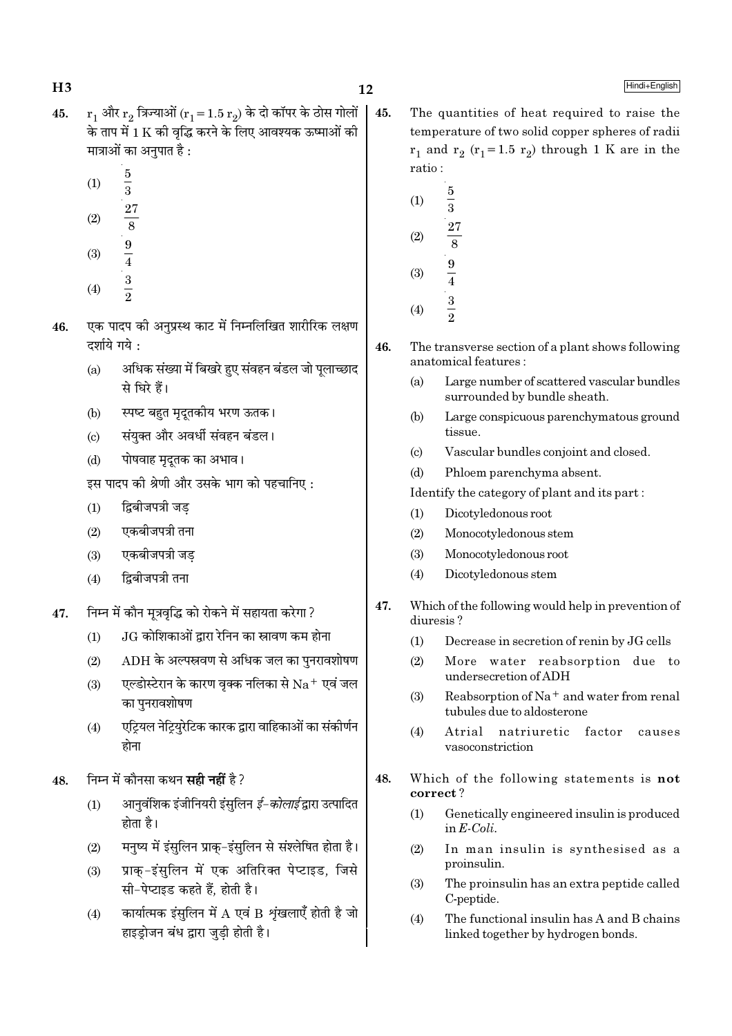45. $r_1$ और $r_2$ त्रिज्याओं ($r_1 = 1.5\ r_2$) के दो कॉपर के ठोस गोलों के ताप में 1 K की वृद्धि करने के लिए आवश्यक ऊष्माओं की मात्राओं का अनुपात है :

(1) $\frac{5}{3}$

(2) $\frac{27}{8}$

(3) $\frac{9}{4}$

(4) $\frac{3}{2}$

46. एक पादप की अनुप्रस्थ काट में निम्नलिखित शारीरिक लक्षण दर्शाये गये :

(a) अधिक संख्या में बिखरे हुए संवहन बंडल जो पूलाच्छाद से घिरे हैं।

(b) स्पष्ट बहुत मृदूतकीय भरण ऊतक।

(c) संयुक्त और अवर्धी संवहन बंडल।

(d) पोषवाह मृदूतक का अभाव।

इस पादप की श्रेणी और उसके भाग को पहचानिए :

(1) द्विबीजपत्री जड़

(2) एकबीजपत्री तना

(3) एकबीजपत्री जड़

(4) द्विबीजपत्री तना

47. निम्न में कौन मूत्रवृद्धि को रोकने में सहायता करेगा ?

(1) JG कोशिकाओं द्वारा रेनिन का स्रावण कम होना

(2) ADH के अल्पस्रवण से अधिक जल का पुनरावशोषण

(3) एल्डोस्टेरान के कारण वृक्क नलिका से $Na^+$ एवं जल का पुनरावशोषण

(4) एट्रियल नेट्रियुरेटिक कारक द्वारा वाहिकाओं का संकीर्णन होना

48. निम्न में कौनसा कथन **सही नहीं** है ?

(1) आनुवंशिक इंजीनियरी इंसुलिन *ई-कोलाई* द्वारा उत्पादित होता है।

(2) मनुष्य में इंसुलिन प्राक्-इंसुलिन से संश्लेषित होता है।

(3) प्राक्-इंसुलिन में एक अतिरिक्त पेप्टाइड, जिसे सी-पेप्टाइड कहते हैं, होती है।

(4) कार्यात्मक इंसुलिन में A एवं B शृंखलाएँ होती है जो हाइड्रोजन बंध द्वारा जुड़ी होती है।

45. The quantities of heat required to raise the temperature of two solid copper spheres of radii $r_1$ and $r_2$ ($r_1 = 1.5\ r_2$) through 1 K are in the ratio :

(1) $\frac{5}{3}$

(2) $\frac{27}{8}$

(3) $\frac{9}{4}$

(4) $\frac{3}{2}$

46. The transverse section of a plant shows following anatomical features :

(a) Large number of scattered vascular bundles surrounded by bundle sheath.

(b) Large conspicuous parenchymatous ground tissue.

(c) Vascular bundles conjoint and closed.

(d) Phloem parenchyma absent.

Identify the category of plant and its part :

(1) Dicotyledonous root

(2) Monocotyledonous stem

(3) Monocotyledonous root

(4) Dicotyledonous stem

47. Which of the following would help in prevention of diuresis ?

(1) Decrease in secretion of renin by JG cells

(2) More water reabsorption due to undersecretion of ADH

(3) Reabsorption of $Na^+$ and water from renal tubules due to aldosterone

(4) Atrial natriuretic factor causes vasoconstriction

48. Which of the following statements is **not correct** ?

(1) Genetically engineered insulin is produced in *E-Coli*.

(2) In man insulin is synthesised as a proinsulin.

(3) The proinsulin has an extra peptide called C-peptide.

(4) The functional insulin has A and B chains linked together by hydrogen bonds.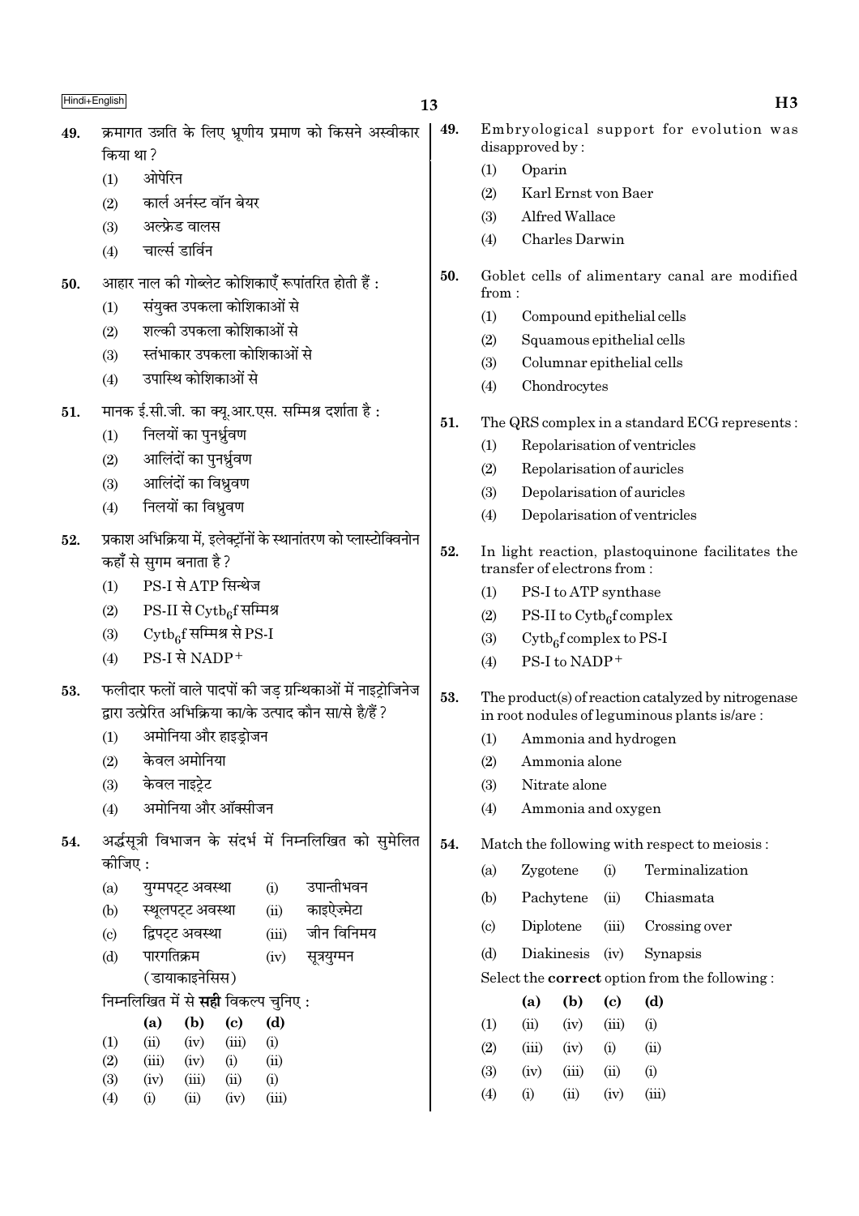49. क्रमागत उन्नति के लिए भ्रूणीय प्रमाण को किसने अस्वीकार किया था ?
    (1) ओपेरिन
    (2) कार्ल अर्नस्ट वॉन बेयर
    (3) अल्फ्रेड वालस
    (4) चार्ल्स डार्विन

50. आहार नाल की गोब्लेट कोशिकाएँ रूपांतरित होती हैं :
    (1) संयुक्त उपकला कोशिकाओं से
    (2) शल्की उपकला कोशिकाओं से
    (3) स्तंभाकार उपकला कोशिकाओं से
    (4) उपास्थि कोशिकाओं से

51. मानक ई.सी.जी. का क्यू.आर.एस. सम्मिश्र दर्शाता है :
    (1) निलयों का पुनर्ध्रुवण
    (2) आलिंदों का पुनर्ध्रुवण
    (3) आलिंदों का विध्रुवण
    (4) निलयों का विध्रुवण

52. प्रकाश अभिक्रिया में, इलेक्ट्रॉनों के स्थानांतरण को प्लास्टोक्विनोन कहाँ से सुगम बनाता है ?
    (1) PS-I से ATP सिन्थेज
    (2) PS-II से $Cytb_6f$ सम्मिश्र
    (3) $Cytb_6f$ सम्मिश्र से PS-I
    (4) PS-I से $NADP^+$

53. फलीदार फलों वाले पादपों की जड़ ग्रन्थिकाओं में नाइट्रोजिनेज द्वारा उत्प्रेरित अभिक्रिया का/के उत्पाद कौन सा/से है/हैं ?
    (1) अमोनिया और हाइड्रोजन
    (2) केवल अमोनिया
    (3) केवल नाइट्रेट
    (4) अमोनिया और ऑक्सीजन

54. अर्द्धसूत्री विभाजन के संदर्भ में निम्नलिखित को सुमेलित कीजिए :

| | | | |
|---|---|---|---|
| (a) | युग्मपट्ट अवस्था | (i) | उपान्तीभवन |
| (b) | स्थूलपट्ट अवस्था | (ii) | काइऐज़्मेटा |
| (c) | द्विपट्ट अवस्था | (iii) | जीन विनिमय |
| (d) | पारगतिक्रम (डायाकाइनेसिस) | (iv) | सूत्रयुग्मन |

निम्नलिखित में से **सही** विकल्प चुनिए :

| | (a) | (b) | (c) | (d) |
|---|---|---|---|---|
| (1) | (ii) | (iv) | (iii) | (i) |
| (2) | (iii) | (iv) | (i) | (ii) |
| (3) | (iv) | (iii) | (ii) | (i) |
| (4) | (i) | (ii) | (iv) | (iii) |

49. Embryological support for evolution was disapproved by :
    (1) Oparin
    (2) Karl Ernst von Baer
    (3) Alfred Wallace
    (4) Charles Darwin

50. Goblet cells of alimentary canal are modified from :
    (1) Compound epithelial cells
    (2) Squamous epithelial cells
    (3) Columnar epithelial cells
    (4) Chondrocytes

51. The QRS complex in a standard ECG represents :
    (1) Repolarisation of ventricles
    (2) Repolarisation of auricles
    (3) Depolarisation of auricles
    (4) Depolarisation of ventricles

52. In light reaction, plastoquinone facilitates the transfer of electrons from :
    (1) PS-I to ATP synthase
    (2) PS-II to $Cytb_6f$ complex
    (3) $Cytb_6f$ complex to PS-I
    (4) PS-I to $NADP^+$

53. The product(s) of reaction catalyzed by nitrogenase in root nodules of leguminous plants is/are :
    (1) Ammonia and hydrogen
    (2) Ammonia alone
    (3) Nitrate alone
    (4) Ammonia and oxygen

54. Match the following with respect to meiosis :

| | | | |
|---|---|---|---|
| (a) | Zygotene | (i) | Terminalization |
| (b) | Pachytene | (ii) | Chiasmata |
| (c) | Diplotene | (iii) | Crossing over |
| (d) | Diakinesis | (iv) | Synapsis |

Select the **correct** option from the following :

| | (a) | (b) | (c) | (d) |
|---|---|---|---|---|
| (1) | (ii) | (iv) | (iii) | (i) |
| (2) | (iii) | (iv) | (i) | (ii) |
| (3) | (iv) | (iii) | (ii) | (i) |
| (4) | (i) | (ii) | (iv) | (iii) |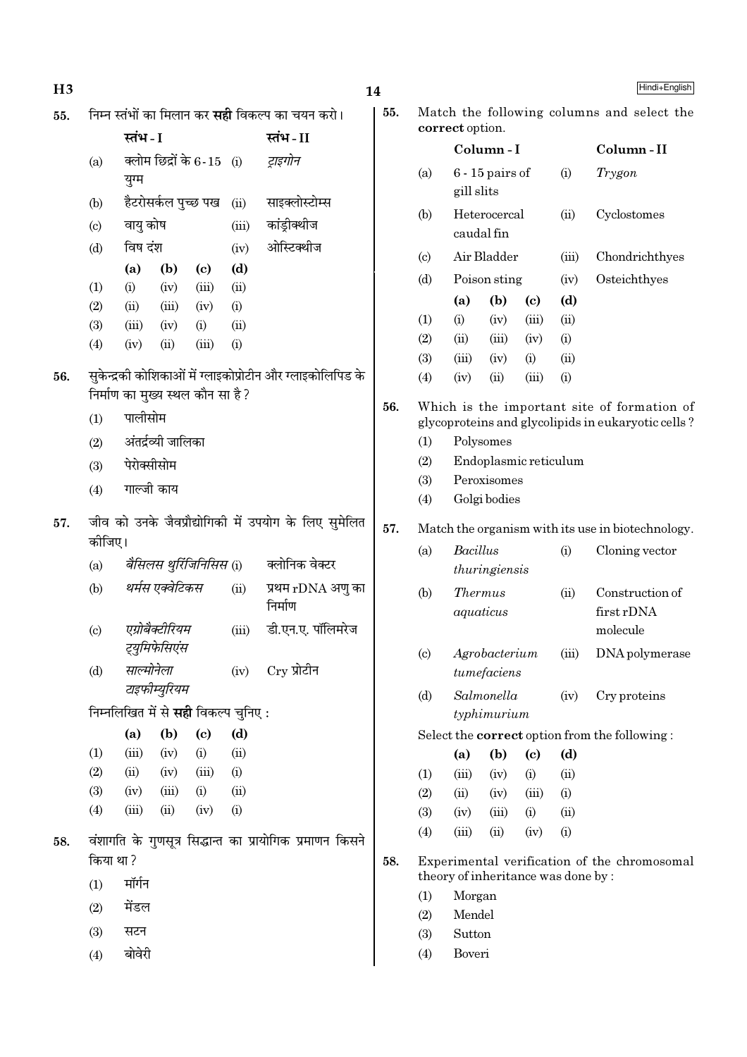55. निम्न स्तंभों का मिलान कर **सही** विकल्प का चयन करो।

| | स्तंभ - I | | स्तंभ - II |
|---|---|---|---|
| (a) | क्लोम छिद्रों के 6-15 युग्म | (i) | *ट्राइगोन* |
| (b) | हैटरोसर्कल पुच्छ पख | (ii) | साइक्लोस्टोम्स |
| (c) | वायु कोष | (iii) | कांड्रीक्थीज |
| (d) | विष दंश | (iv) | ओस्टिक्थीज |

| | (a) | (b) | (c) | (d) |
|---|---|---|---|---|
| (1) | (i) | (iv) | (iii) | (ii) |
| (2) | (ii) | (iii) | (iv) | (i) |
| (3) | (iii) | (iv) | (i) | (ii) |
| (4) | (iv) | (ii) | (iii) | (i) |

56. सुकेन्द्रकी कोशिकाओं में ग्लाइकोप्रोटीन और ग्लाइकोलिपिड के निर्माण का मुख्य स्थल कौन सा है ?

(1) पालीसोम
(2) अंतर्द्रव्यी जालिका
(3) पेरोक्सीसोम
(4) गाल्जी काय

57. जीव को उनके जैवप्रौद्योगिकी में उपयोग के लिए सुमेलित कीजिए।

| | | | |
|---|---|---|---|
| (a) | *बैसिलस थुरिंजिनिसिस* | (i) | क्लोनिक वेक्टर |
| (b) | *थर्मस एक्वेटिकस* | (ii) | प्रथम rDNA अणु का निर्माण |
| (c) | *एग्रोबैक्टीरियम ट्युमिफेसिएंस* | (iii) | डी.एन.ए. पॉलिमरेज |
| (d) | *साल्मोनेला टाइफीम्युरियम* | (iv) | Cry प्रोटीन |

निम्नलिखित में से **सही** विकल्प चुनिए :

| | (a) | (b) | (c) | (d) |
|---|---|---|---|---|
| (1) | (iii) | (iv) | (i) | (ii) |
| (2) | (ii) | (iv) | (iii) | (i) |
| (3) | (iv) | (iii) | (i) | (ii) |
| (4) | (iii) | (ii) | (iv) | (i) |

58. वंशागति के गुणसूत्र सिद्धान्त का प्रायोगिक प्रमाणन किसने किया था ?

(1) मॉर्गन
(2) मेंडल
(3) सटन
(4) बोवेरी

55. Match the following columns and select the **correct** option.

| | Column - I | | Column - II |
|---|---|---|---|
| (a) | 6 - 15 pairs of gill slits | (i) | *Trygon* |
| (b) | Heterocercal caudal fin | (ii) | Cyclostomes |
| (c) | Air Bladder | (iii) | Chondrichthyes |
| (d) | Poison sting | (iv) | Osteichthyes |

| | (a) | (b) | (c) | (d) |
|---|---|---|---|---|
| (1) | (i) | (iv) | (iii) | (ii) |
| (2) | (ii) | (iii) | (iv) | (i) |
| (3) | (iii) | (iv) | (i) | (ii) |
| (4) | (iv) | (ii) | (iii) | (i) |

56. Which is the important site of formation of glycoproteins and glycolipids in eukaryotic cells ?

(1) Polysomes
(2) Endoplasmic reticulum
(3) Peroxisomes
(4) Golgi bodies

57. Match the organism with its use in biotechnology.

| | | | |
|---|---|---|---|
| (a) | *Bacillus thuringiensis* | (i) | Cloning vector |
| (b) | *Thermus aquaticus* | (ii) | Construction of first rDNA molecule |
| (c) | *Agrobacterium tumefaciens* | (iii) | DNA polymerase |
| (d) | *Salmonella typhimurium* | (iv) | Cry proteins |

Select the **correct** option from the following :

| | (a) | (b) | (c) | (d) |
|---|---|---|---|---|
| (1) | (iii) | (iv) | (i) | (ii) |
| (2) | (ii) | (iv) | (iii) | (i) |
| (3) | (iv) | (iii) | (i) | (ii) |
| (4) | (iii) | (ii) | (iv) | (i) |

58. Experimental verification of the chromosomal theory of inheritance was done by :

(1) Morgan
(2) Mendel
(3) Sutton
(4) Boveri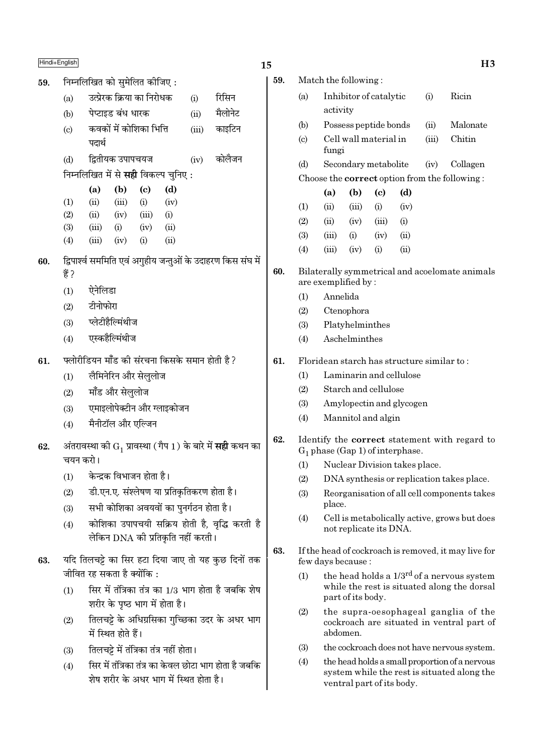59. निम्नलिखित को सुमेलित कीजिए :

| | | | |
|---|---|---|---|
| (a) | उत्प्रेरक क्रिया का निरोधक | (i) | रिसिन |
| (b) | पेप्टाइड बंध धारक | (ii) | मैलोनेट |
| (c) | कवकों में कोशिका भित्ति पदार्थ | (iii) | काइटिन |
| (d) | द्वितीयक उपापचयज | (iv) | कोलैजन |

निम्नलिखित में से **सही** विकल्प चुनिए :

| | (a) | (b) | (c) | (d) |
|---|---|---|---|---|
| (1) | (ii) | (iii) | (i) | (iv) |
| (2) | (ii) | (iv) | (iii) | (i) |
| (3) | (iii) | (i) | (iv) | (ii) |
| (4) | (iii) | (iv) | (i) | (ii) |

60. द्विपार्श्व सममिति एवं अगुहीय जन्तुओं के उदाहरण किस संघ में हैं ?

(1) ऐनेलिडा
(2) टीनोफोरा
(3) प्लेटीहैल्मिंथीज
(4) एस्कहैल्मिंथीज

61. फ्लोरीडियन माँड की संरचना किसके समान होती है ?

(1) लैमिनेरिन और सेलुलोज
(2) माँड और सेलुलोज
(3) एमाइलोपेक्टीन और ग्लाइकोजन
(4) मैनीटॉल और एल्जिन

62. अंतरावस्था की $G_1$ प्रावस्था (गैप 1) के बारे में **सही** कथन का चयन करो।

(1) केन्द्रक विभाजन होता है।
(2) डी.एन.ए. संश्लेषण या प्रतिकृतिकरण होता है।
(3) सभी कोशिका अवयवों का पुनर्गठन होता है।
(4) कोशिका उपापचयी सक्रिय होती है, वृद्धि करती है लेकिन DNA की प्रतिकृति नहीं करती।

63. यदि तिलचट्टे का सिर हटा दिया जाए तो यह कुछ दिनों तक जीवित रह सकता है क्योंकि :

(1) सिर में तंत्रिका तंत्र का 1/3 भाग होता है जबकि शेष शरीर के पृष्ठ भाग में होता है।
(2) तिलचट्टे के अधिग्रसिका गुच्छिका उदर के अधर भाग में स्थित होते हैं।
(3) तिलचट्टे में तंत्रिका तंत्र नहीं होता।
(4) सिर में तंत्रिका तंत्र का केवल छोटा भाग होता है जबकि शेष शरीर के अधर भाग में स्थित होता है।

59. Match the following :

| | | | |
|---|---|---|---|
| (a) | Inhibitor of catalytic activity | (i) | Ricin |
| (b) | Possess peptide bonds | (ii) | Malonate |
| (c) | Cell wall material in fungi | (iii) | Chitin |
| (d) | Secondary metabolite | (iv) | Collagen |

Choose the **correct** option from the following :

| | (a) | (b) | (c) | (d) |
|---|---|---|---|---|
| (1) | (ii) | (iii) | (i) | (iv) |
| (2) | (ii) | (iv) | (iii) | (i) |
| (3) | (iii) | (i) | (iv) | (ii) |
| (4) | (iii) | (iv) | (i) | (ii) |

60. Bilaterally symmetrical and acoelomate animals are exemplified by :

(1) Annelida
(2) Ctenophora
(3) Platyhelminthes
(4) Aschelminthes

61. Floridean starch has structure similar to :

(1) Laminarin and cellulose
(2) Starch and cellulose
(3) Amylopectin and glycogen
(4) Mannitol and algin

62. Identify the **correct** statement with regard to $G_1$ phase (Gap 1) of interphase.

(1) Nuclear Division takes place.
(2) DNA synthesis or replication takes place.
(3) Reorganisation of all cell components takes place.
(4) Cell is metabolically active, grows but does not replicate its DNA.

63. If the head of cockroach is removed, it may live for few days because :

(1) the head holds a $1/3^{rd}$ of a nervous system while the rest is situated along the dorsal part of its body.
(2) the supra-oesophageal ganglia of the cockroach are situated in ventral part of abdomen.
(3) the cockroach does not have nervous system.
(4) the head holds a small proportion of a nervous system while the rest is situated along the ventral part of its body.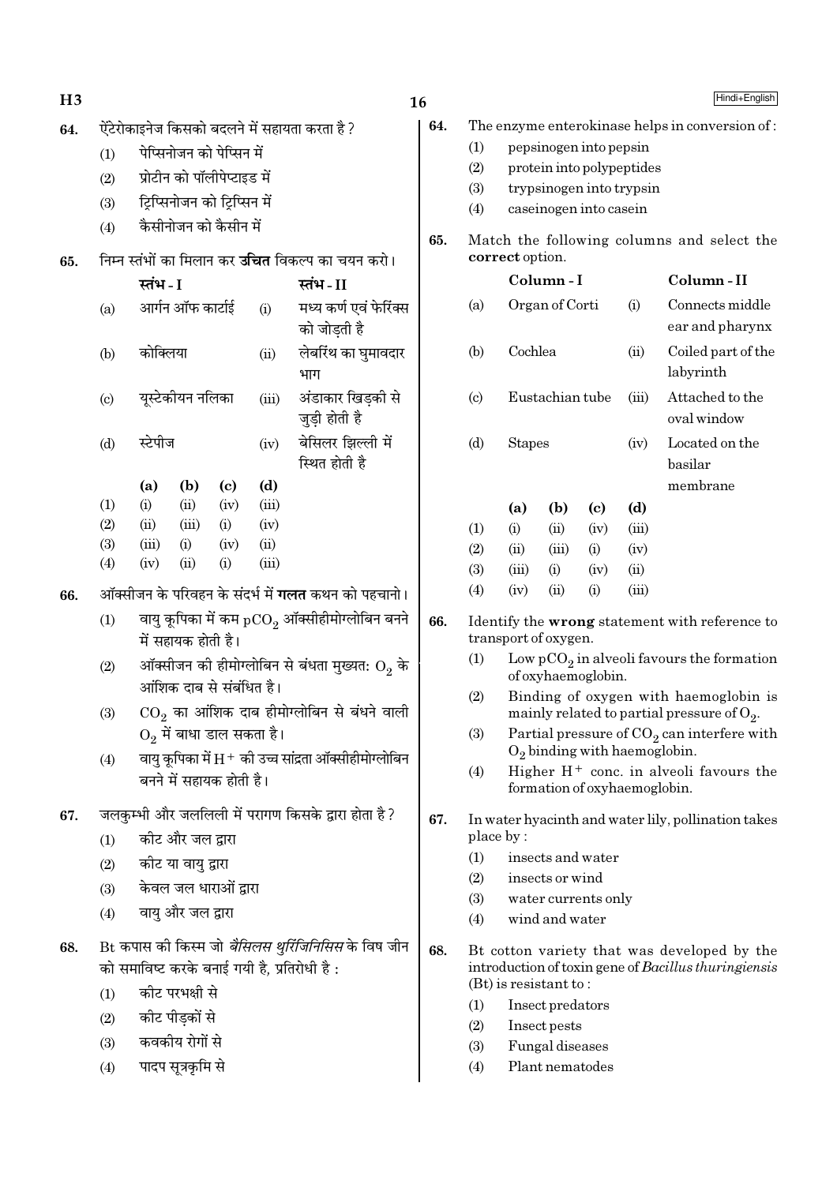64. ऐंटेरोकाइनेज किसको बदलने में सहायता करता है ?

(1) पेप्सिनोजन को पेप्सिन में
(2) प्रोटीन को पॉलीपेप्टाइड में
(3) ट्रिप्सिनोजन को ट्रिप्सिन में
(4) कैसीनोजन को कैसीन में

65. निम्न स्तंभों का मिलान कर **उचित** विकल्प का चयन करो।

| | स्तंभ - I | | स्तंभ - II |
|---|---|---|---|
| (a) | आर्गन ऑफ कार्टाई | (i) | मध्य कर्ण एवं फेरिंक्स को जोड़ती है |
| (b) | कोक्लिया | (ii) | लेबरिंथ का घुमावदार भाग |
| (c) | यूस्टेकीयन नलिका | (iii) | अंडाकार खिड़की से जुड़ी होती है |
| (d) | स्टेपीज | (iv) | बेसिलर झिल्ली में स्थित होती है |

| | (a) | (b) | (c) | (d) |
|---|---|---|---|---|
| (1) | (i) | (ii) | (iv) | (iii) |
| (2) | (ii) | (iii) | (i) | (iv) |
| (3) | (iii) | (i) | (iv) | (ii) |
| (4) | (iv) | (ii) | (i) | (iii) |

66. ऑक्सीजन के परिवहन के संदर्भ में **गलत** कथन को पहचानो।

(1) वायु कूपिका में कम $pCO_2$ ऑक्सीहीमोग्लोबिन बनने में सहायक होती है।
(2) ऑक्सीजन की हीमोग्लोबिन से बंधता मुख्यतः $O_2$ के आंशिक दाब से संबंधित है।
(3) $CO_2$ का आंशिक दाब हीमोग्लोबिन से बंधने वाली $O_2$ में बाधा डाल सकता है।
(4) वायु कूपिका में $H^+$ की उच्च सांद्रता ऑक्सीहीमोग्लोबिन बनने में सहायक होती है।

67. जलकुम्भी और जललिली में परागण किसके द्वारा होता है ?

(1) कीट और जल द्वारा
(2) कीट या वायु द्वारा
(3) केवल जल धाराओं द्वारा
(4) वायु और जल द्वारा

68. Bt कपास की किस्म जो *बैसिलस थुरिंजिनिसिस* के विष जीन को समाविष्ट करके बनाई गयी है, प्रतिरोधी है :

(1) कीट परभक्षी से
(2) कीट पीड़कों से
(3) कवकीय रोगों से
(4) पादप सूत्रकृमि से

64. The enzyme enterokinase helps in conversion of :

(1) pepsinogen into pepsin
(2) protein into polypeptides
(3) trypsinogen into trypsin
(4) caseinogen into casein

65. Match the following columns and select the **correct** option.

| | Column - I | | Column - II |
|---|---|---|---|
| (a) | Organ of Corti | (i) | Connects middle ear and pharynx |
| (b) | Cochlea | (ii) | Coiled part of the labyrinth |
| (c) | Eustachian tube | (iii) | Attached to the oval window |
| (d) | Stapes | (iv) | Located on the basilar membrane |

| | (a) | (b) | (c) | (d) |
|---|---|---|---|---|
| (1) | (i) | (ii) | (iv) | (iii) |
| (2) | (ii) | (iii) | (i) | (iv) |
| (3) | (iii) | (i) | (iv) | (ii) |
| (4) | (iv) | (ii) | (i) | (iii) |

66. Identify the **wrong** statement with reference to transport of oxygen.

(1) Low $pCO_2$ in alveoli favours the formation of oxyhaemoglobin.
(2) Binding of oxygen with haemoglobin is mainly related to partial pressure of $O_2$.
(3) Partial pressure of $CO_2$ can interfere with $O_2$ binding with haemoglobin.
(4) Higher $H^+$ conc. in alveoli favours the formation of oxyhaemoglobin.

67. In water hyacinth and water lily, pollination takes place by :

(1) insects and water
(2) insects or wind
(3) water currents only
(4) wind and water

68. Bt cotton variety that was developed by the introduction of toxin gene of *Bacillus thuringiensis* (Bt) is resistant to :

(1) Insect predators
(2) Insect pests
(3) Fungal diseases
(4) Plant nematodes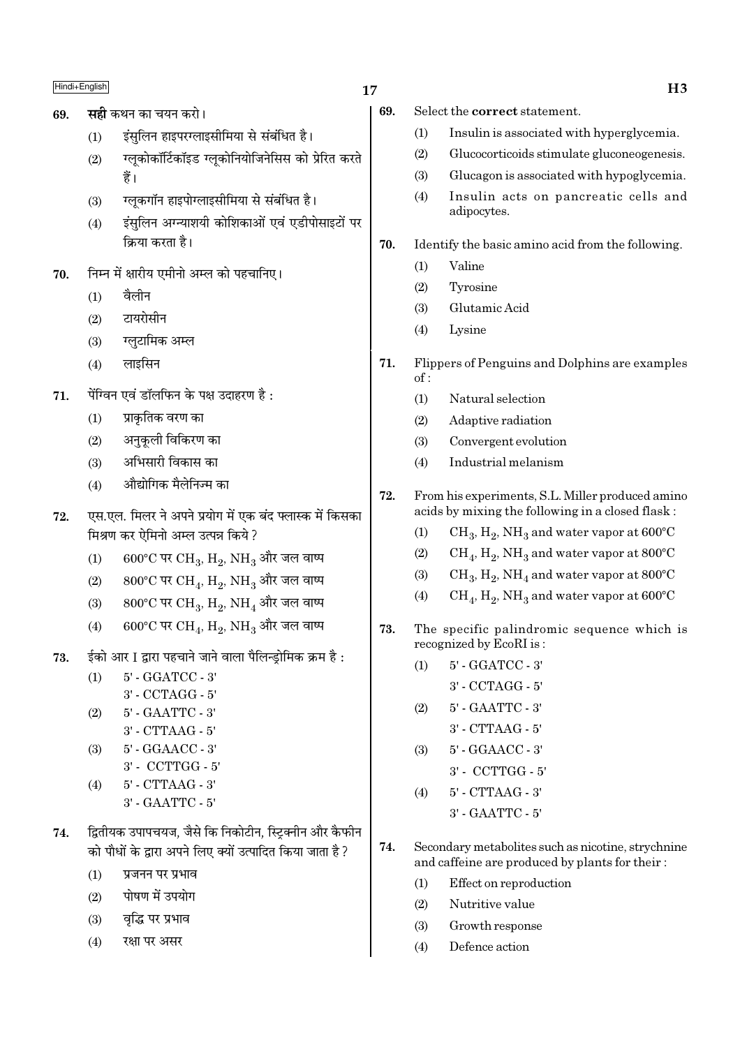69. **सही** कथन का चयन करो।

(1) इंसुलिन हाइपरग्लाइसीमिया से संबंधित है।

(2) ग्लूकोकॉर्टिकॉइड ग्लूकोनियोजिनेसिस को प्रेरित करते हैं।

(3) ग्लूकगॉन हाइपोग्लाइसीमिया से संबंधित है।

(4) इंसुलिन अग्न्याशयी कोशिकाओं एवं एडीपोसाइटों पर क्रिया करता है।

70. निम्न में क्षारीय एमीनो अम्ल को पहचानिए।

(1) वैलीन

(2) टायरोसीन

(3) ग्लुटामिक अम्ल

(4) लाइसिन

71. पेंग्विन एवं डॉलफिन के पक्ष उदाहरण है :

(1) प्राकृतिक वरण का

(2) अनुकूली विकिरण का

(3) अभिसारी विकास का

(4) औद्योगिक मैलेनिज्म का

72. एस.एल. मिलर ने अपने प्रयोग में एक बंद फ्लास्क में किसका मिश्रण कर ऐमिनो अम्ल उत्पन्न किये?

(1) 600°C पर $CH_3$, $H_2$, $NH_3$ और जल वाष्प

(2) 800°C पर $CH_4$, $H_2$, $NH_3$ और जल वाष्प

(3) 800°C पर $CH_3$, $H_2$, $NH_4$ और जल वाष्प

(4) 600°C पर $CH_4$, $H_2$, $NH_3$ और जल वाष्प

73. ईको आर I द्वारा पहचाने जाने वाला पैलिन्ड्रोमिक क्रम है :

(1) 5' - GGATCC - 3'
3' - CCTAGG - 5'

(2) 5' - GAATTC - 3'
3' - CTTAAG - 5'

(3) 5' - GGAACC - 3'
3' - CCTTGG - 5'

(4) 5' - CTTAAG - 3'
3' - GAATTC - 5'

74. द्वितीयक उपापचयज, जैसे कि निकोटीन, स्ट्रिक्नीन और कैफीन को पौधों के द्वारा अपने लिए क्यों उत्पादित किया जाता है?

(1) प्रजनन पर प्रभाव

(2) पोषण में उपयोग

(3) वृद्धि पर प्रभाव

(4) रक्षा पर असर

69. Select the **correct** statement.

(1) Insulin is associated with hyperglycemia.

(2) Glucocorticoids stimulate gluconeogenesis.

(3) Glucagon is associated with hypoglycemia.

(4) Insulin acts on pancreatic cells and adipocytes.

70. Identify the basic amino acid from the following.

(1) Valine

(2) Tyrosine

(3) Glutamic Acid

(4) Lysine

71. Flippers of Penguins and Dolphins are examples of :

(1) Natural selection

(2) Adaptive radiation

(3) Convergent evolution

(4) Industrial melanism

72. From his experiments, S.L. Miller produced amino acids by mixing the following in a closed flask :

(1) $CH_3$, $H_2$, $NH_3$ and water vapor at 600°C

(2) $CH_4$, $H_2$, $NH_3$ and water vapor at 800°C

(3) $CH_3$, $H_2$, $NH_4$ and water vapor at 800°C

(4) $CH_4$, $H_2$, $NH_3$ and water vapor at 600°C

73. The specific palindromic sequence which is recognized by EcoRI is :

(1) 5' - GGATCC - 3'
3' - CCTAGG - 5'

(2) 5' - GAATTC - 3'
3' - CTTAAG - 5'

(3) 5' - GGAACC - 3'
3' - CCTTGG - 5'

(4) 5' - CTTAAG - 3'
3' - GAATTC - 5'

74. Secondary metabolites such as nicotine, strychnine and caffeine are produced by plants for their :

(1) Effect on reproduction

(2) Nutritive value

(3) Growth response

(4) Defence action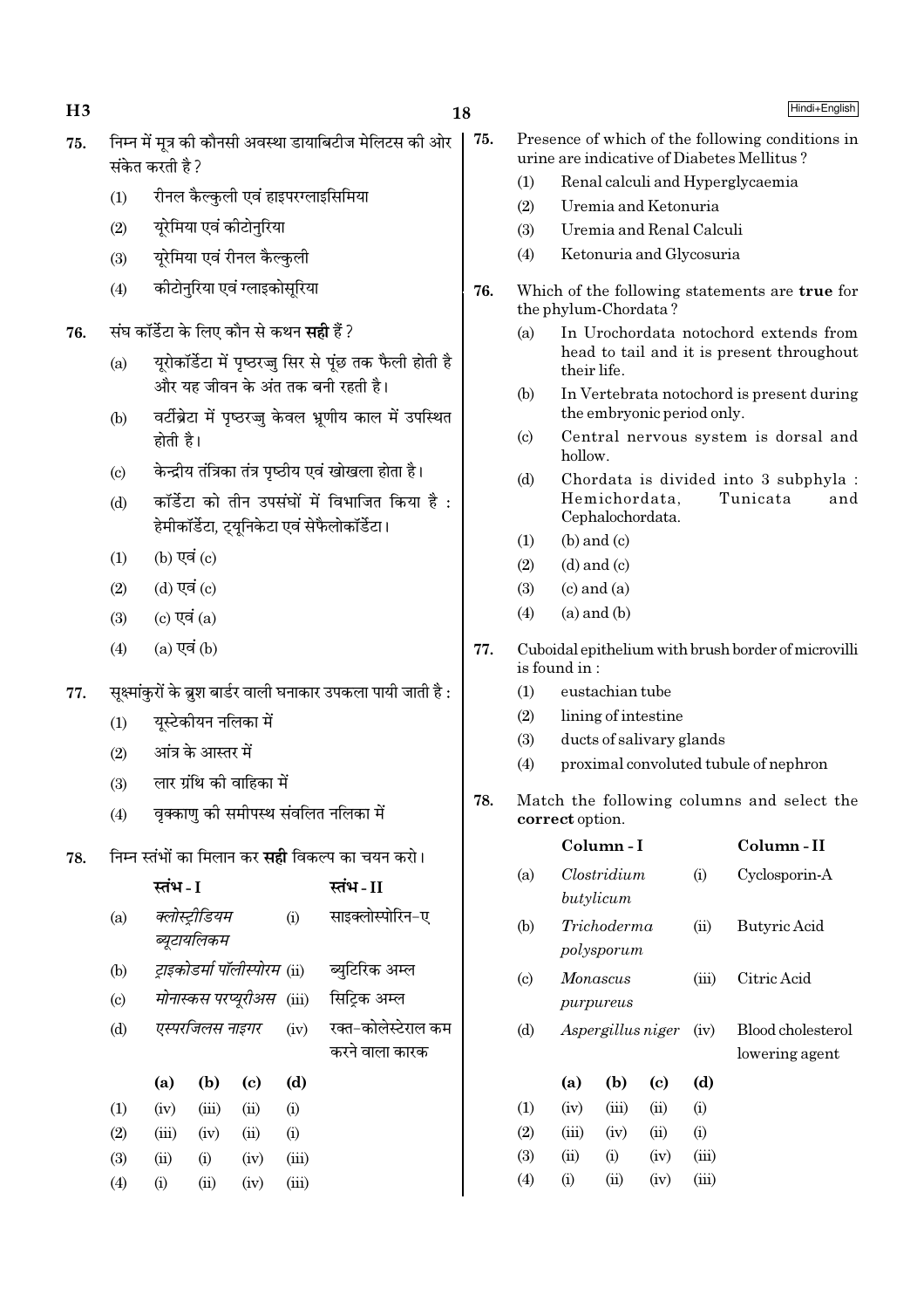75. निम्न में मूत्र की कौनसी अवस्था डायाबिटीज मेलिटस की ओर संकेत करती है ?

(1) रीनल कैल्कुली एवं हाइपरग्लाइसिमिया
(2) यूरेमिया एवं कीटोनुरिया
(3) यूरेमिया एवं रीनल कैल्कुली
(4) कीटोनुरिया एवं ग्लाइकोसूरिया

76. संघ कॉर्डेटा के लिए कौन से कथन **सही** हैं ?

(a) यूरोकॉर्डेटा में पृष्ठरज्जु सिर से पूंछ तक फैली होती है और यह जीवन के अंत तक बनी रहती है।
(b) वर्टीब्रेटा में पृष्ठरज्जु केवल भ्रूणीय काल में उपस्थित होती है।
(c) केन्द्रीय तंत्रिका तंत्र पृष्ठीय एवं खोखला होता है।
(d) कॉर्डेटा को तीन उपसंघों में विभाजित किया है : हेमीकॉर्डेटा, ट्यूनिकेटा एवं सेफैलोकॉर्डेटा।

(1) (b) एवं (c)
(2) (d) एवं (c)
(3) (c) एवं (a)
(4) (a) एवं (b)

77. सूक्ष्मांकुरों के ब्रुश बार्डर वाली घनाकार उपकला पायी जाती है :

(1) यूस्टेकीयन नलिका में
(2) आंत्र के आस्तर में
(3) लार ग्रंथि की वाहिका में
(4) वृक्काणु की समीपस्थ संवलित नलिका में

78. निम्न स्तंभों का मिलान कर **सही** विकल्प का चयन करो।

| | स्तंभ - I | | स्तंभ - II |
|---|---|---|---|
| (a) | *क्लोस्ट्रीडियम ब्यूटायलिकम* | (i) | साइक्लोस्पोरिन-ए |
| (b) | *ट्राइकोडर्मा पॉलीस्पोरम* | (ii) | ब्युटिरिक अम्ल |
| (c) | *मोनास्कस परप्यूरीअस* | (iii) | सिट्रिक अम्ल |
| (d) | *एस्परजिलस नाइगर* | (iv) | रक्त-कोलेस्टेराल कम करने वाला कारक |

| | (a) | (b) | (c) | (d) |
|---|---|---|---|---|
| (1) | (iv) | (iii) | (ii) | (i) |
| (2) | (iii) | (iv) | (ii) | (i) |
| (3) | (ii) | (i) | (iv) | (iii) |
| (4) | (i) | (ii) | (iv) | (iii) |

75. Presence of which of the following conditions in urine are indicative of Diabetes Mellitus ?

(1) Renal calculi and Hyperglycaemia
(2) Uremia and Ketonuria
(3) Uremia and Renal Calculi
(4) Ketonuria and Glycosuria

76. Which of the following statements are **true** for the phylum-Chordata ?

(a) In Urochordata notochord extends from head to tail and it is present throughout their life.
(b) In Vertebrata notochord is present during the embryonic period only.
(c) Central nervous system is dorsal and hollow.
(d) Chordata is divided into 3 subphyla : Hemichordata, Tunicata and Cephalochordata.

(1) (b) and (c)
(2) (d) and (c)
(3) (c) and (a)
(4) (a) and (b)

77. Cuboidal epithelium with brush border of microvilli is found in :

(1) eustachian tube
(2) lining of intestine
(3) ducts of salivary glands
(4) proximal convoluted tubule of nephron

78. Match the following columns and select the **correct** option.

| | Column - I | | Column - II |
|---|---|---|---|
| (a) | *Clostridium butylicum* | (i) | Cyclosporin-A |
| (b) | *Trichoderma polysporum* | (ii) | Butyric Acid |
| (c) | *Monascus purpureus* | (iii) | Citric Acid |
| (d) | *Aspergillus niger* | (iv) | Blood cholesterol lowering agent |

| | (a) | (b) | (c) | (d) |
|---|---|---|---|---|
| (1) | (iv) | (iii) | (ii) | (i) |
| (2) | (iii) | (iv) | (ii) | (i) |
| (3) | (ii) | (i) | (iv) | (iii) |
| (4) | (i) | (ii) | (iv) | (iii) |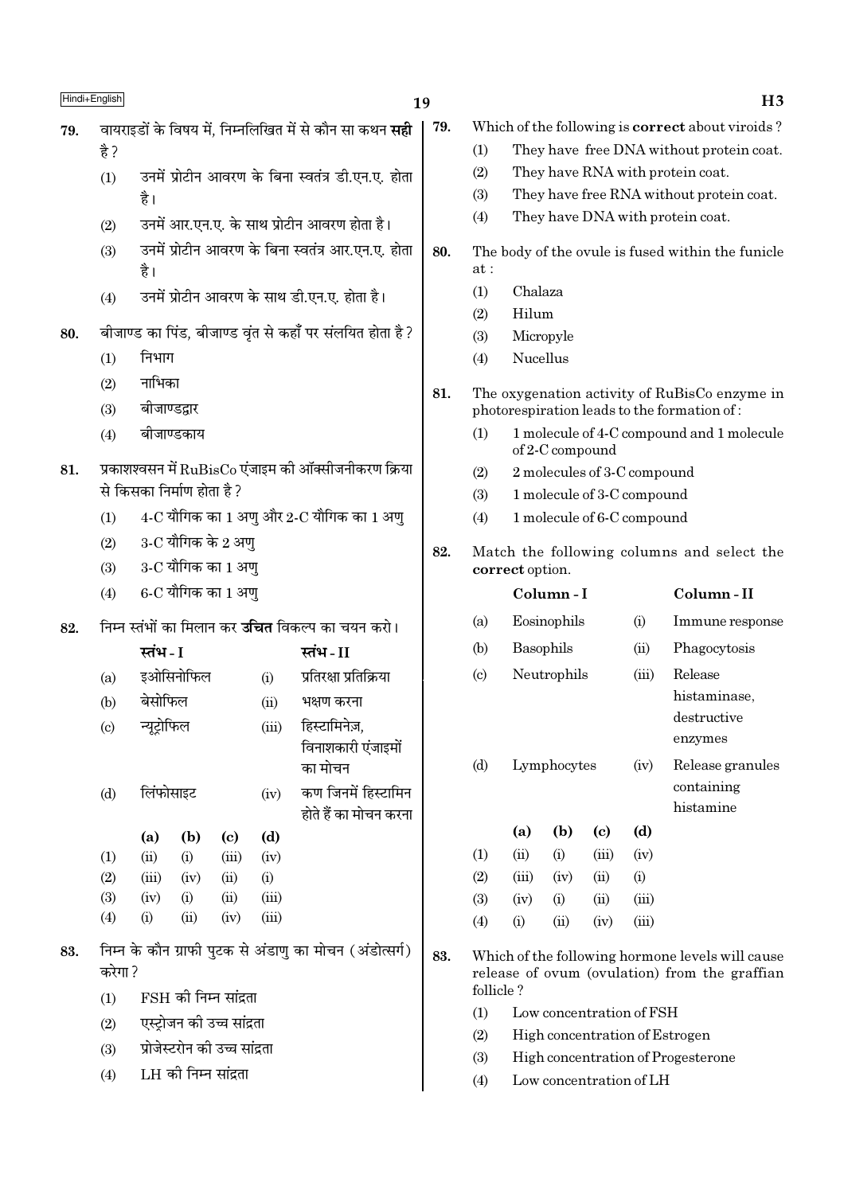79. वायराइडों के विषय में, निम्नलिखित में से कौन सा कथन **सही** है ?

(1) उनमें प्रोटीन आवरण के बिना स्वतंत्र डी.एन.ए. होता है।

(2) उनमें आर.एन.ए. के साथ प्रोटीन आवरण होता है।

(3) उनमें प्रोटीन आवरण के बिना स्वतंत्र आर.एन.ए. होता है।

(4) उनमें प्रोटीन आवरण के साथ डी.एन.ए. होता है।

80. बीजाण्ड का पिंड, बीजाण्ड वृंत से कहाँ पर संलयित होता है ?

(1) निभाग

(2) नाभिका

(3) बीजाण्डद्वार

(4) बीजाण्डकाय

81. प्रकाशश्वसन में RuBisCo एंजाइम की ऑक्सीजनीकरण क्रिया से किसका निर्माण होता है ?

(1) 4-C यौगिक का 1 अणु और 2-C यौगिक का 1 अणु

(2) 3-C यौगिक के 2 अणु

(3) 3-C यौगिक का 1 अणु

(4) 6-C यौगिक का 1 अणु

82. निम्न स्तंभों का मिलान कर **उचित** विकल्प का चयन करो।

| | स्तंभ - I | | स्तंभ - II |
|---|---|---|---|
| (a) | इओसिनोफिल | (i) | प्रतिरक्षा प्रतिक्रिया |
| (b) | बेसोफिल | (ii) | भक्षण करना |
| (c) | न्यूट्रोफिल | (iii) | हिस्टामिनेज, विनाशकारी एंजाइमों का मोचन |
| (d) | लिंफोसाइट | (iv) | कण जिनमें हिस्टामिन होते हैं का मोचन करना |

| | (a) | (b) | (c) | (d) |
|---|---|---|---|---|
| (1) | (ii) | (i) | (iii) | (iv) |
| (2) | (iii) | (iv) | (ii) | (i) |
| (3) | (iv) | (i) | (ii) | (iii) |
| (4) | (i) | (ii) | (iv) | (iii) |

83. निम्न के कौन ग्राफी पुटक से अंडाणु का मोचन (अंडोत्सर्ग) करेगा ?

(1) FSH की निम्न सांद्रता

(2) एस्ट्रोजन की उच्च सांद्रता

(3) प्रोजेस्टरोन की उच्च सांद्रता

(4) LH की निम्न सांद्रता

79. Which of the following is **correct** about viroids ?

(1) They have free DNA without protein coat.

(2) They have RNA with protein coat.

(3) They have free RNA without protein coat.

(4) They have DNA with protein coat.

80. The body of the ovule is fused within the funicle at :

(1) Chalaza

(2) Hilum

(3) Micropyle

(4) Nucellus

81. The oxygenation activity of RuBisCo enzyme in photorespiration leads to the formation of :

(1) 1 molecule of 4-C compound and 1 molecule of 2-C compound

(2) 2 molecules of 3-C compound

(3) 1 molecule of 3-C compound

(4) 1 molecule of 6-C compound

82. Match the following columns and select the **correct** option.

| | Column - I | | Column - II |
|---|---|---|---|
| (a) | Eosinophils | (i) | Immune response |
| (b) | Basophils | (ii) | Phagocytosis |
| (c) | Neutrophils | (iii) | Release histaminase, destructive enzymes |
| (d) | Lymphocytes | (iv) | Release granules containing histamine |

| | (a) | (b) | (c) | (d) |
|---|---|---|---|---|
| (1) | (ii) | (i) | (iii) | (iv) |
| (2) | (iii) | (iv) | (ii) | (i) |
| (3) | (iv) | (i) | (ii) | (iii) |
| (4) | (i) | (ii) | (iv) | (iii) |

83. Which of the following hormone levels will cause release of ovum (ovulation) from the graffian follicle ?

(1) Low concentration of FSH

(2) High concentration of Estrogen

(3) High concentration of Progesterone

(4) Low concentration of LH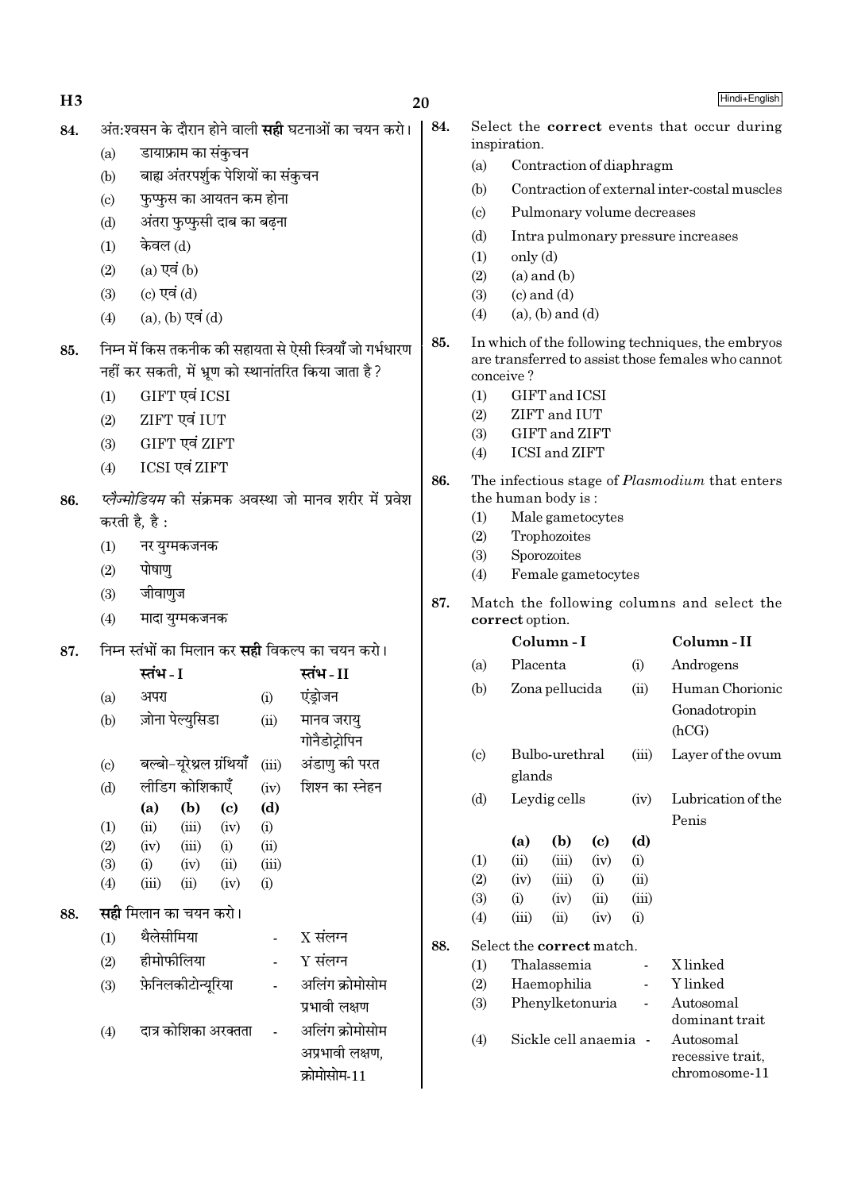84. अंत:श्वसन के दौरान होने वाली **सही** घटनाओं का चयन करो।

(a) डायाफ्राम का संकुचन

(b) बाह्य अंतरपर्शुक पेशियों का संकुचन

(c) फुफ्फुस का आयतन कम होना

(d) अंतरा फुफ्फुसी दाब का बढ़ना

(1) केवल (d)

(2) (a) एवं (b)

(3) (c) एवं (d)

(4) (a), (b) एवं (d)

85. निम्न में किस तकनीक की सहायता से ऐसी स्त्रियाँ जो गर्भधारण नहीं कर सकती, में भ्रूण को स्थानांतरित किया जाता है ?

(1) GIFT एवं ICSI

(2) ZIFT एवं IUT

(3) GIFT एवं ZIFT

(4) ICSI एवं ZIFT

86. *प्लैज्मोडियम* की संक्रमक अवस्था जो मानव शरीर में प्रवेश करती है, है :

(1) नर युग्मकजनक

(2) पोषाणु

(3) जीवाणुज

(4) मादा युग्मकजनक

87. निम्न स्तंभों का मिलान कर **सही** विकल्प का चयन करो।

| | स्तंभ - I | | स्तंभ - II |
|---|---|---|---|
| (a) | अपरा | (i) | एंड्रोजन |
| (b) | ज़ोना पेल्युसिडा | (ii) | मानव जरायु गोनैडोट्रोपिन |
| (c) | बल्बो-यूरेथ्रल ग्रंथियाँ | (iii) | अंडाणु की परत |
| (d) | लीडिग कोशिकाएँ | (iv) | शिश्न का स्नेहन |

| | (a) | (b) | (c) | (d) |
|---|---|---|---|---|
| (1) | (ii) | (iii) | (iv) | (i) |
| (2) | (iv) | (iii) | (i) | (ii) |
| (3) | (i) | (iv) | (ii) | (iii) |
| (4) | (iii) | (ii) | (iv) | (i) |

88. **सही** मिलान का चयन करो।

(1) थैलेसीमिया - X संलग्न

(2) हीमोफिलिया - Y संलग्न

(3) फ़ेनिलकीटोन्यूरिया - अलिंग क्रोमोसोम प्रभावी लक्षण

(4) दात्र कोशिका अरक्तता - अलिंग क्रोमोसोम अप्रभावी लक्षण, क्रोमोसोम-11

84. Select the **correct** events that occur during inspiration.

(a) Contraction of diaphragm

(b) Contraction of external inter-costal muscles

(c) Pulmonary volume decreases

(d) Intra pulmonary pressure increases

(1) only (d)

(2) (a) and (b)

(3) (c) and (d)

(4) (a), (b) and (d)

85. In which of the following techniques, the embryos are transferred to assist those females who cannot conceive ?

(1) GIFT and ICSI

(2) ZIFT and IUT

(3) GIFT and ZIFT

(4) ICSI and ZIFT

86. The infectious stage of *Plasmodium* that enters the human body is :

(1) Male gametocytes

(2) Trophozoites

(3) Sporozoites

(4) Female gametocytes

87. Match the following columns and select the **correct** option.

| | Column - I | | Column - II |
|---|---|---|---|
| (a) | Placenta | (i) | Androgens |
| (b) | Zona pellucida | (ii) | Human Chorionic Gonadotropin (hCG) |
| (c) | Bulbo-urethral glands | (iii) | Layer of the ovum |
| (d) | Leydig cells | (iv) | Lubrication of the Penis |

| | (a) | (b) | (c) | (d) |
|---|---|---|---|---|
| (1) | (ii) | (iii) | (iv) | (i) |
| (2) | (iv) | (iii) | (i) | (ii) |
| (3) | (i) | (iv) | (ii) | (iii) |
| (4) | (iii) | (ii) | (iv) | (i) |

88. Select the **correct** match.

(1) Thalassemia - X linked

(2) Haemophilia - Y linked

(3) Phenylketonuria - Autosomal dominant trait

(4) Sickle cell anaemia - Autosomal recessive trait, chromosome-11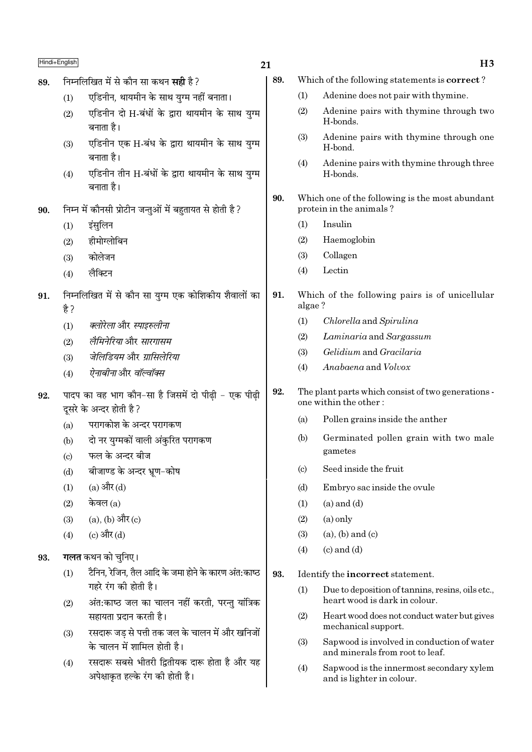89. निम्नलिखित में से कौन सा कथन **सही** है ?

(1) एडिनीन, थायमीन के साथ युग्म नहीं बनाता।

(2) एडिनीन दो H-बंधों के द्वारा थायमीन के साथ युग्म बनाता है।

(3) एडिनीन एक H-बंध के द्वारा थायमीन के साथ युग्म बनाता है।

(4) एडिनीन तीन H-बंधों के द्वारा थायमीन के साथ युग्म बनाता है।

90. निम्न में कौनसी प्रोटीन जन्तुओं में बहुतायत से होती है ?

(1) इंसुलिन

(2) हीमोग्लोबिन

(3) कोलेजन

(4) लैक्टिन

91. निम्नलिखित में से कौन सा युग्म एक कोशिकीय शैवालों का है ?

(1) *क्लोरेला* और *स्पाइरुलीना*

(2) *लैमिनेरिया* और *सारगासम*

(3) *जेलिडियम* और *ग्रासिलेरिया*

(4) *ऐनाबीना* और *वॉल्वॉक्स*

92. पादप का वह भाग कौन-सा है जिसमें दो पीढ़ी - एक पीढ़ी दूसरे के अन्दर होती है ?

(a) परागकोश के अन्दर परागकण

(b) दो नर युग्मकों वाली अंकुरित परागकण

(c) फल के अन्दर बीज

(d) बीजाण्ड के अन्दर भ्रूण-कोष

(1) (a) और (d)

(2) केवल (a)

(3) (a), (b) और (c)

(4) (c) और (d)

93. **गलत** कथन को चुनिए।

(1) टैनिन, रेजिन, तैल आदि के जमा होने के कारण अंत:काष्ठ गहरे रंग की होती है।

(2) अंत:काष्ठ जल का चालन नहीं करती, परन्तु यांत्रिक सहायता प्रदान करती है।

(3) रसदारू जड़ से पत्ती तक जल के चालन में और खनिजों के चालन में शामिल होती है।

(4) रसदारू सबसे भीतरी द्वितीयक दारू होता है और यह अपेक्षाकृत हल्के रंग की होती है।

89. Which of the following statements is **correct** ?

(1) Adenine does not pair with thymine.

(2) Adenine pairs with thymine through two H-bonds.

(3) Adenine pairs with thymine through one H-bond.

(4) Adenine pairs with thymine through three H-bonds.

90. Which one of the following is the most abundant protein in the animals ?

(1) Insulin

(2) Haemoglobin

(3) Collagen

(4) Lectin

91. Which of the following pairs is of unicellular algae ?

(1) *Chlorella* and *Spirulina*

(2) *Laminaria* and *Sargassum*

(3) *Gelidium* and *Gracilaria*

(4) *Anabaena* and *Volvox*

92. The plant parts which consist of two generations - one within the other :

(a) Pollen grains inside the anther

(b) Germinated pollen grain with two male gametes

(c) Seed inside the fruit

(d) Embryo sac inside the ovule

(1) (a) and (d)

(2) (a) only

(3) (a), (b) and (c)

(4) (c) and (d)

93. Identify the **incorrect** statement.

(1) Due to deposition of tannins, resins, oils etc., heart wood is dark in colour.

(2) Heart wood does not conduct water but gives mechanical support.

(3) Sapwood is involved in conduction of water and minerals from root to leaf.

(4) Sapwood is the innermost secondary xylem and is lighter in colour.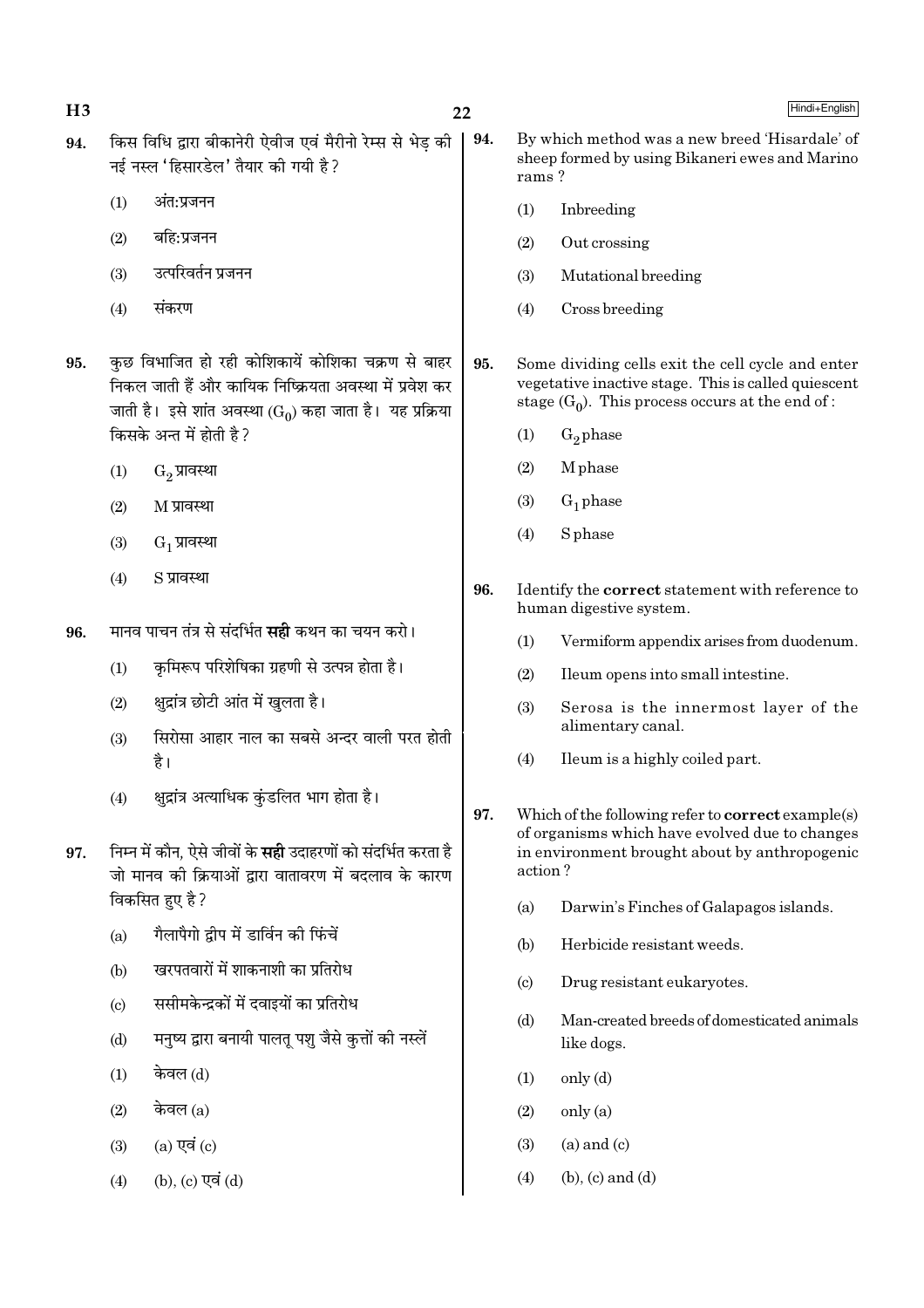94. किस विधि द्वारा बीकानेरी ऐवीज एवं मैरीनो रेम्स से भेड़ की नई नस्ल 'हिसारडेल' तैयार की गयी है?

(1) अंत:प्रजनन

(2) बहि:प्रजनन

(3) उत्परिवर्तन प्रजनन

(4) संकरण

95. कुछ विभाजित हो रही कोशिकायें कोशिका चक्रण से बाहर निकल जाती हैं और कायिक निष्क्रियता अवस्था में प्रवेश कर जाती है। इसे शांत अवस्था ($G_0$) कहा जाता है। यह प्रक्रिया किसके अन्त में होती है?

(1) $G_2$ प्रावस्था

(2) M प्रावस्था

(3) $G_1$ प्रावस्था

(4) S प्रावस्था

96. मानव पाचन तंत्र से संदर्भित **सही** कथन का चयन करो।

(1) कृमिरूप परिशेषिका ग्रहणी से उत्पन्न होता है।

(2) क्षुद्रांत्र छोटी आंत में खुलता है।

(3) सिरोसा आहार नाल का सबसे अन्दर वाली परत होती है।

(4) क्षुद्रांत्र अत्याधिक कुंडलित भाग होता है।

97. निम्न में कौन, ऐसे जीवों के **सही** उदाहरणों को संदर्भित करता है जो मानव की क्रियाओं द्वारा वातावरण में बदलाव के कारण विकसित हुए है?

(a) गैलापैगो द्वीप में डार्विन की फिंचें

(b) खरपतवारों में शाकनाशी का प्रतिरोध

(c) ससीमकेन्द्रकों में दवाइयों का प्रतिरोध

(d) मनुष्य द्वारा बनायी पालतू पशु जैसे कुत्तों की नस्लें

(1) केवल (d)

(2) केवल (a)

(3) (a) एवं (c)

(4) (b), (c) एवं (d)

94. By which method was a new breed 'Hisardale' of sheep formed by using Bikaneri ewes and Marino rams?

(1) Inbreeding

(2) Out crossing

(3) Mutational breeding

(4) Cross breeding

95. Some dividing cells exit the cell cycle and enter vegetative inactive stage. This is called quiescent stage ($G_0$). This process occurs at the end of :

(1) $G_2$ phase

(2) M phase

(3) $G_1$ phase

(4) S phase

96. Identify the **correct** statement with reference to human digestive system.

(1) Vermiform appendix arises from duodenum.

(2) Ileum opens into small intestine.

(3) Serosa is the innermost layer of the alimentary canal.

(4) Ileum is a highly coiled part.

97. Which of the following refer to **correct** example(s) of organisms which have evolved due to changes in environment brought about by anthropogenic action?

(a) Darwin's Finches of Galapagos islands.

(b) Herbicide resistant weeds.

(c) Drug resistant eukaryotes.

(d) Man-created breeds of domesticated animals like dogs.

(1) only (d)

(2) only (a)

(3) (a) and (c)

(4) (b), (c) and (d)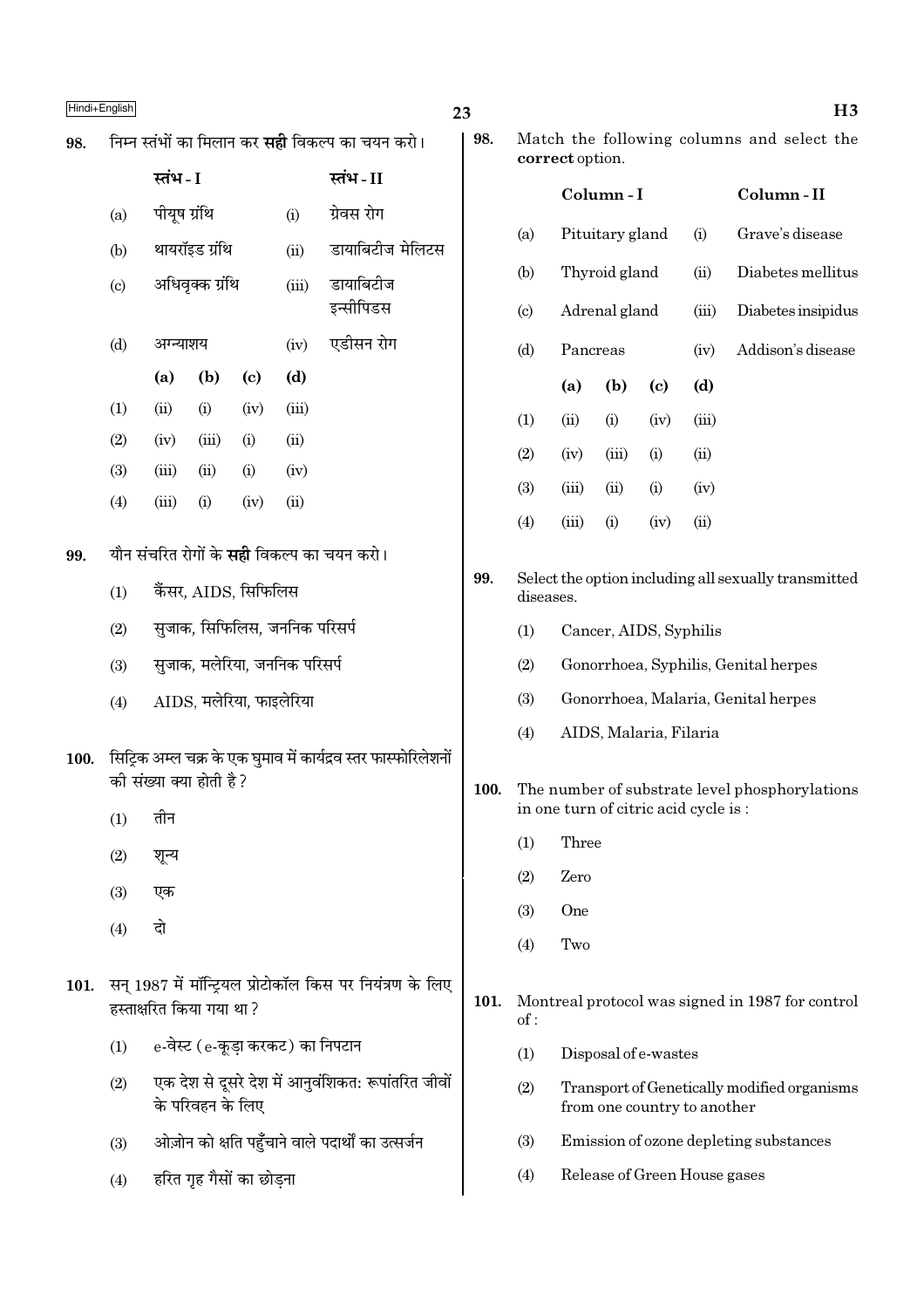**98.** निम्न स्तंभों का मिलान कर **सही** विकल्प का चयन करो।

| | स्तंभ - I | | स्तंभ - II |
|---|---|---|---|
| (a) | पीयूष ग्रंथि | (i) | ग्रेवस रोग |
| (b) | थायरॉइड ग्रंथि | (ii) | डायाबिटीज मेलिटस |
| (c) | अधिवृक्क ग्रंथि | (iii) | डायाबिटीज इन्सीपिडस |
| (d) | अग्न्याशय | (iv) | एडीसन रोग |

| | (a) | (b) | (c) | (d) |
|---|---|---|---|---|
| (1) | (ii) | (i) | (iv) | (iii) |
| (2) | (iv) | (iii) | (i) | (ii) |
| (3) | (iii) | (ii) | (i) | (iv) |
| (4) | (iii) | (i) | (iv) | (ii) |

**99.** यौन संचरित रोगों के **सही** विकल्प का चयन करो।

(1) कैंसर, AIDS, सिफिलिस

(2) सुजाक, सिफिलिस, जननिक परिसर्प

(3) सुजाक, मलेरिया, जननिक परिसर्प

(4) AIDS, मलेरिया, फाइलेरिया

**100.** सिट्रिक अम्ल चक्र के एक घुमाव में कार्यद्रव स्तर फास्फोरिलेशनों की संख्या क्या होती है?

(1) तीन

(2) शून्य

(3) एक

(4) दो

**101.** सन् 1987 में मॉन्ट्रियल प्रोटोकॉल किस पर नियंत्रण के लिए हस्ताक्षरित किया गया था?

(1) e-वेस्ट (e-कूड़ा करकट) का निपटान

(2) एक देश से दूसरे देश में आनुवंशिकत: रूपांतरित जीवों के परिवहन के लिए

(3) ओज़ोन को क्षति पहुँचाने वाले पदार्थों का उत्सर्जन

(4) हरित गृह गैसों का छोड़ना

**98.** Match the following columns and select the **correct** option.

| | Column - I | | Column - II |
|---|---|---|---|
| (a) | Pituitary gland | (i) | Grave's disease |
| (b) | Thyroid gland | (ii) | Diabetes mellitus |
| (c) | Adrenal gland | (iii) | Diabetes insipidus |
| (d) | Pancreas | (iv) | Addison's disease |

| | (a) | (b) | (c) | (d) |
|---|---|---|---|---|
| (1) | (ii) | (i) | (iv) | (iii) |
| (2) | (iv) | (iii) | (i) | (ii) |
| (3) | (iii) | (ii) | (i) | (iv) |
| (4) | (iii) | (i) | (iv) | (ii) |

**99.** Select the option including all sexually transmitted diseases.

(1) Cancer, AIDS, Syphilis

(2) Gonorrhoea, Syphilis, Genital herpes

(3) Gonorrhoea, Malaria, Genital herpes

(4) AIDS, Malaria, Filaria

**100.** The number of substrate level phosphorylations in one turn of citric acid cycle is :

(1) Three

(2) Zero

(3) One

(4) Two

**101.** Montreal protocol was signed in 1987 for control of :

(1) Disposal of e-wastes

(2) Transport of Genetically modified organisms from one country to another

(3) Emission of ozone depleting substances

(4) Release of Green House gases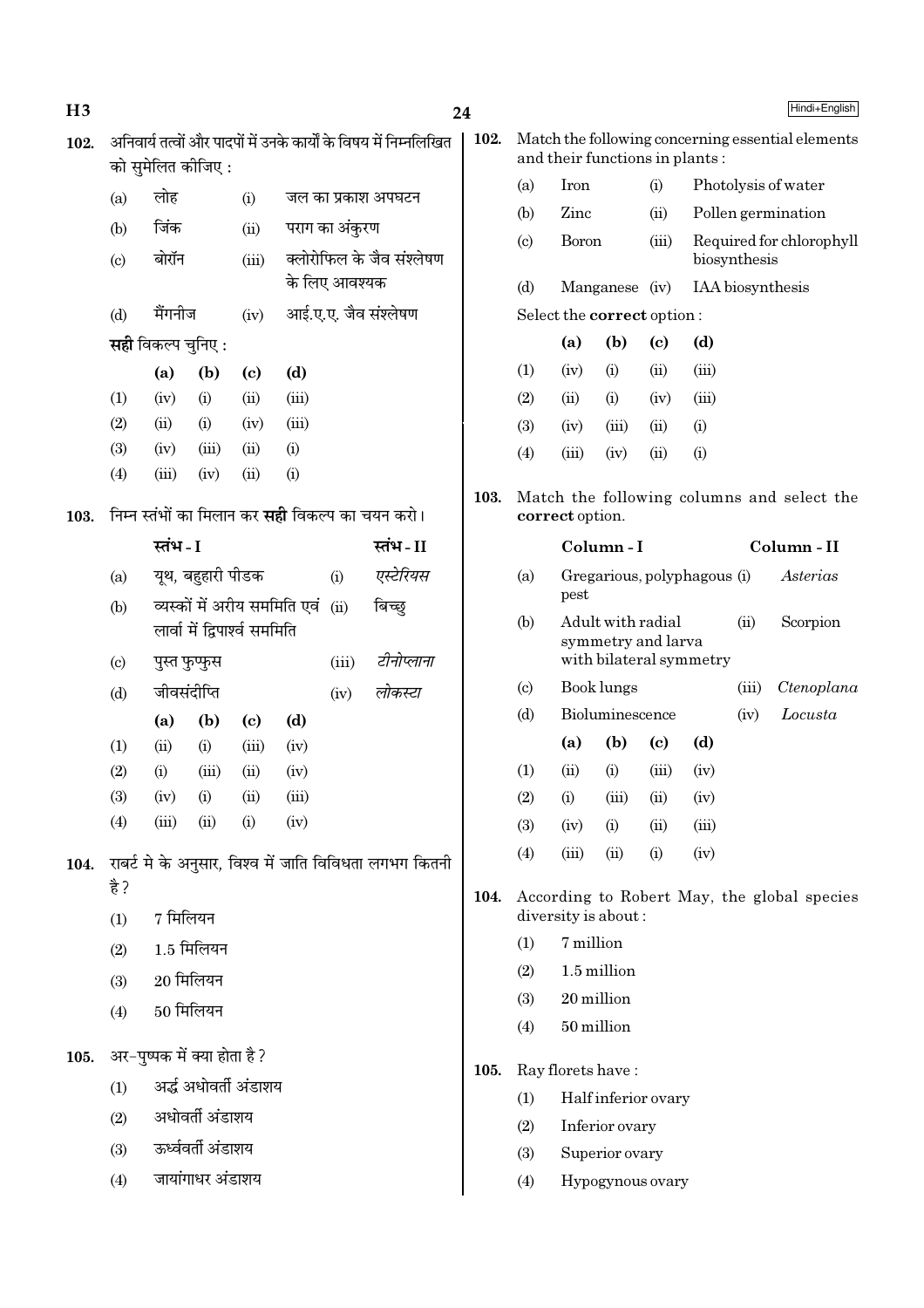**102.** अनिवार्य तत्वों और पादपों में उनके कार्यों के विषय में निम्नलिखित को सुमेलित कीजिए :

| | | | |
|---|---|---|---|
| (a) | लोह | (i) | जल का प्रकाश अपघटन |
| (b) | जिंक | (ii) | पराग का अंकुरण |
| (c) | बोरॉन | (iii) | क्लोरोफिल के जैव संश्लेषण के लिए आवश्यक |
| (d) | मैंगनीज | (iv) | आई.ए.ए. जैव संश्लेषण |

**सही** विकल्प चुनिए :

| | (a) | (b) | (c) | (d) |
|---|---|---|---|---|
| (1) | (iv) | (i) | (ii) | (iii) |
| (2) | (ii) | (i) | (iv) | (iii) |
| (3) | (iv) | (iii) | (ii) | (i) |
| (4) | (iii) | (iv) | (ii) | (i) |

**103.** निम्न स्तंभों का मिलान कर **सही** विकल्प का चयन करो।

| | स्तंभ - I | | स्तंभ - II |
|---|---|---|---|
| (a) | यूथ, बहुहारी पीडक | (i) | *एस्टेरियस* |
| (b) | व्यस्कों में अरीय सममिति एवं लार्वा में द्विपार्श्व सममिति | (ii) | बिच्छु |
| (c) | पुस्त फुप्फुस | (iii) | *टीनोप्लाना* |
| (d) | जीवसंदीप्ति | (iv) | *लोकस्टा* |

| | (a) | (b) | (c) | (d) |
|---|---|---|---|---|
| (1) | (ii) | (i) | (iii) | (iv) |
| (2) | (i) | (iii) | (ii) | (iv) |
| (3) | (iv) | (i) | (ii) | (iii) |
| (4) | (iii) | (ii) | (i) | (iv) |

**104.** राबर्ट मे के अनुसार, विश्व में जाति विविधता लगभग कितनी है?

(1) 7 मिलियन

(2) 1.5 मिलियन

(3) 20 मिलियन

(4) 50 मिलियन

**105.** अर-पुष्पक में क्या होता है?

(1) अर्द्ध अधोवर्ती अंडाशय

(2) अधोवर्ती अंडाशय

(3) ऊर्ध्ववर्ती अंडाशय

(4) जायांगाधर अंडाशय

**102.** Match the following concerning essential elements and their functions in plants :

| | | | |
|---|---|---|---|
| (a) | Iron | (i) | Photolysis of water |
| (b) | Zinc | (ii) | Pollen germination |
| (c) | Boron | (iii) | Required for chlorophyll biosynthesis |
| (d) | Manganese | (iv) | IAA biosynthesis |

Select the **correct** option :

| | (a) | (b) | (c) | (d) |
|---|---|---|---|---|
| (1) | (iv) | (i) | (ii) | (iii) |
| (2) | (ii) | (i) | (iv) | (iii) |
| (3) | (iv) | (iii) | (ii) | (i) |
| (4) | (iii) | (iv) | (ii) | (i) |

**103.** Match the following columns and select the **correct** option.

| | Column - I | | Column - II |
|---|---|---|---|
| (a) | Gregarious, polyphagous pest | (i) | *Asterias* |
| (b) | Adult with radial symmetry and larva with bilateral symmetry | (ii) | Scorpion |
| (c) | Book lungs | (iii) | *Ctenoplana* |
| (d) | Bioluminescence | (iv) | *Locusta* |

| | (a) | (b) | (c) | (d) |
|---|---|---|---|---|
| (1) | (ii) | (i) | (iii) | (iv) |
| (2) | (i) | (iii) | (ii) | (iv) |
| (3) | (iv) | (i) | (ii) | (iii) |
| (4) | (iii) | (ii) | (i) | (iv) |

**104.** According to Robert May, the global species diversity is about :

(1) 7 million

(2) 1.5 million

(3) 20 million

(4) 50 million

**105.** Ray florets have :

(1) Half inferior ovary

(2) Inferior ovary

(3) Superior ovary

(4) Hypogynous ovary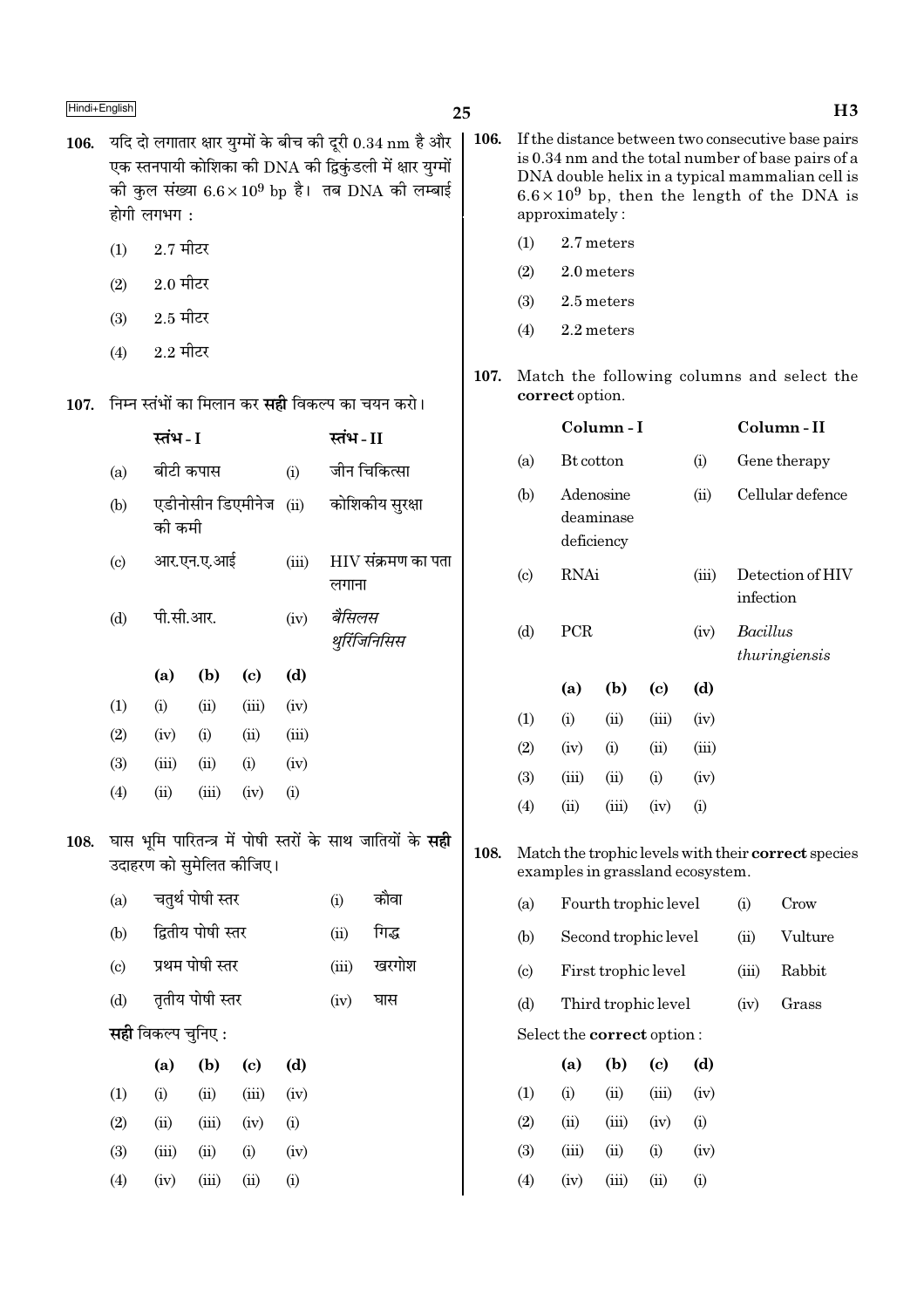106. यदि दो लगातार क्षार युग्मों के बीच की दूरी 0.34 nm है और एक स्तनपायी कोशिका की DNA की द्विकुंडली में क्षार युग्मों की कुल संख्या $6.6 \times 10^9$ bp है। तब DNA की लम्बाई होगी लगभग :

(1) 2.7 मीटर

(2) 2.0 मीटर

(3) 2.5 मीटर

(4) 2.2 मीटर

107. निम्न स्तंभों का मिलान कर **सही** विकल्प का चयन करो।

| | स्तंभ - I | | स्तंभ - II |
|---|---|---|---|
| (a) | बीटी कपास | (i) | जीन चिकित्सा |
| (b) | एडीनोसीन डिएमीनेज की कमी | (ii) | कोशिकीय सुरक्षा |
| (c) | आर.एन.ए.आई | (iii) | HIV संक्रमण का पता लगाना |
| (d) | पी.सी.आर. | (iv) | *बैसिलस थुरिंजिनिसिस* |

| | (a) | (b) | (c) | (d) |
|---|---|---|---|---|
| (1) | (i) | (ii) | (iii) | (iv) |
| (2) | (iv) | (i) | (ii) | (iii) |
| (3) | (iii) | (ii) | (i) | (iv) |
| (4) | (ii) | (iii) | (iv) | (i) |

108. घास भूमि पारितन्त्र में पोषी स्तरों के साथ जातियों के **सही** उदाहरण को सुमेलित कीजिए।

| | | | |
|---|---|---|---|
| (a) | चतुर्थ पोषी स्तर | (i) | कौवा |
| (b) | द्वितीय पोषी स्तर | (ii) | गिद्ध |
| (c) | प्रथम पोषी स्तर | (iii) | खरगोश |
| (d) | तृतीय पोषी स्तर | (iv) | घास |

**सही** विकल्प चुनिए :

| | (a) | (b) | (c) | (d) |
|---|---|---|---|---|
| (1) | (i) | (ii) | (iii) | (iv) |
| (2) | (ii) | (iii) | (iv) | (i) |
| (3) | (iii) | (ii) | (i) | (iv) |
| (4) | (iv) | (iii) | (ii) | (i) |

106. If the distance between two consecutive base pairs is 0.34 nm and the total number of base pairs of a DNA double helix in a typical mammalian cell is $6.6 \times 10^9$ bp, then the length of the DNA is approximately :

(1) 2.7 meters

(2) 2.0 meters

(3) 2.5 meters

(4) 2.2 meters

107. Match the following columns and select the **correct** option.

| | Column - I | | Column - II |
|---|---|---|---|
| (a) | Bt cotton | (i) | Gene therapy |
| (b) | Adenosine deaminase deficiency | (ii) | Cellular defence |
| (c) | RNAi | (iii) | Detection of HIV infection |
| (d) | PCR | (iv) | *Bacillus thuringiensis* |

| | (a) | (b) | (c) | (d) |
|---|---|---|---|---|
| (1) | (i) | (ii) | (iii) | (iv) |
| (2) | (iv) | (i) | (ii) | (iii) |
| (3) | (iii) | (ii) | (i) | (iv) |
| (4) | (ii) | (iii) | (iv) | (i) |

108. Match the trophic levels with their **correct** species examples in grassland ecosystem.

| | | | |
|---|---|---|---|
| (a) | Fourth trophic level | (i) | Crow |
| (b) | Second trophic level | (ii) | Vulture |
| (c) | First trophic level | (iii) | Rabbit |
| (d) | Third trophic level | (iv) | Grass |

Select the **correct** option :

| | (a) | (b) | (c) | (d) |
|---|---|---|---|---|
| (1) | (i) | (ii) | (iii) | (iv) |
| (2) | (ii) | (iii) | (iv) | (i) |
| (3) | (iii) | (ii) | (i) | (iv) |
| (4) | (iv) | (iii) | (ii) | (i) |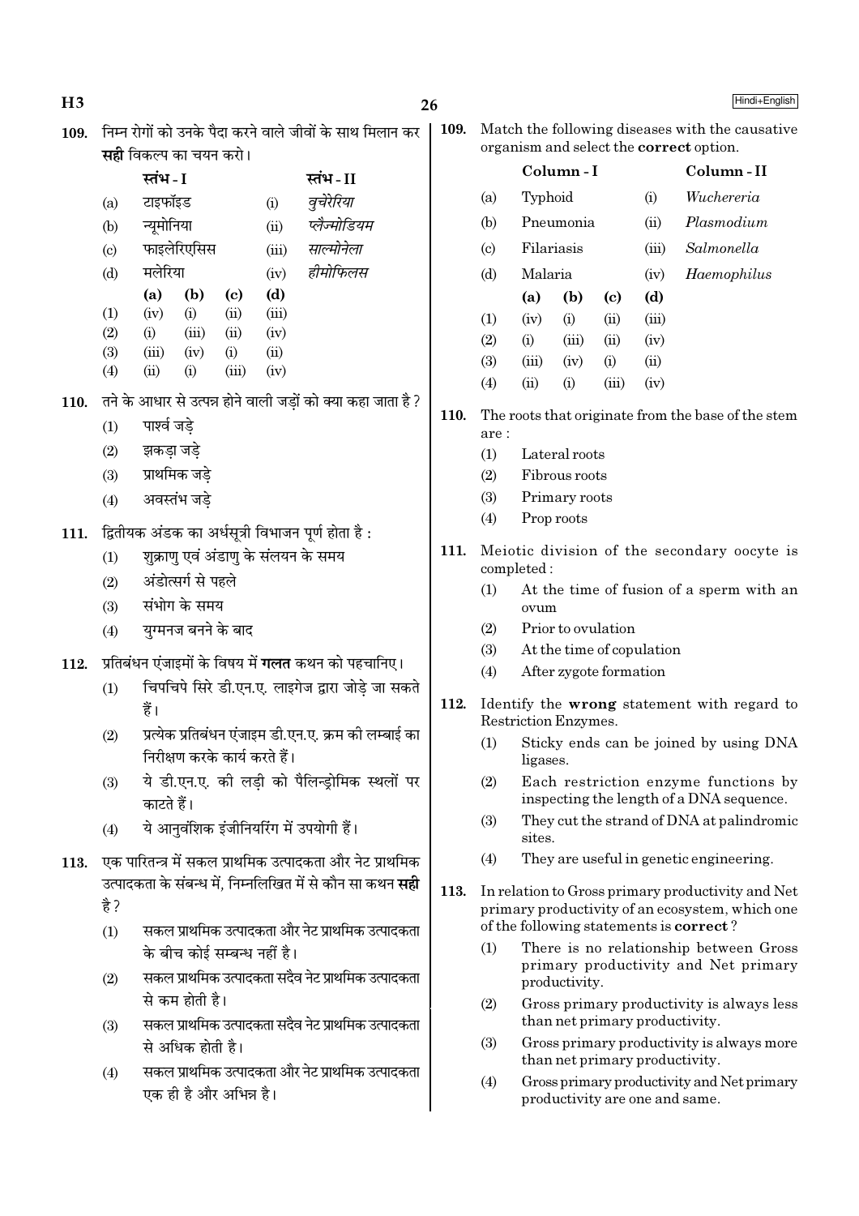109. निम्न रोगों को उनके पैदा करने वाले जीवों के साथ मिलान कर **सही** विकल्प का चयन करो।

| | स्तंभ - I | | स्तंभ - II |
|---|---|---|---|
| (a) | टाइफॉइड | (i) | *वुचेरेरिया* |
| (b) | न्यूमोनिया | (ii) | *प्लैज्मोडियम* |
| (c) | फाइलेरिएसिस | (iii) | *साल्मोनेला* |
| (d) | मलेरिया | (iv) | *हीमोफिलस* |

| | (a) | (b) | (c) | (d) |
|---|---|---|---|---|
| (1) | (iv) | (i) | (ii) | (iii) |
| (2) | (i) | (iii) | (ii) | (iv) |
| (3) | (iii) | (iv) | (i) | (ii) |
| (4) | (ii) | (i) | (iii) | (iv) |

110. तने के आधार से उत्पन्न होने वाली जड़ों को क्या कहा जाता है ?

(1) पार्श्व जड़े
(2) झकड़ा जड़े
(3) प्राथमिक जड़े
(4) अवस्तंभ जड़े

111. द्वितीयक अंडक का अर्धसूत्री विभाजन पूर्ण होता है :

(1) शुक्राणु एवं अंडाणु के संलयन के समय
(2) अंडोत्सर्ग से पहले
(3) संभोग के समय
(4) युग्मनज बनने के बाद

112. प्रतिबंधन एंजाइमों के विषय में **गलत** कथन को पहचानिए।

(1) चिपचिपे सिरे डी.एन.ए. लाइगेज द्वारा जोड़े जा सकते हैं।
(2) प्रत्येक प्रतिबंधन एंजाइम डी.एन.ए. क्रम की लम्बाई का निरीक्षण करके कार्य करते हैं।
(3) ये डी.एन.ए. की लड़ी को पैलिन्ड्रोमिक स्थलों पर काटते हैं।
(4) ये आनुवंशिक इंजीनियरिंग में उपयोगी हैं।

113. एक पारितन्त्र में सकल प्राथमिक उत्पादकता और नेट प्राथमिक उत्पादकता के संबन्ध में, निम्नलिखित में से कौन सा कथन **सही** है ?

(1) सकल प्राथमिक उत्पादकता और नेट प्राथमिक उत्पादकता के बीच कोई सम्बन्ध नहीं है।
(2) सकल प्राथमिक उत्पादकता सदैव नेट प्राथमिक उत्पादकता से कम होती है।
(3) सकल प्राथमिक उत्पादकता सदैव नेट प्राथमिक उत्पादकता से अधिक होती है।
(4) सकल प्राथमिक उत्पादकता और नेट प्राथमिक उत्पादकता एक ही है और अभिन्न है।

109. Match the following diseases with the causative organism and select the **correct** option.

| | Column - I | | Column - II |
|---|---|---|---|
| (a) | Typhoid | (i) | *Wuchereria* |
| (b) | Pneumonia | (ii) | *Plasmodium* |
| (c) | Filariasis | (iii) | *Salmonella* |
| (d) | Malaria | (iv) | *Haemophilus* |

| | (a) | (b) | (c) | (d) |
|---|---|---|---|---|
| (1) | (iv) | (i) | (ii) | (iii) |
| (2) | (i) | (iii) | (ii) | (iv) |
| (3) | (iii) | (iv) | (i) | (ii) |
| (4) | (ii) | (i) | (iii) | (iv) |

110. The roots that originate from the base of the stem are :

(1) Lateral roots
(2) Fibrous roots
(3) Primary roots
(4) Prop roots

111. Meiotic division of the secondary oocyte is completed :

(1) At the time of fusion of a sperm with an ovum
(2) Prior to ovulation
(3) At the time of copulation
(4) After zygote formation

112. Identify the **wrong** statement with regard to Restriction Enzymes.

(1) Sticky ends can be joined by using DNA ligases.
(2) Each restriction enzyme functions by inspecting the length of a DNA sequence.
(3) They cut the strand of DNA at palindromic sites.
(4) They are useful in genetic engineering.

113. In relation to Gross primary productivity and Net primary productivity of an ecosystem, which one of the following statements is **correct** ?

(1) There is no relationship between Gross primary productivity and Net primary productivity.
(2) Gross primary productivity is always less than net primary productivity.
(3) Gross primary productivity is always more than net primary productivity.
(4) Gross primary productivity and Net primary productivity are one and same.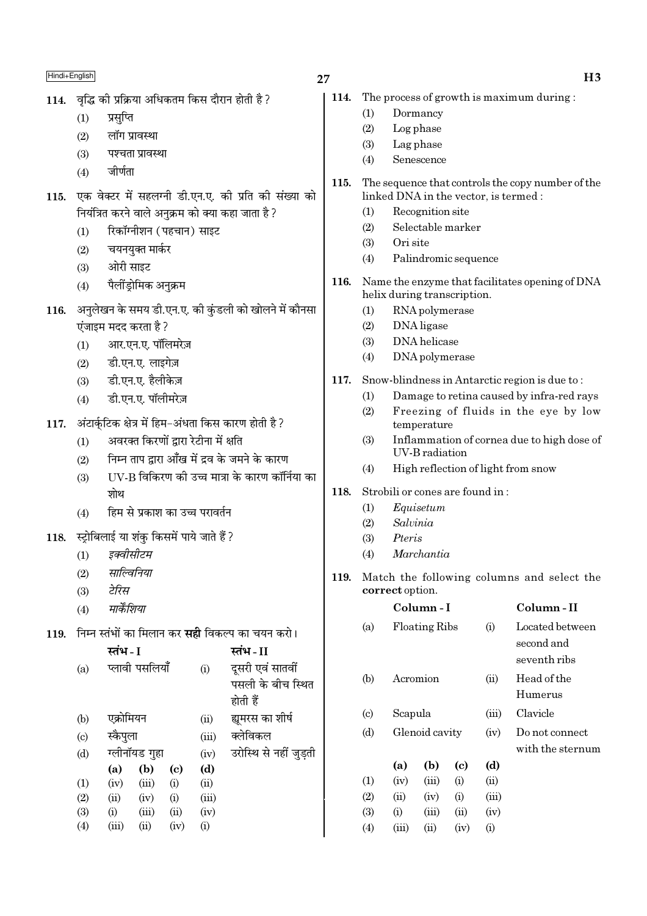114. वृद्धि की प्रक्रिया अधिकतम किस दौरान होती है ?

(1) प्रसुप्ति
(2) लॉग प्रावस्था
(3) पश्चता प्रावस्था
(4) जीर्णता

115. एक वेक्टर में सहलग्नी डी.एन.ए. की प्रति की संख्या को नियंत्रित करने वाले अनुक्रम को क्या कहा जाता है ?

(1) रिकॉग्नीशन (पहचान) साइट
(2) चयनयुक्त मार्कर
(3) ओरी साइट
(4) पैलींड्रोमिक अनुक्रम

116. अनुलेखन के समय डी.एन.ए. की कुंडली को खोलने में कौनसा एंजाइम मदद करता है ?

(1) आर.एन.ए. पॉलिमरेज़
(2) डी.एन.ए. लाइगेज़
(3) डी.एन.ए. हैलीकेज़
(4) डी.एन.ए. पॉलीमरेज़

117. अंटार्क्टिक क्षेत्र में हिम-अंधता किस कारण होती है ?

(1) अवरक्त किरणों द्वारा रेटीना में क्षति
(2) निम्न ताप द्वारा आँख में द्रव के जमने के कारण
(3) UV-B विकिरण की उच्च मात्रा के कारण कॉर्निया का शोथ
(4) हिम से प्रकाश का उच्च परावर्तन

118. स्ट्रोबिलाई या शंकु किसमें पाये जाते हैं ?

(1) *इक्वीसीटम*
(2) *साल्विनिया*
(3) *टेरिस*
(4) *मार्केशिया*

119. निम्न स्तंभों का मिलान कर **सही** विकल्प का चयन करो।

| | स्तंभ - I | | स्तंभ - II |
|---|---|---|---|
| (a) | प्लावी पसलियाँ | (i) | दूसरी एवं सातवीं पसली के बीच स्थित होती हैं |
| (b) | एक्रोमियन | (ii) | ह्यूमरस का शीर्ष |
| (c) | स्कैपुला | (iii) | क्लेविकल |
| (d) | ग्लीनॉयड गुहा | (iv) | उरोस्थि से नहीं जुड़ती |

| | (a) | (b) | (c) | (d) |
|---|---|---|---|---|
| (1) | (iv) | (iii) | (i) | (ii) |
| (2) | (ii) | (iv) | (i) | (iii) |
| (3) | (i) | (iii) | (ii) | (iv) |
| (4) | (iii) | (ii) | (iv) | (i) |

114. The process of growth is maximum during :

(1) Dormancy
(2) Log phase
(3) Lag phase
(4) Senescence

115. The sequence that controls the copy number of the linked DNA in the vector, is termed :

(1) Recognition site
(2) Selectable marker
(3) Ori site
(4) Palindromic sequence

116. Name the enzyme that facilitates opening of DNA helix during transcription.

(1) RNA polymerase
(2) DNA ligase
(3) DNA helicase
(4) DNA polymerase

117. Snow-blindness in Antarctic region is due to :

(1) Damage to retina caused by infra-red rays
(2) Freezing of fluids in the eye by low temperature
(3) Inflammation of cornea due to high dose of UV-B radiation
(4) High reflection of light from snow

118. Strobili or cones are found in :

(1) *Equisetum*
(2) *Salvinia*
(3) *Pteris*
(4) *Marchantia*

119. Match the following columns and select the **correct** option.

| | Column - I | | Column - II |
|---|---|---|---|
| (a) | Floating Ribs | (i) | Located between second and seventh ribs |
| (b) | Acromion | (ii) | Head of the Humerus |
| (c) | Scapula | (iii) | Clavicle |
| (d) | Glenoid cavity | (iv) | Do not connect with the sternum |

| | (a) | (b) | (c) | (d) |
|---|---|---|---|---|
| (1) | (iv) | (iii) | (i) | (ii) |
| (2) | (ii) | (iv) | (i) | (iii) |
| (3) | (i) | (iii) | (ii) | (iv) |
| (4) | (iii) | (ii) | (iv) | (i) |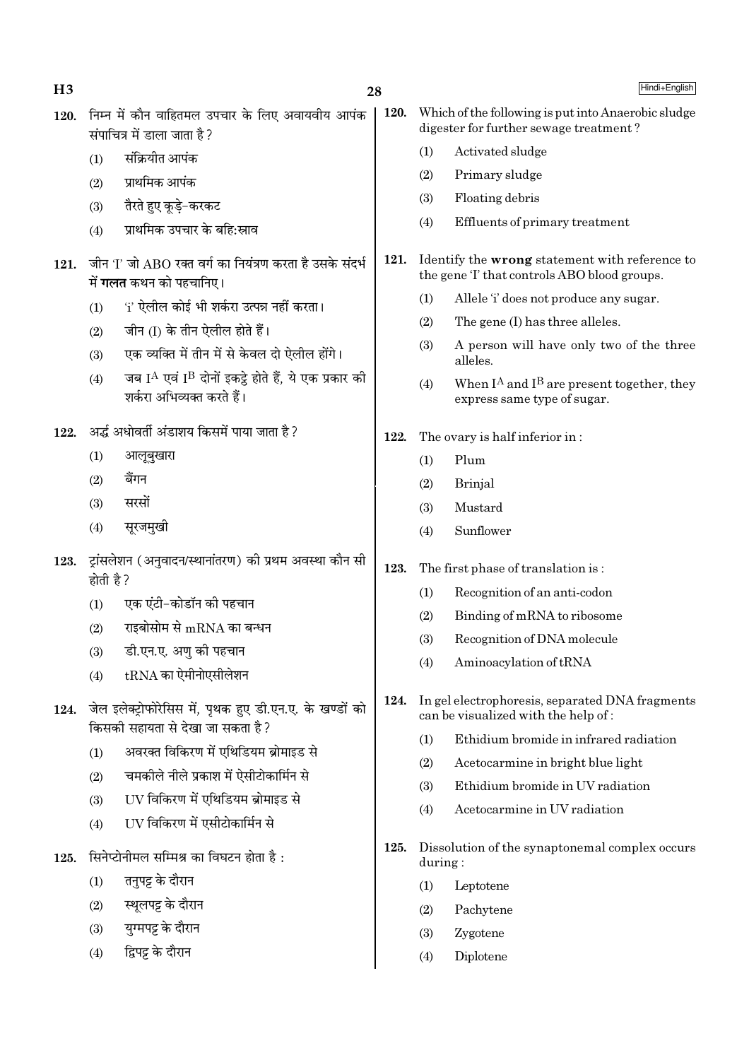120. निम्न में कौन वाहितमल उपचार के लिए अवायवीय आपंक संपाचित्र में डाला जाता है ?

(1) संक्रियीत आपंक

(2) प्राथमिक आपंक

(3) तैरते हुए कूड़े-करकट

(4) प्राथमिक उपचार के बहि:स्राव

121. जीन 'I' जो ABO रक्त वर्ग का नियंत्रण करता है उसके संदर्भ में **गलत** कथन को पहचानिए।

(1) 'i' ऐलील कोई भी शर्करा उत्पन्न नहीं करता।

(2) जीन (I) के तीन ऐलील होते हैं।

(3) एक व्यक्ति में तीन में से केवल दो ऐलील होंगे।

(4) जब $I^A$ एवं $I^B$ दोनों इकट्ठे होते हैं, ये एक प्रकार की शर्करा अभिव्यक्त करते हैं।

122. अर्द्ध अधोवर्ती अंडाशय किसमें पाया जाता है ?

(1) आलूबुखारा

(2) बैंगन

(3) सरसों

(4) सूरजमुखी

123. ट्रांसलेशन (अनुवादन/स्थानांतरण) की प्रथम अवस्था कौन सी होती है ?

(1) एक एंटी-कोडॉन की पहचान

(2) राइबोसोम से mRNA का बन्धन

(3) डी.एन.ए. अणु की पहचान

(4) tRNA का ऐमीनोएसीलेशन

124. जेल इलेक्ट्रोफोरेसिस में, पृथक हुए डी.एन.ए. के खण्डों को किसकी सहायता से देखा जा सकता है ?

(1) अवरक्त विकिरण में एथिडियम ब्रोमाइड से

(2) चमकीले नीले प्रकाश में ऐसीटोकार्मिन से

(3) UV विकिरण में एथिडियम ब्रोमाइड से

(4) UV विकिरण में एसीटोकार्मिन से

125. सिनेप्टोनीमल सम्मिश्र का विघटन होता है :

(1) तनुपट्ट के दौरान

(2) स्थूलपट्ट के दौरान

(3) युग्मपट्ट के दौरान

(4) द्विपट्ट के दौरान

120. Which of the following is put into Anaerobic sludge digester for further sewage treatment ?

(1) Activated sludge

(2) Primary sludge

(3) Floating debris

(4) Effluents of primary treatment

121. Identify the **wrong** statement with reference to the gene 'I' that controls ABO blood groups.

(1) Allele 'i' does not produce any sugar.

(2) The gene (I) has three alleles.

(3) A person will have only two of the three alleles.

(4) When $I^A$ and $I^B$ are present together, they express same type of sugar.

122. The ovary is half inferior in :

(1) Plum

(2) Brinjal

(3) Mustard

(4) Sunflower

123. The first phase of translation is :

(1) Recognition of an anti-codon

(2) Binding of mRNA to ribosome

(3) Recognition of DNA molecule

(4) Aminoacylation of tRNA

124. In gel electrophoresis, separated DNA fragments can be visualized with the help of :

(1) Ethidium bromide in infrared radiation

(2) Acetocarmine in bright blue light

(3) Ethidium bromide in UV radiation

(4) Acetocarmine in UV radiation

125. Dissolution of the synaptonemal complex occurs during :

(1) Leptotene

(2) Pachytene

(3) Zygotene

(4) Diplotene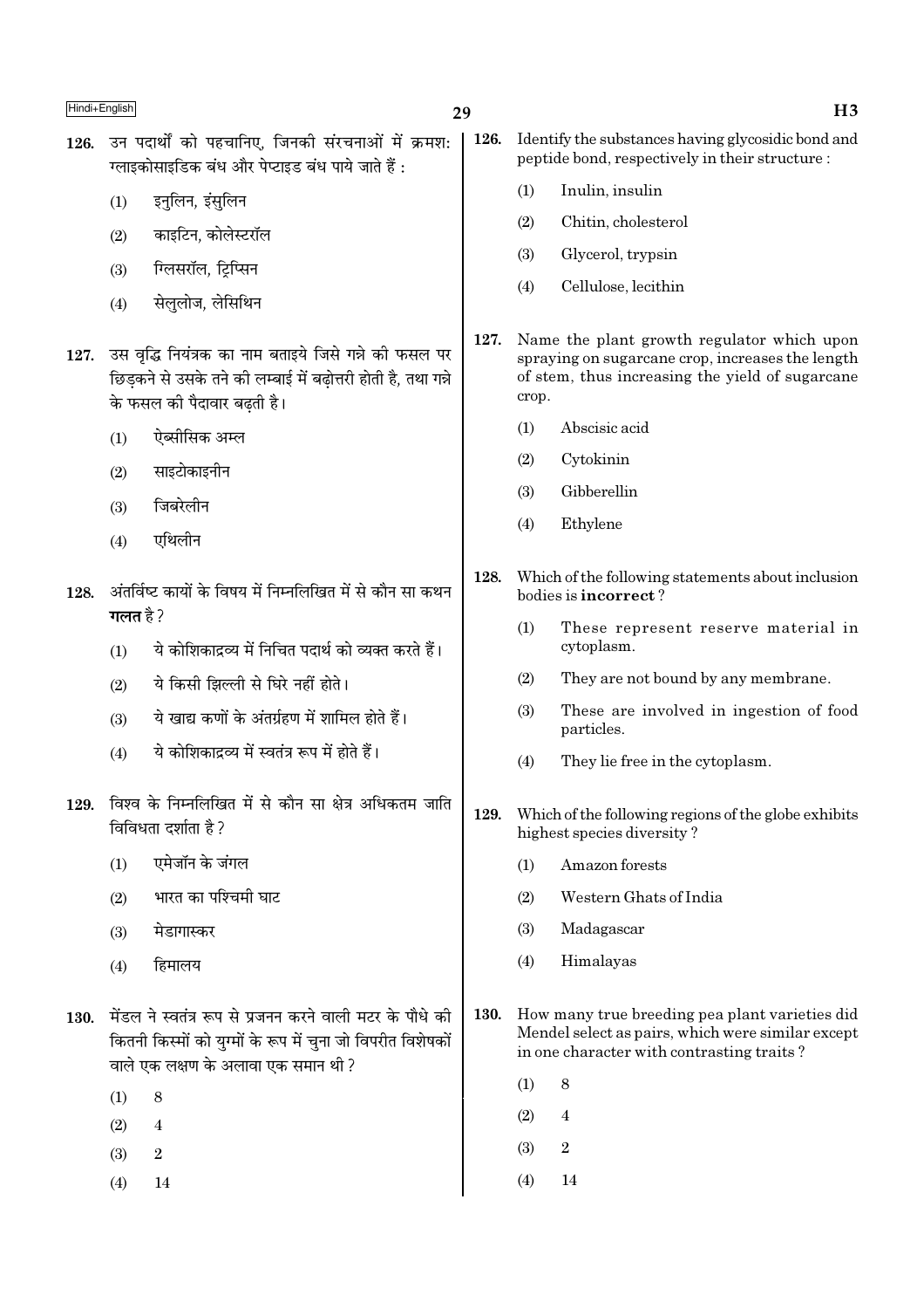126. उन पदार्थों को पहचानिए, जिनकी संरचनाओं में क्रमश: ग्लाइकोसाइडिक बंध और पेप्टाइड बंध पाये जाते हैं :

(1) इनुलिन, इंसुलिन

(2) काइटिन, कोलेस्टरॉल

(3) ग्लिसरॉल, ट्रिप्सिन

(4) सेलुलोज, लेसिथिन

127. उस वृद्धि नियंत्रक का नाम बताइये जिसे गन्ने की फसल पर छिड़कने से उसके तने की लम्बाई में बढ़ोत्तरी होती है, तथा गन्ने के फसल की पैदावार बढ़ती है।

(1) ऐब्सीसिक अम्ल

(2) साइटोकाइनीन

(3) जिबरेलीन

(4) एथिलीन

128. अंतर्विष्ट कायों के विषय में निम्नलिखित में से कौन सा कथन **गलत** है ?

(1) ये कोशिकाद्रव्य में निचित पदार्थ को व्यक्त करते हैं।

(2) ये किसी झिल्ली से घिरे नहीं होते।

(3) ये खाद्य कणों के अंतर्ग्रहण में शामिल होते हैं।

(4) ये कोशिकाद्रव्य में स्वतंत्र रूप में होते हैं।

129. विश्व के निम्नलिखित में से कौन सा क्षेत्र अधिकतम जाति विविधता दर्शाता है ?

(1) एमेजॉन के जंगल

(2) भारत का पश्चिमी घाट

(3) मेडागास्कर

(4) हिमालय

130. मेंडल ने स्वतंत्र रूप से प्रजनन करने वाली मटर के पौधे की कितनी किस्मों को युग्मों के रूप में चुना जो विपरीत विशेषकों वाले एक लक्षण के अलावा एक समान थी ?

(1) 8

(2) 4

(3) 2

(4) 14

126. Identify the substances having glycosidic bond and peptide bond, respectively in their structure :

(1) Inulin, insulin

(2) Chitin, cholesterol

(3) Glycerol, trypsin

(4) Cellulose, lecithin

127. Name the plant growth regulator which upon spraying on sugarcane crop, increases the length of stem, thus increasing the yield of sugarcane crop.

(1) Abscisic acid

(2) Cytokinin

(3) Gibberellin

(4) Ethylene

128. Which of the following statements about inclusion bodies is **incorrect** ?

(1) These represent reserve material in cytoplasm.

(2) They are not bound by any membrane.

(3) These are involved in ingestion of food particles.

(4) They lie free in the cytoplasm.

129. Which of the following regions of the globe exhibits highest species diversity ?

(1) Amazon forests

(2) Western Ghats of India

(3) Madagascar

(4) Himalayas

130. How many true breeding pea plant varieties did Mendel select as pairs, which were similar except in one character with contrasting traits ?

(1) 8

(2) 4

(3) 2

(4) 14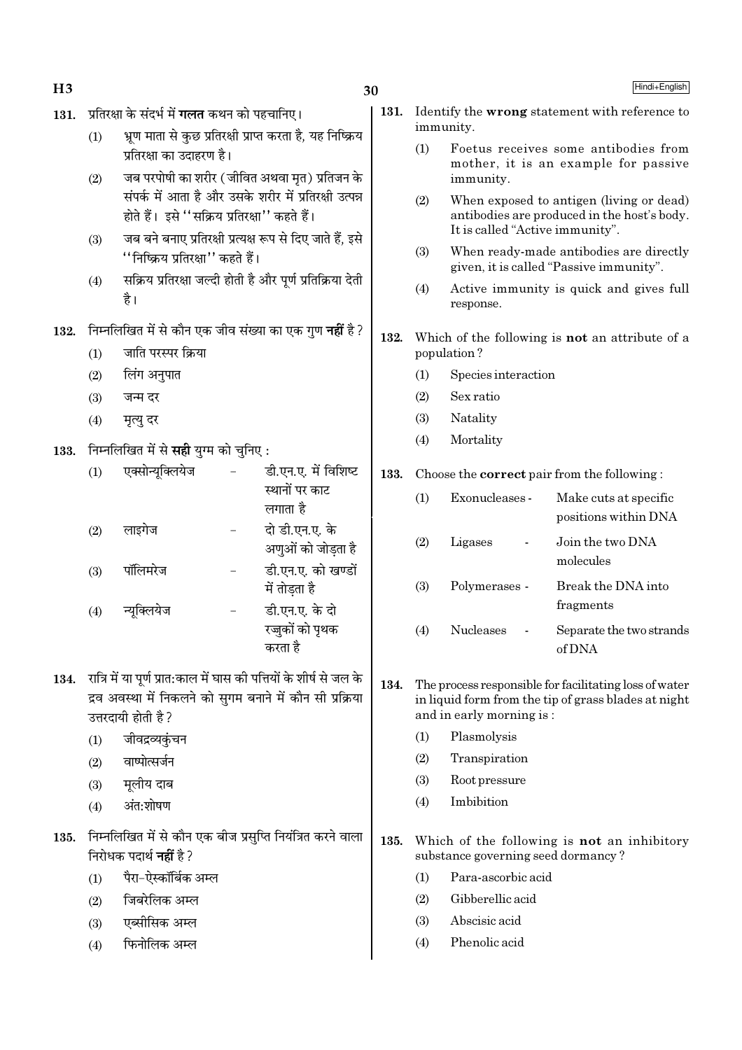131. प्रतिरक्षा के संदर्भ में **गलत** कथन को पहचानिए।

(1) भ्रूण माता से कुछ प्रतिरक्षी प्राप्त करता है, यह निष्क्रिय प्रतिरक्षा का उदाहरण है।

(2) जब परपोषी का शरीर (जीवित अथवा मृत) प्रतिजन के संपर्क में आता है और उसके शरीर में प्रतिरक्षी उत्पन्न होते हैं। इसे ''सक्रिय प्रतिरक्षा'' कहते हैं।

(3) जब बने बनाए प्रतिरक्षी प्रत्यक्ष रूप से दिए जाते हैं, इसे ''निष्क्रिय प्रतिरक्षा'' कहते हैं।

(4) सक्रिय प्रतिरक्षा जल्दी होती है और पूर्ण प्रतिक्रिया देती है।

132. निम्नलिखित में से कौन एक जीव संख्या का एक गुण **नहीं** है ?

(1) जाति परस्पर क्रिया

(2) लिंग अनुपात

(3) जन्म दर

(4) मृत्यु दर

133. निम्नलिखित में से **सही** युग्म को चुनिए :

(1) एक्सोन्यूक्लियेज - डी.एन.ए. में विशिष्ट स्थानों पर काट लगाता है

(2) लाइगेज - दो डी.एन.ए. के अणुओं को जोड़ता है

(3) पॉलिमरेज - डी.एन.ए. को खण्डों में तोड़ता है

(4) न्यूक्लियेज - डी.एन.ए. के दो रज्जुकों को पृथक करता है

134. रात्रि में या पूर्ण प्रात:काल में घास की पत्तियों के शीर्ष से जल के द्रव अवस्था में निकलने को सुगम बनाने में कौन सी प्रक्रिया उत्तरदायी होती है ?

(1) जीवद्रव्यकुंचन

(2) वाष्पोत्सर्जन

(3) मूलीय दाब

(4) अंत:शोषण

135. निम्नलिखित में से कौन एक बीज प्रसुप्ति नियंत्रित करने वाला निरोधक पदार्थ **नहीं** है ?

(1) पैरा-ऐस्कॉर्बिक अम्ल

(2) जिबरेलिक अम्ल

(3) एब्सीसिक अम्ल

(4) फिनोलिक अम्ल

131. Identify the **wrong** statement with reference to immunity.

(1) Foetus receives some antibodies from mother, it is an example for passive immunity.

(2) When exposed to antigen (living or dead) antibodies are produced in the host's body. It is called "Active immunity".

(3) When ready-made antibodies are directly given, it is called "Passive immunity".

(4) Active immunity is quick and gives full response.

132. Which of the following is **not** an attribute of a population ?

(1) Species interaction

(2) Sex ratio

(3) Natality

(4) Mortality

133. Choose the **correct** pair from the following :

(1) Exonucleases - Make cuts at specific positions within DNA

(2) Ligases - Join the two DNA molecules

(3) Polymerases - Break the DNA into fragments

(4) Nucleases - Separate the two strands of DNA

134. The process responsible for facilitating loss of water in liquid form from the tip of grass blades at night and in early morning is :

(1) Plasmolysis

(2) Transpiration

(3) Root pressure

(4) Imbibition

135. Which of the following is **not** an inhibitory substance governing seed dormancy ?

(1) Para-ascorbic acid

(2) Gibberellic acid

(3) Abscisic acid

(4) Phenolic acid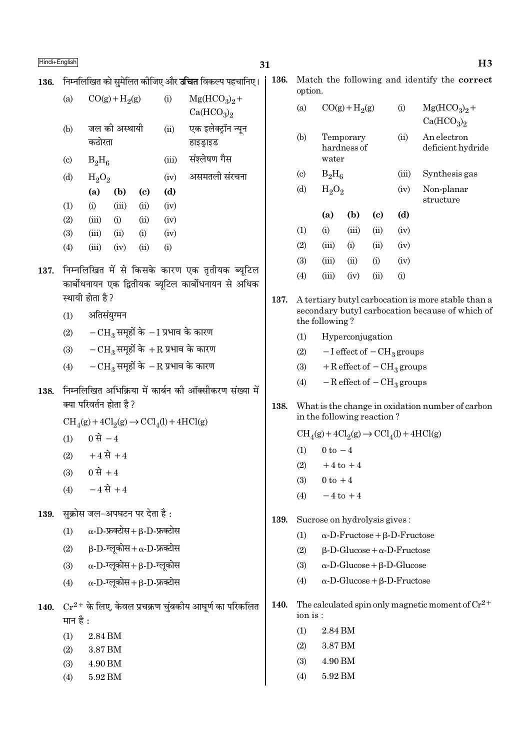**136.** निम्नलिखित को सुमेलित कीजिए और **उचित** विकल्प पहचानिए।

| | | | |
|---|---|---|---|
| (a) | $CO(g) + H_2(g)$ | (i) | $Mg(HCO_3)_2 + Ca(HCO_3)_2$ |
| (b) | जल की अस्थायी कठोरता | (ii) | एक इलेक्ट्रॉन न्यून हाइड्राइड |
| (c) | $B_2H_6$ | (iii) | संश्लेषण गैस |
| (d) | $H_2O_2$ | (iv) | असमतली संरचना |

| | (a) | (b) | (c) | (d) |
|---|---|---|---|---|
| (1) | (i) | (iii) | (ii) | (iv) |
| (2) | (iii) | (i) | (ii) | (iv) |
| (3) | (iii) | (ii) | (i) | (iv) |
| (4) | (iii) | (iv) | (ii) | (i) |

**137.** निम्नलिखित में से किसके कारण एक तृतीयक ब्यूटिल कार्बोधनायन एक द्वितीयक ब्यूटिल कार्बोधनायन से अधिक स्थायी होता है ?

(1) अतिसंयुग्मन

(2) $-CH_3$ समूहों के $-I$ प्रभाव के कारण

(3) $-CH_3$ समूहों के $+R$ प्रभाव के कारण

(4) $-CH_3$ समूहों के $-R$ प्रभाव के कारण

**138.** निम्नलिखित अभिक्रिया में कार्बन की ऑक्सीकरण संख्या में क्या परिवर्तन होता है ?

$$CH_4(g) + 4Cl_2(g) \rightarrow CCl_4(l) + 4HCl(g)$$

(1) 0 से $-4$

(2) $+4$ से $+4$

(3) 0 से $+4$

(4) $-4$ से $+4$

**139.** सुक्रोस जल-अपघटन पर देता है :

(1) $\alpha$-D-फ्रक्टोस + $\beta$-D-फ्रक्टोस

(2) $\beta$-D-ग्लूकोस + $\alpha$-D-फ्रक्टोस

(3) $\alpha$-D-ग्लूकोस + $\beta$-D-ग्लूकोस

(4) $\alpha$-D-ग्लूकोस + $\beta$-D-फ्रक्टोस

**140.** $Cr^{2+}$ के लिए, केवल प्रचक्रण चुंबकीय आघूर्ण का परिकलित मान है :

(1) 2.84 BM

(2) 3.87 BM

(3) 4.90 BM

(4) 5.92 BM

**136.** Match the following and identify the **correct** option.

| | | | |
|---|---|---|---|
| (a) | $CO(g) + H_2(g)$ | (i) | $Mg(HCO_3)_2 + Ca(HCO_3)_2$ |
| (b) | Temporary hardness of water | (ii) | An electron deficient hydride |
| (c) | $B_2H_6$ | (iii) | Synthesis gas |
| (d) | $H_2O_2$ | (iv) | Non-planar structure |

| | (a) | (b) | (c) | (d) |
|---|---|---|---|---|
| (1) | (i) | (iii) | (ii) | (iv) |
| (2) | (iii) | (i) | (ii) | (iv) |
| (3) | (iii) | (ii) | (i) | (iv) |
| (4) | (iii) | (iv) | (ii) | (i) |

**137.** A tertiary butyl carbocation is more stable than a secondary butyl carbocation because of which of the following ?

(1) Hyperconjugation

(2) $-I$ effect of $-CH_3$ groups

(3) $+R$ effect of $-CH_3$ groups

(4) $-R$ effect of $-CH_3$ groups

**138.** What is the change in oxidation number of carbon in the following reaction ?

$$CH_4(g) + 4Cl_2(g) \rightarrow CCl_4(l) + 4HCl(g)$$

(1) 0 to $-4$

(2) $+4$ to $+4$

(3) 0 to $+4$

(4) $-4$ to $+4$

**139.** Sucrose on hydrolysis gives :

(1) $\alpha$-D-Fructose + $\beta$-D-Fructose

(2) $\beta$-D-Glucose + $\alpha$-D-Fructose

(3) $\alpha$-D-Glucose + $\beta$-D-Glucose

(4) $\alpha$-D-Glucose + $\beta$-D-Fructose

**140.** The calculated spin only magnetic moment of $Cr^{2+}$ ion is :

(1) 2.84 BM

(2) 3.87 BM

(3) 4.90 BM

(4) 5.92 BM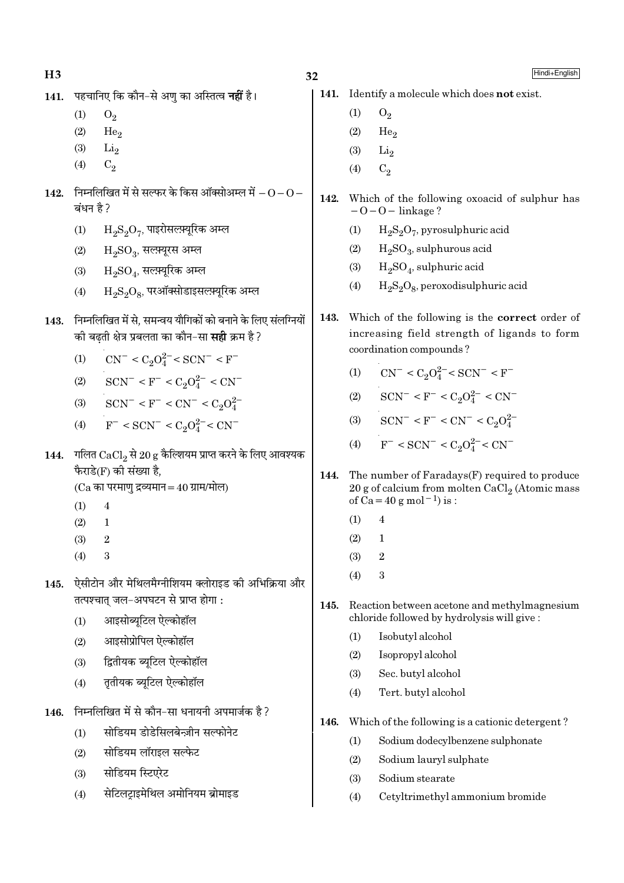141. पहचानिए कि कौन-से अणु का अस्तित्व **नहीं** है।

(1) $O_2$

(2) $He_2$

(3) $Li_2$

(4) $C_2$

142. निम्नलिखित में से सल्फर के किस ऑक्सोअम्ल में $-O-O-$ बंधन है ?

(1) $H_2S_2O_7$, पाइरोसल्फ़्यूरिक अम्ल

(2) $H_2SO_3$, सल्फ़्यूरस अम्ल

(3) $H_2SO_4$, सल्फ़्यूरिक अम्ल

(4) $H_2S_2O_8$, परऑक्सोडाइसल्फ़्यूरिक अम्ल

143. निम्नलिखित में से, समन्वय यौगिकों को बनाने के लिए संलग्नियों की बढ़ती क्षेत्र प्रबलता का कौन-सा **सही** क्रम है ?

(1) $CN^- < C_2O_4^{2-} < SCN^- < F^-$

(2) $SCN^- < F^- < C_2O_4^{2-} < CN^-$

(3) $SCN^- < F^- < CN^- < C_2O_4^{2-}$

(4) $F^- < SCN^- < C_2O_4^{2-} < CN^-$

144. गलित $CaCl_2$ से 20 g कैल्शियम प्राप्त करने के लिए आवश्यक फैराडे(F) की संख्या है,
(Ca का परमाणु द्रव्यमान = 40 ग्राम/मोल)

(1) 4

(2) 1

(3) 2

(4) 3

145. ऐसीटोन और मेथिलमैग्नीशियम क्लोराइड की अभिक्रिया और तत्पश्चात् जल-अपघटन से प्राप्त होगा :

(1) आइसोब्यूटिल ऐल्कोहॉल

(2) आइसोप्रोपिल ऐल्कोहॉल

(3) द्वितीयक ब्यूटिल ऐल्कोहॉल

(4) तृतीयक ब्यूटिल ऐल्कोहॉल

146. निम्नलिखित में से कौन-सा धनायनी अपमार्जक है ?

(1) सोडियम डोडेसिलबेन्ज़ीन सल्फोनेट

(2) सोडियम लॉराइल सल्फेट

(3) सोडियम स्टिएरेट

(4) सेटिलट्राइमेथिल अमोनियम ब्रोमाइड

141. Identify a molecule which does **not** exist.

(1) $O_2$

(2) $He_2$

(3) $Li_2$

(4) $C_2$

142. Which of the following oxoacid of sulphur has $-O-O-$ linkage ?

(1) $H_2S_2O_7$, pyrosulphuric acid

(2) $H_2SO_3$, sulphurous acid

(3) $H_2SO_4$, sulphuric acid

(4) $H_2S_2O_8$, peroxodisulphuric acid

143. Which of the following is the **correct** order of increasing field strength of ligands to form coordination compounds ?

(1) $CN^- < C_2O_4^{2-} < SCN^- < F^-$

(2) $SCN^- < F^- < C_2O_4^{2-} < CN^-$

(3) $SCN^- < F^- < CN^- < C_2O_4^{2-}$

(4) $F^- < SCN^- < C_2O_4^{2-} < CN^-$

144. The number of Faradays(F) required to produce 20 g of calcium from molten $CaCl_2$ (Atomic mass of Ca = 40 g $mol^{-1}$) is :

(1) 4

(2) 1

(3) 2

(4) 3

145. Reaction between acetone and methylmagnesium chloride followed by hydrolysis will give :

(1) Isobutyl alcohol

(2) Isopropyl alcohol

(3) Sec. butyl alcohol

(4) Tert. butyl alcohol

146. Which of the following is a cationic detergent ?

(1) Sodium dodecylbenzene sulphonate

(2) Sodium lauryl sulphate

(3) Sodium stearate

(4) Cetyltrimethyl ammonium bromide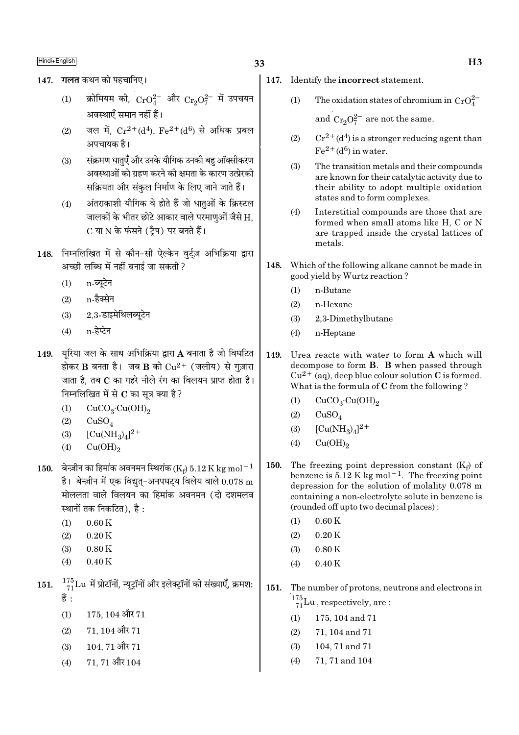147. **गलत** कथन को पहचानिए।

(1) क्रोमियम की, $CrO_4^{2-}$ और $Cr_2O_7^{2-}$ में उपचयन अवस्थाएँ समान नहीं हैं।

(2) जल में, $Cr^{2+}(d^4)$, $Fe^{2+}(d^6)$ से अधिक प्रबल अपचायक है।

(3) संक्रमण धातुएँ और उनके यौगिक उनकी बहु ऑक्सीकरण अवस्थाओं को ग्रहण करने की क्षमता के कारण उत्प्रेरकी सक्रियता और संकुल निर्माण के लिए जाने जाते हैं।

(4) अंतराकाशी यौगिक वे होते हैं जो धातुओं के क्रिस्टल जालकों के भीतर छोटे आकार वाले परमाणुओं जैसे H, C या N के फंसने (ट्रैप) पर बनते हैं।

148. निम्नलिखित में से कौन-सी ऐल्केन वुर्ट्ज़ अभिक्रिया द्वारा अच्छी लब्धि में नहीं बनाई जा सकती ?

(1) n-ब्यूटेन

(2) n-हैक्सेन

(3) 2,3-डाइमेथिलब्यूटेन

(4) n-हेप्टेन

149. यूरिया जल के साथ अभिक्रिया द्वारा **A** बनाता है जो विघटित होकर **B** बनता है। जब **B** को $Cu^{2+}$ (जलीय) से गुज़ारा जाता है, तब **C** का गहरे नीले रंग का विलयन प्राप्त होता है। निम्नलिखित में से **C** का सूत्र क्या है ?

(1) $CuCO_3 \cdot Cu(OH)_2$

(2) $CuSO_4$

(3) $[Cu(NH_3)_4]^{2+}$

(4) $Cu(OH)_2$

150. बेन्ज़ीन का हिमांक अवनमन स्थिरांक ($K_f$) 5.12 K kg mol$^{-1}$ है। बेन्ज़ीन में एक विद्युत्-अनपघट्य विलेय वाले 0.078 m मोललता वाले विलयन का हिमांक अवनमन (दो दशमलव स्थानों तक निकटित), है :

(1) 0.60 K

(2) 0.20 K

(3) 0.80 K

(4) 0.40 K

151. $^{175}_{71}Lu$ में प्रोटॉनों, न्यूट्रॉनों और इलेक्ट्रॉनों की संख्याएँ, क्रमशः हैं :

(1) 175, 104 और 71

(2) 71, 104 और 71

(3) 104, 71 और 71

(4) 71, 71 और 104

147. Identify the **incorrect** statement.

(1) The oxidation states of chromium in $CrO_4^{2-}$ and $Cr_2O_7^{2-}$ are not the same.

(2) $Cr^{2+}(d^4)$ is a stronger reducing agent than $Fe^{2+}(d^6)$ in water.

(3) The transition metals and their compounds are known for their catalytic activity due to their ability to adopt multiple oxidation states and to form complexes.

(4) Interstitial compounds are those that are formed when small atoms like H, C or N are trapped inside the crystal lattices of metals.

148. Which of the following alkane cannot be made in good yield by Wurtz reaction ?

(1) n-Butane

(2) n-Hexane

(3) 2,3-Dimethylbutane

(4) n-Heptane

149. Urea reacts with water to form **A** which will decompose to form **B**. **B** when passed through $Cu^{2+}$ (aq), deep blue colour solution **C** is formed. What is the formula of **C** from the following ?

(1) $CuCO_3 \cdot Cu(OH)_2$

(2) $CuSO_4$

(3) $[Cu(NH_3)_4]^{2+}$

(4) $Cu(OH)_2$

150. The freezing point depression constant ($K_f$) of benzene is 5.12 K kg mol$^{-1}$. The freezing point depression for the solution of molality 0.078 m containing a non-electrolyte solute in benzene is (rounded off upto two decimal places) :

(1) 0.60 K

(2) 0.20 K

(3) 0.80 K

(4) 0.40 K

151. The number of protons, neutrons and electrons in $^{175}_{71}Lu$, respectively, are :

(1) 175, 104 and 71

(2) 71, 104 and 71

(3) 104, 71 and 71

(4) 71, 71 and 104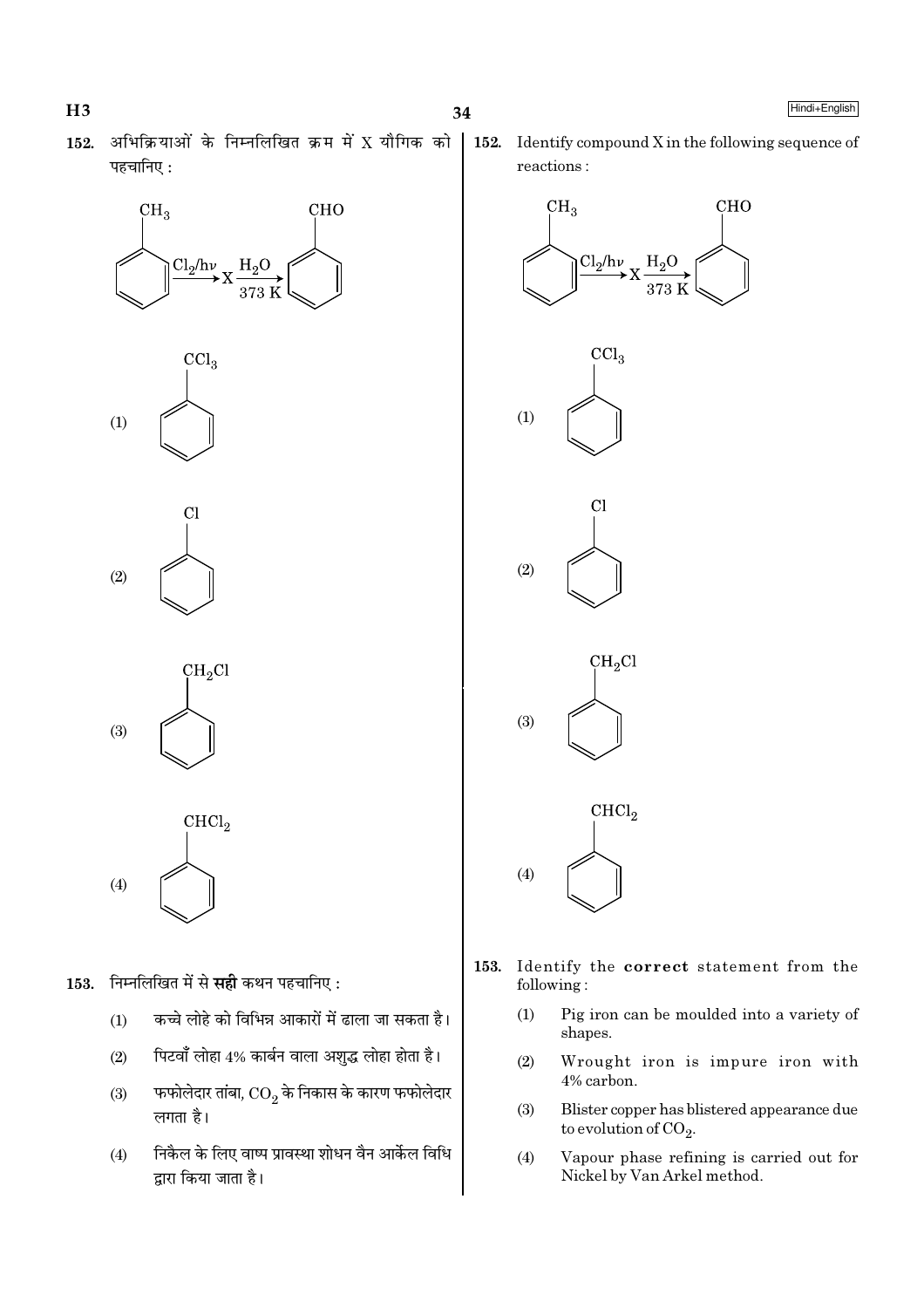152. अभिक्रियाओं के निम्नलिखित क्रम में X यौगिक को पहचानिए :

$$C_6H_5CH_3 \xrightarrow{Cl_2/h\nu} X \xrightarrow[373\ K]{H_2O} C_6H_5CHO$$

(1) $C_6H_5CCl_3$

(2) $C_6H_5Cl$

(3) $C_6H_5CH_2Cl$

(4) $C_6H_5CHCl_2$

153. निम्नलिखित में से **सही** कथन पहचानिए :

(1) कच्चे लोहे को विभिन्न आकारों में ढाला जा सकता है।

(2) पिटवाँ लोहा 4% कार्बन वाला अशुद्ध लोहा होता है।

(3) फफोलेदार तांबा, $CO_2$ के निकास के कारण फफोलेदार लगता है।

(4) निकैल के लिए वाष्प प्रावस्था शोधन वैन आर्केल विधि द्वारा किया जाता है।

152. Identify compound X in the following sequence of reactions :

$$C_6H_5CH_3 \xrightarrow{Cl_2/h\nu} X \xrightarrow[373\ K]{H_2O} C_6H_5CHO$$

(1) $C_6H_5CCl_3$

(2) $C_6H_5Cl$

(3) $C_6H_5CH_2Cl$

(4) $C_6H_5CHCl_2$

153. Identify the **correct** statement from the following :

(1) Pig iron can be moulded into a variety of shapes.

(2) Wrought iron is impure iron with 4% carbon.

(3) Blister copper has blistered appearance due to evolution of $CO_2$.

(4) Vapour phase refining is carried out for Nickel by Van Arkel method.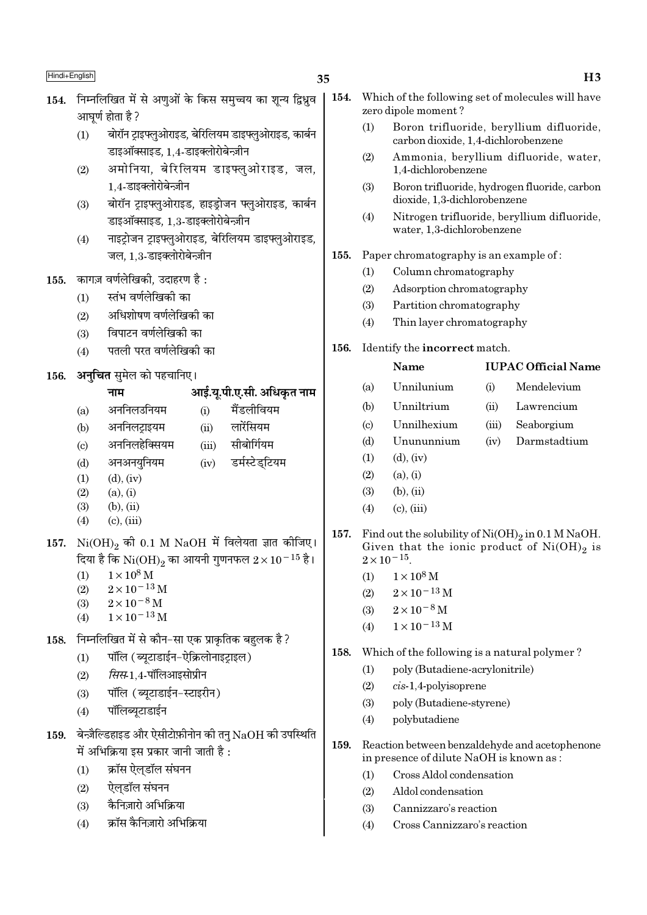154. निम्नलिखित में से अणुओं के किस समुच्चय का शून्य द्विध्रुव आघूर्ण होता है ?

(1) बोरॉन ट्राइफ्लुओराइड, बेरिलियम डाइफ्लुओराइड, कार्बन डाइऑक्साइड, 1,4-डाइक्लोरोबेन्ज़ीन

(2) अमोनिया, बेरिलियम डाइफ्लुओराइड, जल, 1,4-डाइक्लोरोबेन्ज़ीन

(3) बोरॉन ट्राइफ्लुओराइड, हाइड्रोजन फ्लुओराइड, कार्बन डाइऑक्साइड, 1,3-डाइक्लोरोबेन्ज़ीन

(4) नाइट्रोजन ट्राइफ्लुओराइड, बेरिलियम डाइफ्लुओराइड, जल, 1,3-डाइक्लोरोबेन्ज़ीन

155. कागज़ वर्णलेखिकी, उदाहरण है :

(1) स्तंभ वर्णलेखिकी का

(2) अधिशोषण वर्णलेखिकी का

(3) विपाटन वर्णलेखिकी का

(4) पतली परत वर्णलेखिकी का

156. **अनुचित** सुमेल को पहचानिए।

| | नाम | | आई.यू.पी.ए.सी. अधिकृत नाम |
|---|---|---|---|
| (a) | अननिलउनियम | (i) | मैंडलीवियम |
| (b) | अननिलट्राइयम | (ii) | लारेंसियम |
| (c) | अननिलहेक्सियम | (iii) | सीबोर्गियम |
| (d) | अनअनयुनियम | (iv) | डर्मस्टेड्टियम |

(1) (d), (iv)

(2) (a), (i)

(3) (b), (ii)

(4) (c), (iii)

157. $Ni(OH)_2$ की 0.1 M NaOH में विलेयता ज्ञात कीजिए। दिया है कि $Ni(OH)_2$ का आयनी गुणनफल $2 \times 10^{-15}$ है।

(1) $1 \times 10^{8}$ M

(2) $2 \times 10^{-13}$ M

(3) $2 \times 10^{-8}$ M

(4) $1 \times 10^{-13}$ M

158. निम्नलिखित में से कौन-सा एक प्राकृतिक बहुलक है ?

(1) पॉलि (ब्यूटाडाईन-ऐक्रिलोनाइट्राइल)

(2) *सिस*-1,4-पॉलिआइसोप्रीन

(3) पॉलि (ब्यूटाडाईन-स्टाइरीन)

(4) पॉलिब्यूटाडाईन

159. बेन्ज़ैल्डिहाइड और ऐसीटोफ़ीनोन की तनु NaOH की उपस्थिति में अभिक्रिया इस प्रकार जानी जाती है :

(1) क्रॉस ऐल्डॉल संघनन

(2) ऐल्डॉल संघनन

(3) कैनिज़ारो अभिक्रिया

(4) क्रॉस कैनिज़ारो अभिक्रिया

154. Which of the following set of molecules will have zero dipole moment ?

(1) Boron trifluoride, beryllium difluoride, carbon dioxide, 1,4-dichlorobenzene

(2) Ammonia, beryllium difluoride, water, 1,4-dichlorobenzene

(3) Boron trifluoride, hydrogen fluoride, carbon dioxide, 1,3-dichlorobenzene

(4) Nitrogen trifluoride, beryllium difluoride, water, 1,3-dichlorobenzene

155. Paper chromatography is an example of :

(1) Column chromatography

(2) Adsorption chromatography

(3) Partition chromatography

(4) Thin layer chromatography

156. Identify the **incorrect** match.

| | Name | | IUPAC Official Name |
|---|---|---|---|
| (a) | Unnilunium | (i) | Mendelevium |
| (b) | Unniltrium | (ii) | Lawrencium |
| (c) | Unnilhexium | (iii) | Seaborgium |
| (d) | Unununnium | (iv) | Darmstadtium |

(1) (d), (iv)

(2) (a), (i)

(3) (b), (ii)

(4) (c), (iii)

157. Find out the solubility of $Ni(OH)_2$ in 0.1 M NaOH. Given that the ionic product of $Ni(OH)_2$ is $2 \times 10^{-15}$.

(1) $1 \times 10^{8}$ M

(2) $2 \times 10^{-13}$ M

(3) $2 \times 10^{-8}$ M

(4) $1 \times 10^{-13}$ M

158. Which of the following is a natural polymer ?

(1) poly (Butadiene-acrylonitrile)

(2) *cis*-1,4-polyisoprene

(3) poly (Butadiene-styrene)

(4) polybutadiene

159. Reaction between benzaldehyde and acetophenone in presence of dilute NaOH is known as :

(1) Cross Aldol condensation

(2) Aldol condensation

(3) Cannizzaro's reaction

(4) Cross Cannizzaro's reaction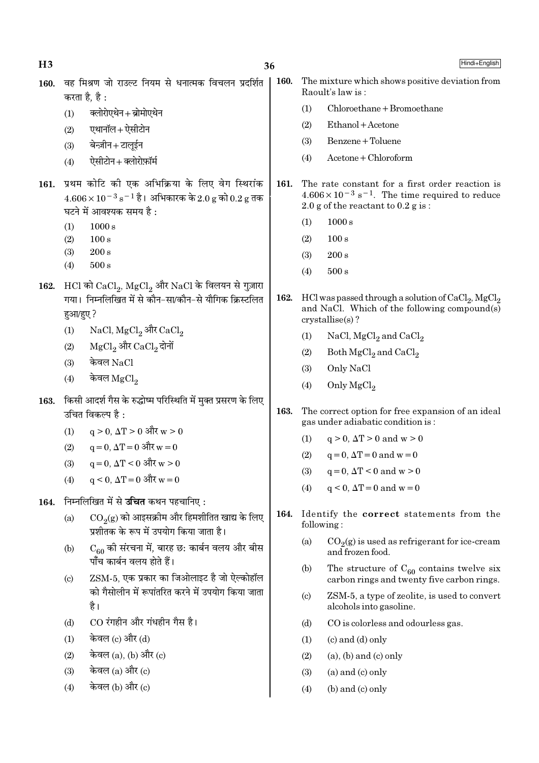**160.** वह मिश्रण जो राउल्ट नियम से धनात्मक विचलन प्रदर्शित करता है, है :

(1) क्लोरोएथेन + ब्रोमोएथेन

(2) एथानॉल + ऐसीटोन

(3) बेन्ज़ीन + टालूईन

(4) ऐसीटोन + क्लोरोफ़ॉर्म

**160.** The mixture which shows positive deviation from Raoult's law is :

(1) Chloroethane + Bromoethane

(2) Ethanol + Acetone

(3) Benzene + Toluene

(4) Acetone + Chloroform

**161.** प्रथम कोटि की एक अभिक्रिया के लिए वेग स्थिरांक $4.606 \times 10^{-3}\ s^{-1}$ है। अभिकारक के 2.0 g को 0.2 g तक घटने में आवश्यक समय है :

(1) 1000 s

(2) 100 s

(3) 200 s

(4) 500 s

**161.** The rate constant for a first order reaction is $4.606 \times 10^{-3}\ s^{-1}$. The time required to reduce 2.0 g of the reactant to 0.2 g is :

(1) 1000 s

(2) 100 s

(3) 200 s

(4) 500 s

**162.** HCl को $CaCl_2$, $MgCl_2$ और NaCl के विलयन से गुज़ारा गया। निम्नलिखित में से कौन-सा/कौन-से यौगिक क्रिस्टलित हुआ/हुए ?

(1) NaCl, $MgCl_2$ और $CaCl_2$

(2) $MgCl_2$ और $CaCl_2$ दोनों

(3) केवल NaCl

(4) केवल $MgCl_2$

**162.** HCl was passed through a solution of $CaCl_2$, $MgCl_2$ and NaCl. Which of the following compound(s) crystallise(s) ?

(1) NaCl, $MgCl_2$ and $CaCl_2$

(2) Both $MgCl_2$ and $CaCl_2$

(3) Only NaCl

(4) Only $MgCl_2$

**163.** किसी आदर्श गैस के रुद्धोष्म परिस्थिति में मुक्त प्रसरण के लिए उचित विकल्प है :

(1) $q > 0$, $\Delta T > 0$ और $w > 0$

(2) $q = 0$, $\Delta T = 0$ और $w = 0$

(3) $q = 0$, $\Delta T < 0$ और $w > 0$

(4) $q < 0$, $\Delta T = 0$ और $w = 0$

**163.** The correct option for free expansion of an ideal gas under adiabatic condition is :

(1) $q > 0$, $\Delta T > 0$ and $w > 0$

(2) $q = 0$, $\Delta T = 0$ and $w = 0$

(3) $q = 0$, $\Delta T < 0$ and $w > 0$

(4) $q < 0$, $\Delta T = 0$ and $w = 0$

**164.** निम्नलिखित में से **उचित** कथन पहचानिए :

(a) $CO_2$(g) को आइसक्रीम और हिमशीतित खाद्य के लिए प्रशीतक के रूप में उपयोग किया जाता है।

(b) $C_{60}$ की संरचना में, बारह छ: कार्बन वलय और बीस पाँच कार्बन वलय होते हैं।

(c) ZSM-5, एक प्रकार का जिओलाइट है जो ऐल्कोहॉल को गैसोलीन में रूपांतरित करने में उपयोग किया जाता है।

(d) CO रंगहीन और गंधहीन गैस है।

(1) केवल (c) और (d)

(2) केवल (a), (b) और (c)

(3) केवल (a) और (c)

(4) केवल (b) और (c)

**164.** Identify the **correct** statements from the following :

(a) $CO_2$(g) is used as refrigerant for ice-cream and frozen food.

(b) The structure of $C_{60}$ contains twelve six carbon rings and twenty five carbon rings.

(c) ZSM-5, a type of zeolite, is used to convert alcohols into gasoline.

(d) CO is colorless and odourless gas.

(1) (c) and (d) only

(2) (a), (b) and (c) only

(3) (a) and (c) only

(4) (b) and (c) only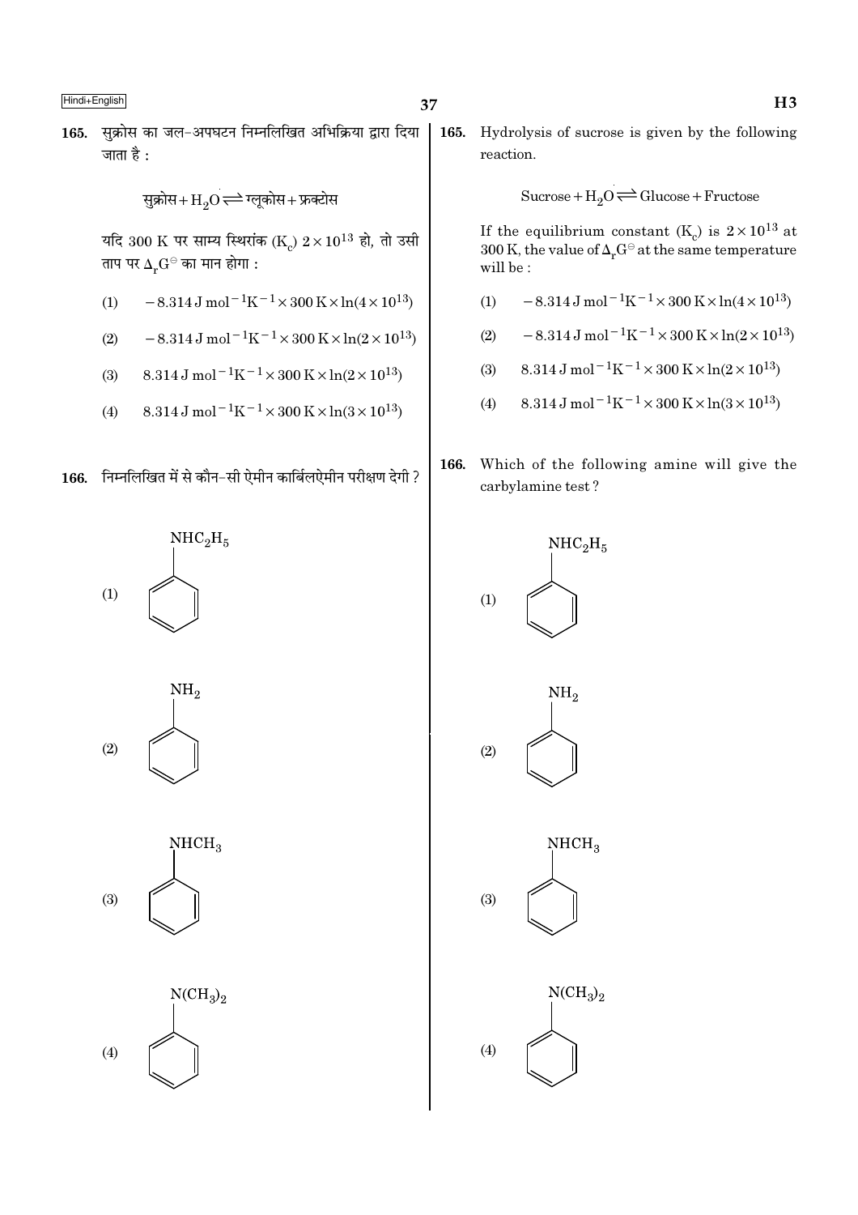**165.** सुक्रोस का जल-अपघटन निम्नलिखित अभिक्रिया द्वारा दिया जाता है :

$$\text{सुक्रोस} + H_2O \rightleftharpoons \text{ग्लूकोस} + \text{फ्रक्टोस}$$

यदि 300 K पर साम्य स्थिरांक $(K_c)$ $2 \times 10^{13}$ हो, तो उसी ताप पर $\Delta_r G^{\ominus}$ का मान होगा :

(1) $-8.314\,\text{J mol}^{-1}\text{K}^{-1} \times 300\,\text{K} \times \ln(4 \times 10^{13})$

(2) $-8.314\,\text{J mol}^{-1}\text{K}^{-1} \times 300\,\text{K} \times \ln(2 \times 10^{13})$

(3) $8.314\,\text{J mol}^{-1}\text{K}^{-1} \times 300\,\text{K} \times \ln(2 \times 10^{13})$

(4) $8.314\,\text{J mol}^{-1}\text{K}^{-1} \times 300\,\text{K} \times \ln(3 \times 10^{13})$

**166.** निम्नलिखित में से कौन-सी ऐमीन कार्बिलऐमीन परीक्षण देगी ?

(1) $C_6H_5$–$NHC_2H_5$

(2) $C_6H_5$–$NH_2$

(3) $C_6H_5$–$NHCH_3$

(4) $C_6H_5$–$N(CH_3)_2$

**165.** Hydrolysis of sucrose is given by the following reaction.

$$\text{Sucrose} + H_2O \rightleftharpoons \text{Glucose} + \text{Fructose}$$

If the equilibrium constant $(K_c)$ is $2 \times 10^{13}$ at 300 K, the value of $\Delta_r G^{\ominus}$ at the same temperature will be :

(1) $-8.314\,\text{J mol}^{-1}\text{K}^{-1} \times 300\,\text{K} \times \ln(4 \times 10^{13})$

(2) $-8.314\,\text{J mol}^{-1}\text{K}^{-1} \times 300\,\text{K} \times \ln(2 \times 10^{13})$

(3) $8.314\,\text{J mol}^{-1}\text{K}^{-1} \times 300\,\text{K} \times \ln(2 \times 10^{13})$

(4) $8.314\,\text{J mol}^{-1}\text{K}^{-1} \times 300\,\text{K} \times \ln(3 \times 10^{13})$

**166.** Which of the following amine will give the carbylamine test ?

(1) $C_6H_5$–$NHC_2H_5$

(2) $C_6H_5$–$NH_2$

(3) $C_6H_5$–$NHCH_3$

(4) $C_6H_5$–$N(CH_3)_2$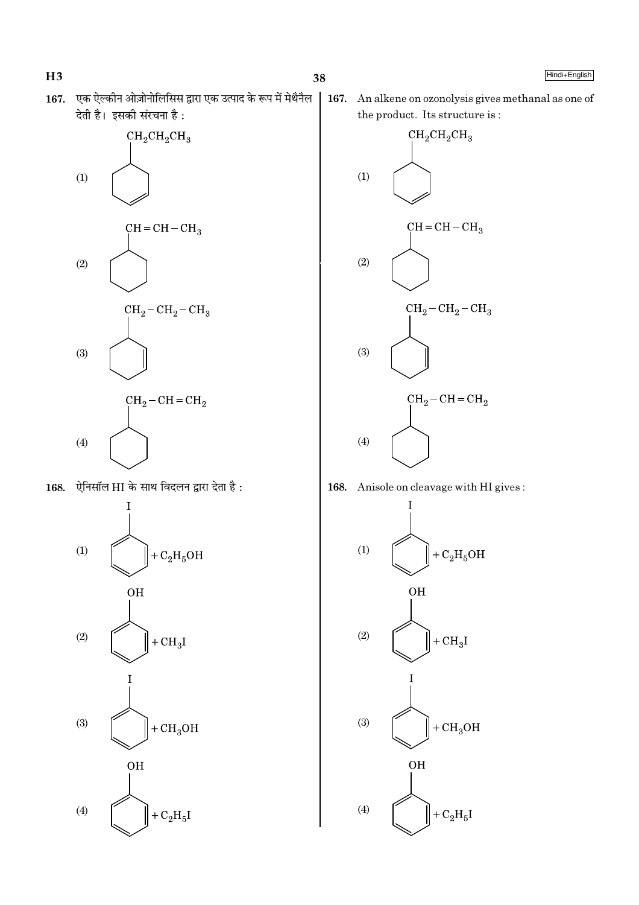**167.** एक ऐल्कीन ओज़ोनोलिसिस द्वारा एक उत्पाद के रूप में मेथैनैल देती है। इसकी संरचना है :

**167.** An alkene on ozonolysis gives methanal as one of the product. Its structure is :

(1) Cyclohexene ring with $CH_2CH_2CH_3$ substituent (double bond in ring, away from substituent)

(2) Cyclohexane ring with $CH=CH-CH_3$ substituent

(3) Cyclohexene ring with $CH_2-CH_2-CH_3$ substituent (double bond adjacent to substituted carbon)

(4) Cyclohexane ring with $CH_2-CH=CH_2$ substituent

**168.** ऐनिसॉल HI के साथ विदलन द्वारा देता है :

**168.** Anisole on cleavage with HI gives :

(1) Iodobenzene (benzene ring with I) $+ C_2H_5OH$

(2) Phenol (benzene ring with OH) $+ CH_3I$

(3) Iodobenzene (benzene ring with I) $+ CH_3OH$

(4) Phenol (benzene ring with OH) $+ C_2H_5I$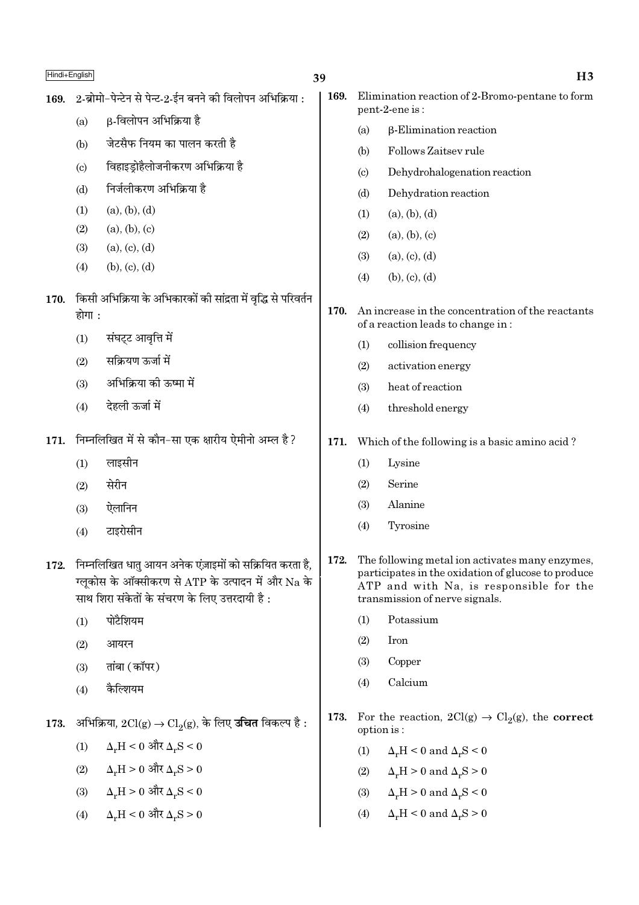169. 2-ब्रोमो-पेन्टेन से पेन्ट-2-ईन बनने की विलोपन अभिक्रिया :

(a) β-विलोपन अभिक्रिया है

(b) जेटसैफ नियम का पालन करती है

(c) विहाइड्रोहैलोजनीकरण अभिक्रिया है

(d) निर्जलीकरण अभिक्रिया है

(1) (a), (b), (d)

(2) (a), (b), (c)

(3) (a), (c), (d)

(4) (b), (c), (d)

170. किसी अभिक्रिया के अभिकारकों की सांद्रता में वृद्धि से परिवर्तन होगा :

(1) संघट्ट आवृत्ति में

(2) सक्रियण ऊर्जा में

(3) अभिक्रिया की ऊष्मा में

(4) देहली ऊर्जा में

171. निम्नलिखित में से कौन-सा एक क्षारीय ऐमीनो अम्ल है?

(1) लाइसीन

(2) सेरीन

(3) ऐलानिन

(4) टाइरोसीन

172. निम्नलिखित धातु आयन अनेक एंज़ाइमों को सक्रियित करता है, ग्लूकोस के ऑक्सीकरण से ATP के उत्पादन में और Na के साथ शिरा संकेतों के संचरण के लिए उत्तरदायी है :

(1) पोटैशियम

(2) आयरन

(3) तांबा (कॉपर)

(4) कैल्शियम

173. अभिक्रिया, $2Cl(g) \rightarrow Cl_2(g)$, के लिए **उचित** विकल्प है :

(1) $\Delta_r H < 0$ और $\Delta_r S < 0$

(2) $\Delta_r H > 0$ और $\Delta_r S > 0$

(3) $\Delta_r H > 0$ और $\Delta_r S < 0$

(4) $\Delta_r H < 0$ और $\Delta_r S > 0$

169. Elimination reaction of 2-Bromo-pentane to form pent-2-ene is :

(a) β-Elimination reaction

(b) Follows Zaitsev rule

(c) Dehydrohalogenation reaction

(d) Dehydration reaction

(1) (a), (b), (d)

(2) (a), (b), (c)

(3) (a), (c), (d)

(4) (b), (c), (d)

170. An increase in the concentration of the reactants of a reaction leads to change in :

(1) collision frequency

(2) activation energy

(3) heat of reaction

(4) threshold energy

171. Which of the following is a basic amino acid ?

(1) Lysine

(2) Serine

(3) Alanine

(4) Tyrosine

172. The following metal ion activates many enzymes, participates in the oxidation of glucose to produce ATP and with Na, is responsible for the transmission of nerve signals.

(1) Potassium

(2) Iron

(3) Copper

(4) Calcium

173. For the reaction, $2Cl(g) \rightarrow Cl_2(g)$, the **correct** option is :

(1) $\Delta_r H < 0$ and $\Delta_r S < 0$

(2) $\Delta_r H > 0$ and $\Delta_r S > 0$

(3) $\Delta_r H > 0$ and $\Delta_r S < 0$

(4) $\Delta_r H < 0$ and $\Delta_r S > 0$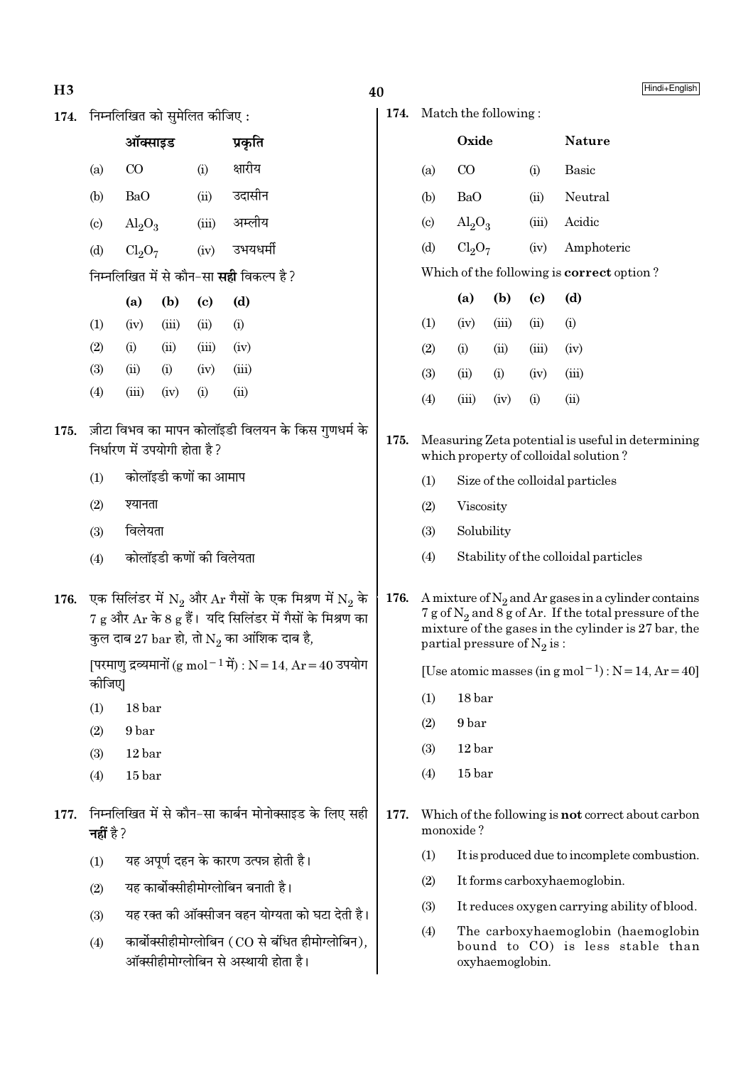174. निम्नलिखित को सुमेलित कीजिए :

| | ऑक्साइड | | प्रकृति |
|---|---|---|---|
| (a) | CO | (i) | क्षारीय |
| (b) | BaO | (ii) | उदासीन |
| (c) | $Al_2O_3$ | (iii) | अम्लीय |
| (d) | $Cl_2O_7$ | (iv) | उभयधर्मी |

निम्नलिखित में से कौन-सा **सही** विकल्प है ?

| | (a) | (b) | (c) | (d) |
|---|---|---|---|---|
| (1) | (iv) | (iii) | (ii) | (i) |
| (2) | (i) | (ii) | (iii) | (iv) |
| (3) | (ii) | (i) | (iv) | (iii) |
| (4) | (iii) | (iv) | (i) | (ii) |

175. ज़ीटा विभव का मापन कोलॉइडी विलयन के किस गुणधर्म के निर्धारण में उपयोगी होता है ?

(1) कोलॉइडी कणों का आमाप

(2) श्यानता

(3) विलेयता

(4) कोलॉइडी कणों की विलेयता

176. एक सिलिंडर में $N_2$ और Ar गैसों के एक मिश्रण में $N_2$ के 7 g और Ar के 8 g हैं। यदि सिलिंडर में गैसों के मिश्रण का कुल दाब 27 bar हो, तो $N_2$ का आंशिक दाब है,

[परमाणु द्रव्यमानों (g $mol^{-1}$ में) : N = 14, Ar = 40 उपयोग कीजिए]

(1) 18 bar

(2) 9 bar

(3) 12 bar

(4) 15 bar

177. निम्नलिखित में से कौन-सा कार्बन मोनोक्साइड के लिए सही **नहीं** है ?

(1) यह अपूर्ण दहन के कारण उत्पन्न होती है।

(2) यह कार्बोक्सीहीमोग्लोबिन बनाती है।

(3) यह रक्त की ऑक्सीजन वहन योग्यता को घटा देती है।

(4) कार्बोक्सीहीमोग्लोबिन (CO से बंधित हीमोग्लोबिन), ऑक्सीहीमोग्लोबिन से अस्थायी होता है।

174. Match the following :

| | Oxide | | Nature |
|---|---|---|---|
| (a) | CO | (i) | Basic |
| (b) | BaO | (ii) | Neutral |
| (c) | $Al_2O_3$ | (iii) | Acidic |
| (d) | $Cl_2O_7$ | (iv) | Amphoteric |

Which of the following is **correct** option ?

| | (a) | (b) | (c) | (d) |
|---|---|---|---|---|
| (1) | (iv) | (iii) | (ii) | (i) |
| (2) | (i) | (ii) | (iii) | (iv) |
| (3) | (ii) | (i) | (iv) | (iii) |
| (4) | (iii) | (iv) | (i) | (ii) |

175. Measuring Zeta potential is useful in determining which property of colloidal solution ?

(1) Size of the colloidal particles

(2) Viscosity

(3) Solubility

(4) Stability of the colloidal particles

176. A mixture of $N_2$ and Ar gases in a cylinder contains 7 g of $N_2$ and 8 g of Ar. If the total pressure of the mixture of the gases in the cylinder is 27 bar, the partial pressure of $N_2$ is :

[Use atomic masses (in g $mol^{-1}$) : N = 14, Ar = 40]

(1) 18 bar

(2) 9 bar

(3) 12 bar

(4) 15 bar

177. Which of the following is **not** correct about carbon monoxide ?

(1) It is produced due to incomplete combustion.

(2) It forms carboxyhaemoglobin.

(3) It reduces oxygen carrying ability of blood.

(4) The carboxyhaemoglobin (haemoglobin bound to CO) is less stable than oxyhaemoglobin.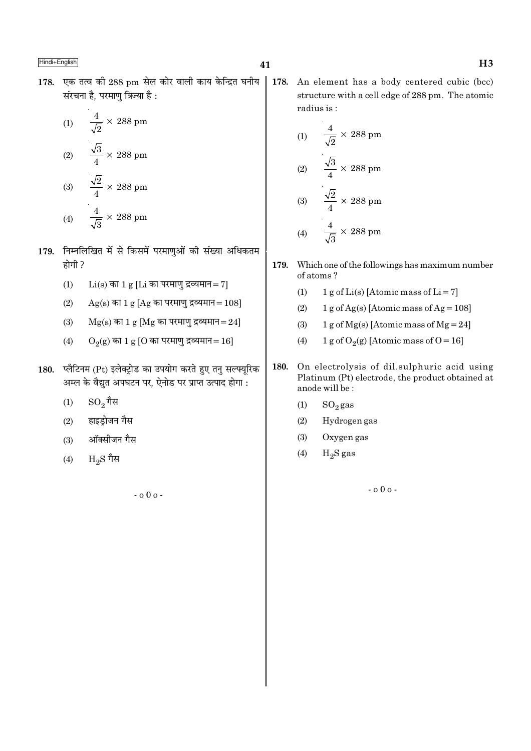178. एक तत्व की 288 pm सेल कोर वाली काय केन्द्रित घनीय संरचना है, परमाणु त्रिज्या है :

(1) $\frac{4}{\sqrt{2}} \times 288$ pm

(2) $\frac{\sqrt{3}}{4} \times 288$ pm

(3) $\frac{\sqrt{2}}{4} \times 288$ pm

(4) $\frac{4}{\sqrt{3}} \times 288$ pm

179. निम्नलिखित में से किसमें परमाणुओं की संख्या अधिकतम होगी ?

(1) Li(s) का 1 g [Li का परमाणु द्रव्यमान = 7]

(2) Ag(s) का 1 g [Ag का परमाणु द्रव्यमान = 108]

(3) Mg(s) का 1 g [Mg का परमाणु द्रव्यमान = 24]

(4) $O_2$(g) का 1 g [O का परमाणु द्रव्यमान = 16]

180. प्लैटिनम (Pt) इलेक्ट्रोड का उपयोग करते हुए तनु सल्फ्यूरिक अम्ल के वैद्युत अपघटन पर, ऐनोड पर प्राप्त उत्पाद होगा :

(1) $SO_2$ गैस

(2) हाइड्रोजन गैस

(3) ऑक्सीजन गैस

(4) $H_2S$ गैस

- o 0 o -

178. An element has a body centered cubic (bcc) structure with a cell edge of 288 pm. The atomic radius is :

(1) $\frac{4}{\sqrt{2}} \times 288$ pm

(2) $\frac{\sqrt{3}}{4} \times 288$ pm

(3) $\frac{\sqrt{2}}{4} \times 288$ pm

(4) $\frac{4}{\sqrt{3}} \times 288$ pm

179. Which one of the followings has maximum number of atoms ?

(1) 1 g of Li(s) [Atomic mass of Li = 7]

(2) 1 g of Ag(s) [Atomic mass of Ag = 108]

(3) 1 g of Mg(s) [Atomic mass of Mg = 24]

(4) 1 g of $O_2$(g) [Atomic mass of O = 16]

180. On electrolysis of dil.sulphuric acid using Platinum (Pt) electrode, the product obtained at anode will be :

(1) $SO_2$ gas

(2) Hydrogen gas

(3) Oxygen gas

(4) $H_2S$ gas

- o 0 o -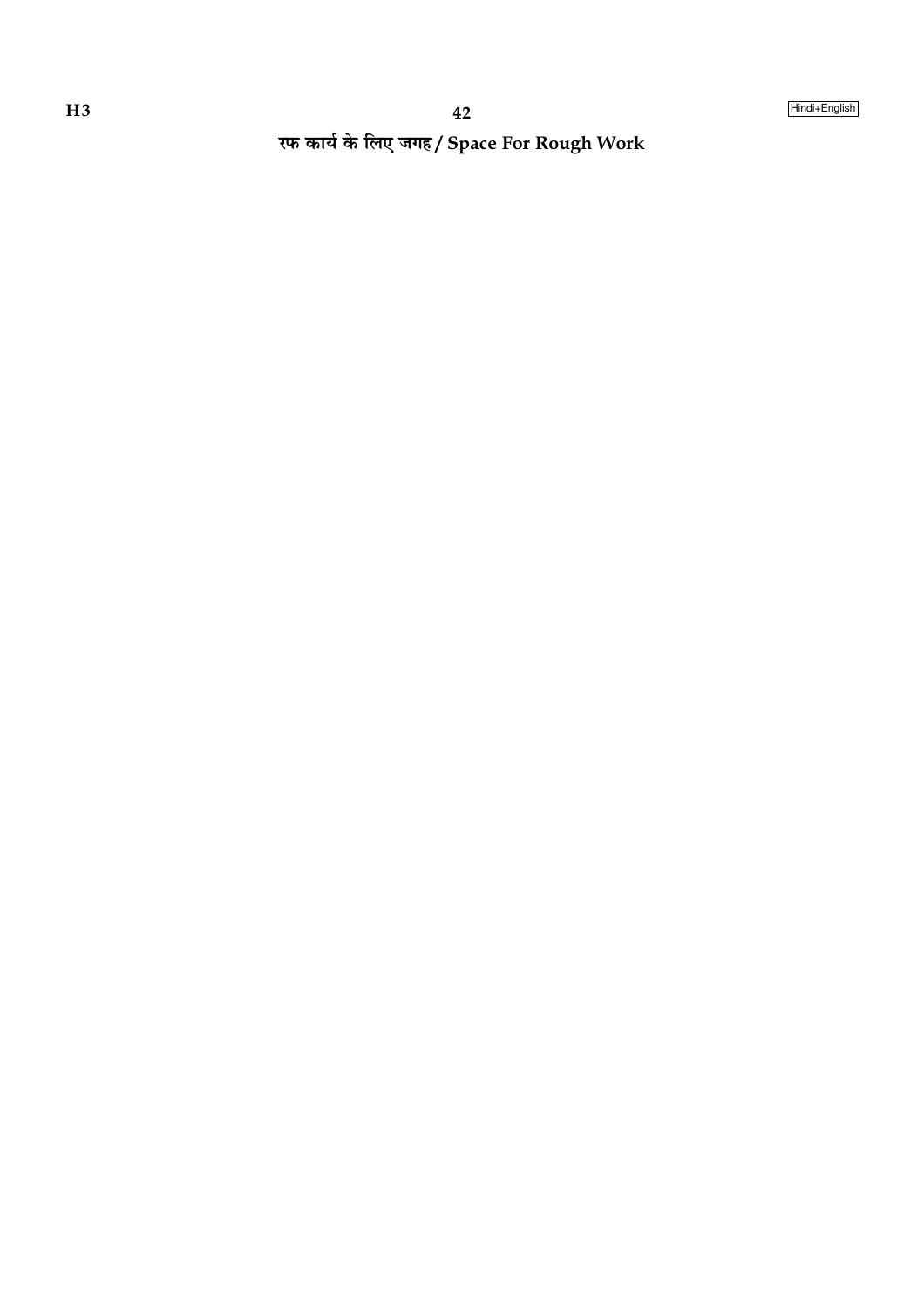रफ कार्य के लिए जगह / Space For Rough Work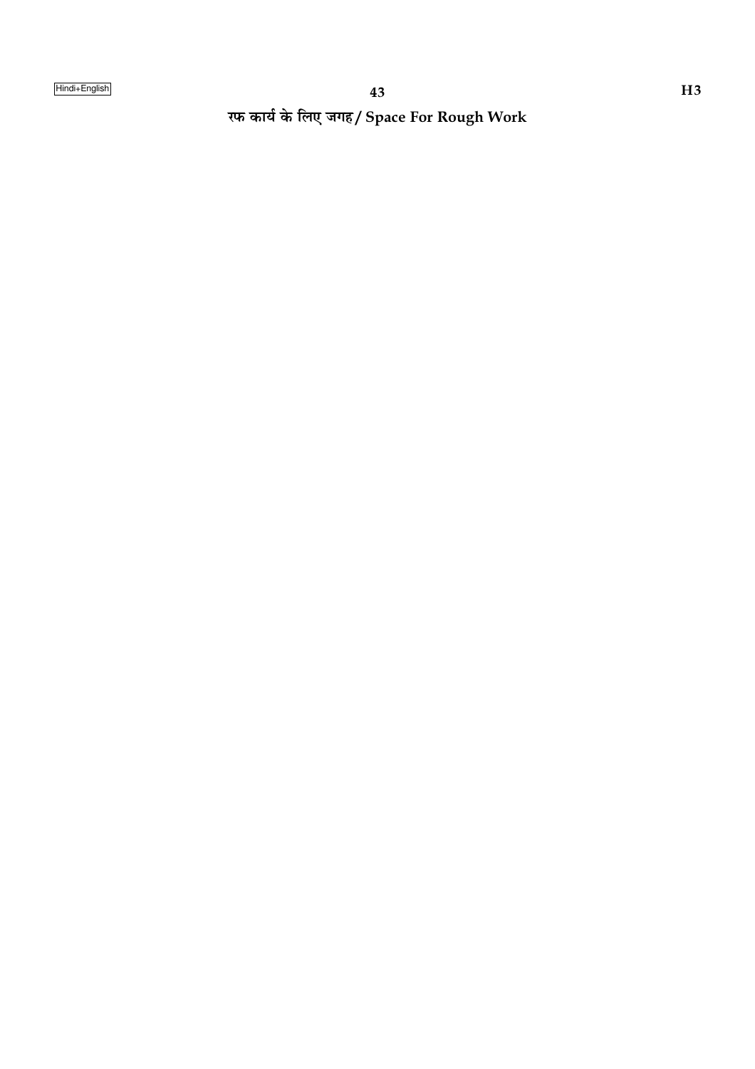रफ कार्य के लिए जगह / Space For Rough Work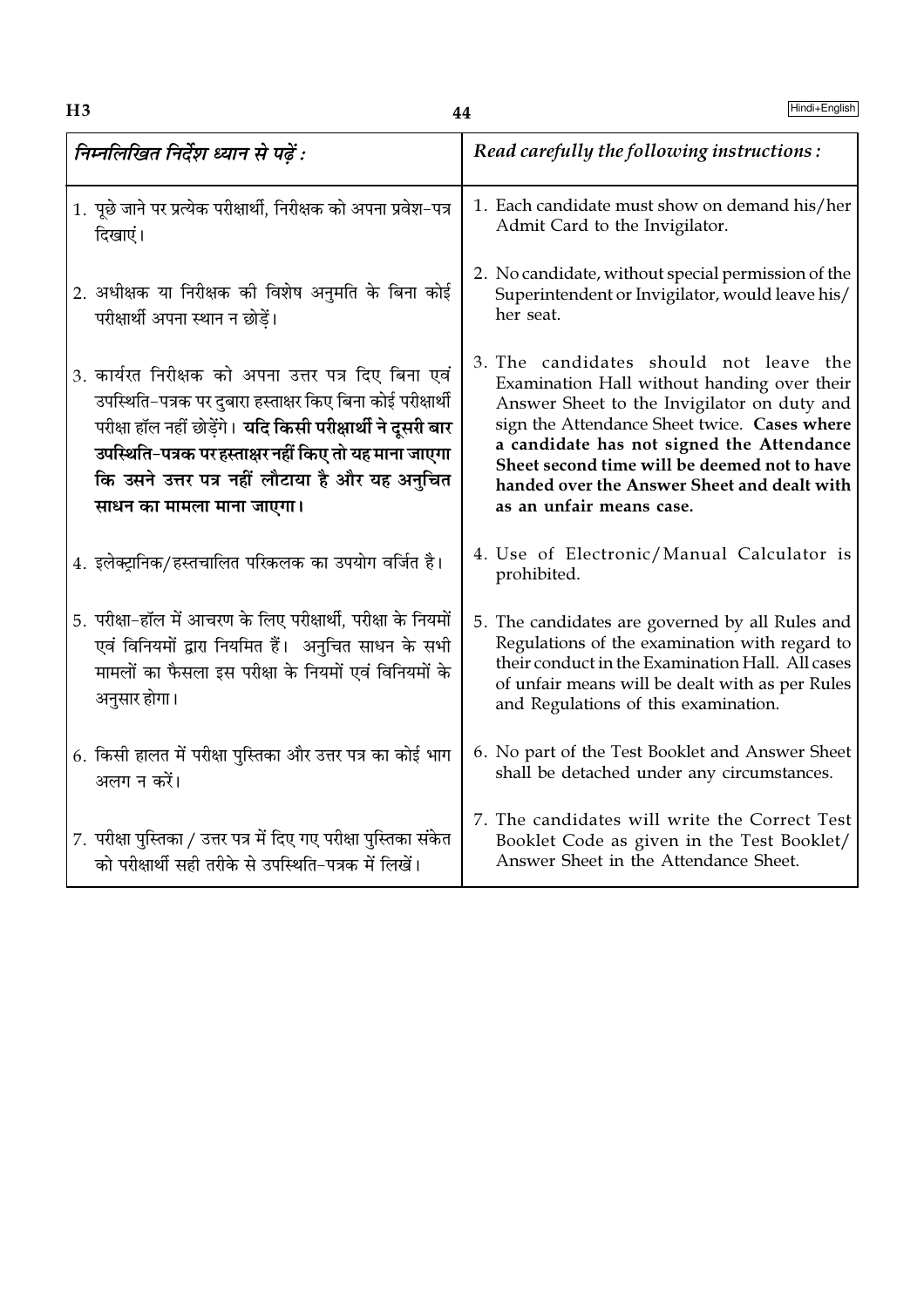| *निम्नलिखित निर्देश ध्यान से पढ़ें :* | *Read carefully the following instructions :* |
| --- | --- |
| 1. पूछे जाने पर प्रत्येक परीक्षार्थी, निरीक्षक को अपना प्रवेश-पत्र दिखाएं। | 1. Each candidate must show on demand his/her Admit Card to the Invigilator. |
| 2. अधीक्षक या निरीक्षक की विशेष अनुमति के बिना कोई परीक्षार्थी अपना स्थान न छोड़ें। | 2. No candidate, without special permission of the Superintendent or Invigilator, would leave his/her seat. |
| 3. कार्यरत निरीक्षक को अपना उत्तर पत्र दिए बिना एवं उपस्थिति-पत्रक पर दुबारा हस्ताक्षर किए बिना कोई परीक्षार्थी परीक्षा हॉल नहीं छोड़ेंगे। **यदि किसी परीक्षार्थी ने दूसरी बार उपस्थिति-पत्रक पर हस्ताक्षर नहीं किए तो यह माना जाएगा कि उसने उत्तर पत्र नहीं लौटाया है और यह अनुचित साधन का मामला माना जाएगा।** | 3. The candidates should not leave the Examination Hall without handing over their Answer Sheet to the Invigilator on duty and sign the Attendance Sheet twice. **Cases where a candidate has not signed the Attendance Sheet second time will be deemed not to have handed over the Answer Sheet and dealt with as an unfair means case.** |
| 4. इलेक्ट्रानिक/हस्तचालित परिकलक का उपयोग वर्जित है। | 4. Use of Electronic/Manual Calculator is prohibited. |
| 5. परीक्षा-हॉल में आचरण के लिए परीक्षार्थी, परीक्षा के नियमों एवं विनियमों द्वारा नियमित हैं। अनुचित साधन के सभी मामलों का फैसला इस परीक्षा के नियमों एवं विनियमों के अनुसार होगा। | 5. The candidates are governed by all Rules and Regulations of the examination with regard to their conduct in the Examination Hall. All cases of unfair means will be dealt with as per Rules and Regulations of this examination. |
| 6. किसी हालत में परीक्षा पुस्तिका और उत्तर पत्र का कोई भाग अलग न करें। | 6. No part of the Test Booklet and Answer Sheet shall be detached under any circumstances. |
| 7. परीक्षा पुस्तिका / उत्तर पत्र में दिए गए परीक्षा पुस्तिका संकेत को परीक्षार्थी सही तरीके से उपस्थिति-पत्रक में लिखें। | 7. The candidates will write the Correct Test Booklet Code as given in the Test Booklet/ Answer Sheet in the Attendance Sheet. |